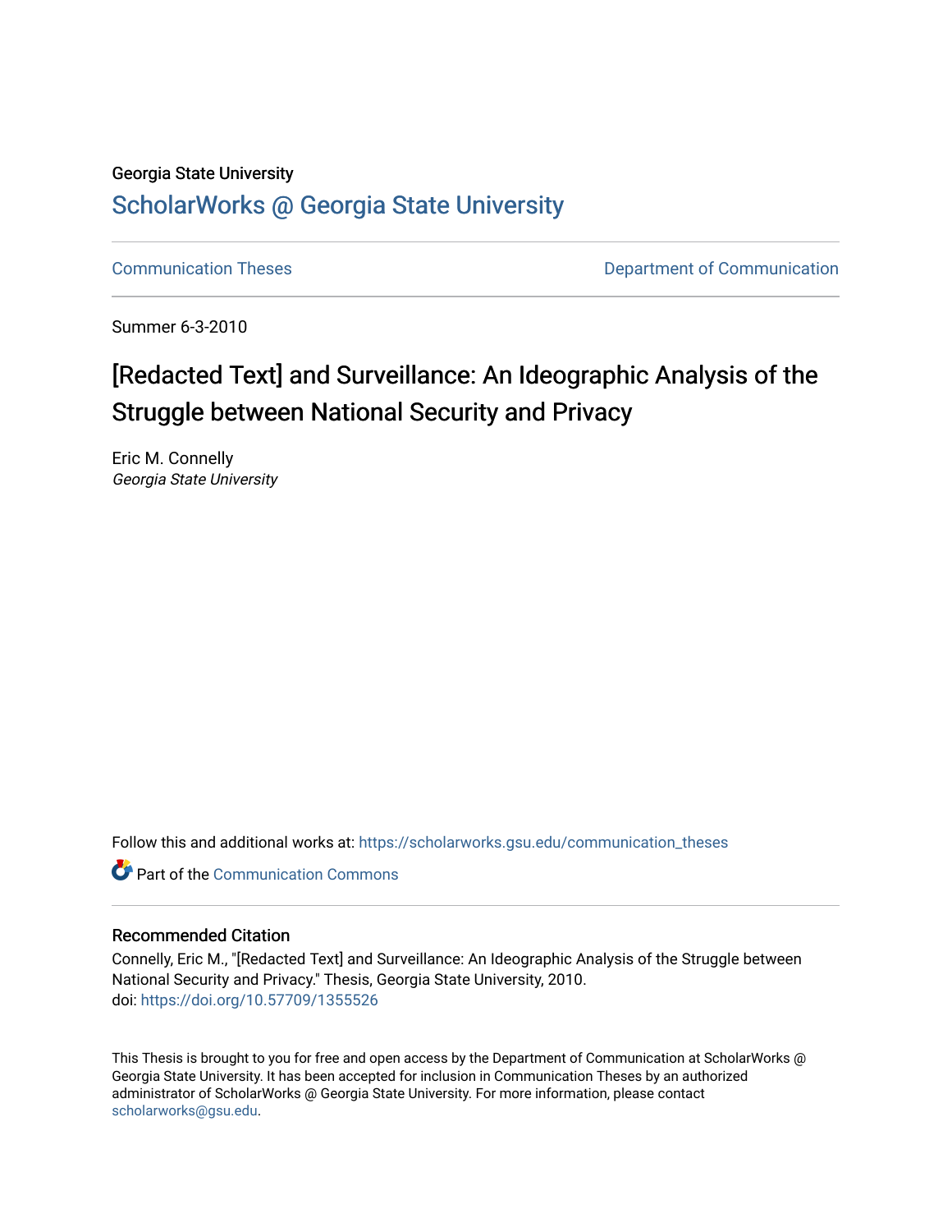Georgia State University

## ScholarWorks @ Georgia State University

Communication Theses

Department of Communication

Summer 6-3-2010

# [Redacted Text] and Surveillance: An Ideographic Analysis of the Struggle between National Security and Privacy

Eric M. Connelly
*Georgia State University*

Follow this and additional works at: https://scholarworks.gsu.edu/communication_theses

Part of the Communication Commons

### Recommended Citation

Connelly, Eric M., "[Redacted Text] and Surveillance: An Ideographic Analysis of the Struggle between National Security and Privacy." Thesis, Georgia State University, 2010.
doi: https://doi.org/10.57709/1355526

This Thesis is brought to you for free and open access by the Department of Communication at ScholarWorks @ Georgia State University. It has been accepted for inclusion in Communication Theses by an authorized administrator of ScholarWorks @ Georgia State University. For more information, please contact scholarworks@gsu.edu.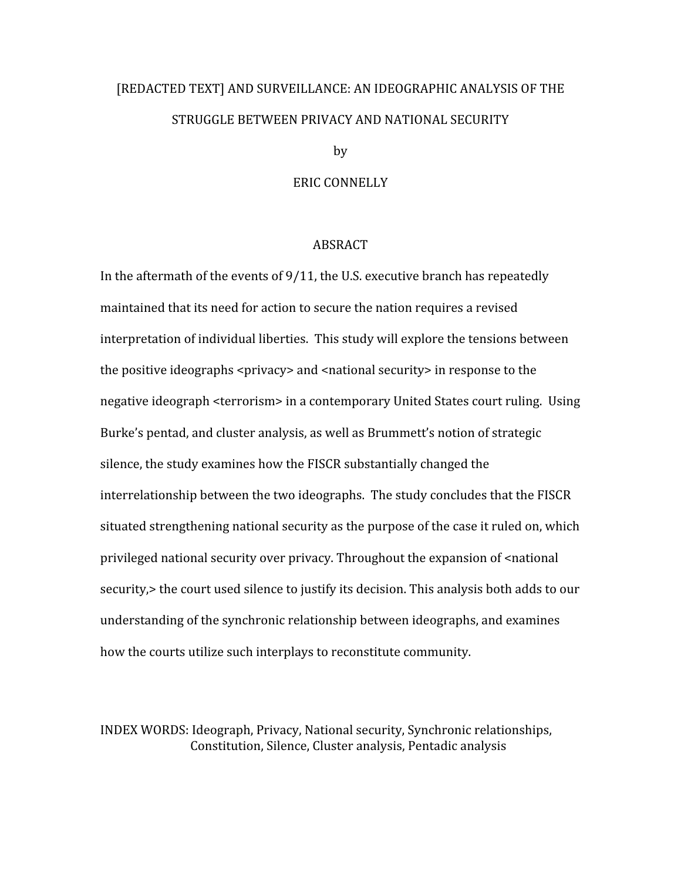# [REDACTED TEXT] AND SURVEILLANCE: AN IDEOGRAPHIC ANALYSIS OF THE STRUGGLE BETWEEN PRIVACY AND NATIONAL SECURITY

by

ERIC CONNELLY

## ABSRACT

In the aftermath of the events of 9/11, the U.S. executive branch has repeatedly maintained that its need for action to secure the nation requires a revised interpretation of individual liberties. This study will explore the tensions between the positive ideographs <privacy> and <national security> in response to the negative ideograph <terrorism> in a contemporary United States court ruling. Using Burke's pentad, and cluster analysis, as well as Brummett's notion of strategic silence, the study examines how the FISCR substantially changed the interrelationship between the two ideographs. The study concludes that the FISCR situated strengthening national security as the purpose of the case it ruled on, which privileged national security over privacy. Throughout the expansion of <national security,> the court used silence to justify its decision. This analysis both adds to our understanding of the synchronic relationship between ideographs, and examines how the courts utilize such interplays to reconstitute community.

INDEX WORDS: Ideograph, Privacy, National security, Synchronic relationships, Constitution, Silence, Cluster analysis, Pentadic analysis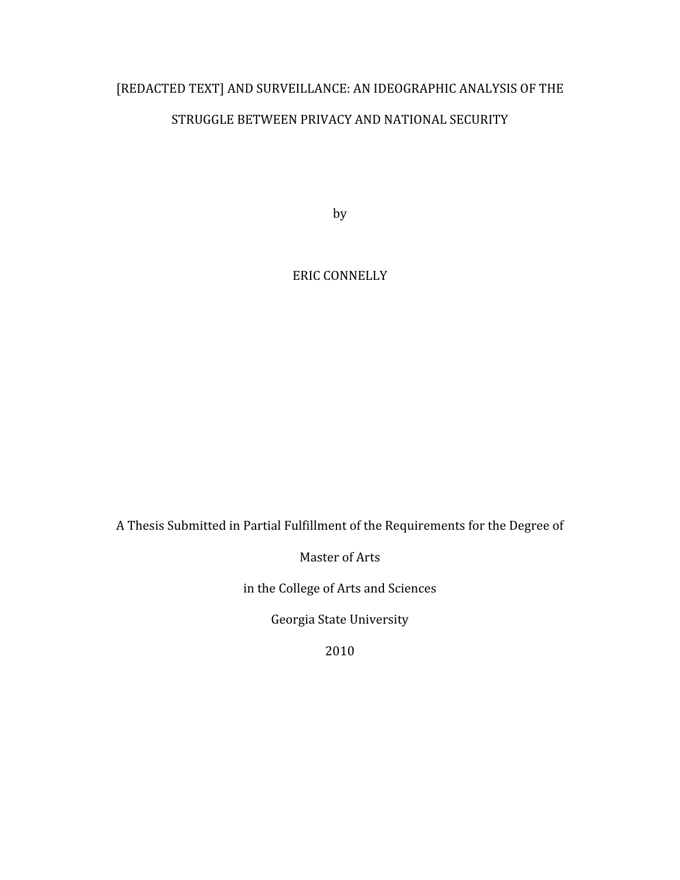# [REDACTED TEXT] AND SURVEILLANCE: AN IDEOGRAPHIC ANALYSIS OF THE STRUGGLE BETWEEN PRIVACY AND NATIONAL SECURITY

by

ERIC CONNELLY

A Thesis Submitted in Partial Fulfillment of the Requirements for the Degree of

Master of Arts

in the College of Arts and Sciences

Georgia State University

2010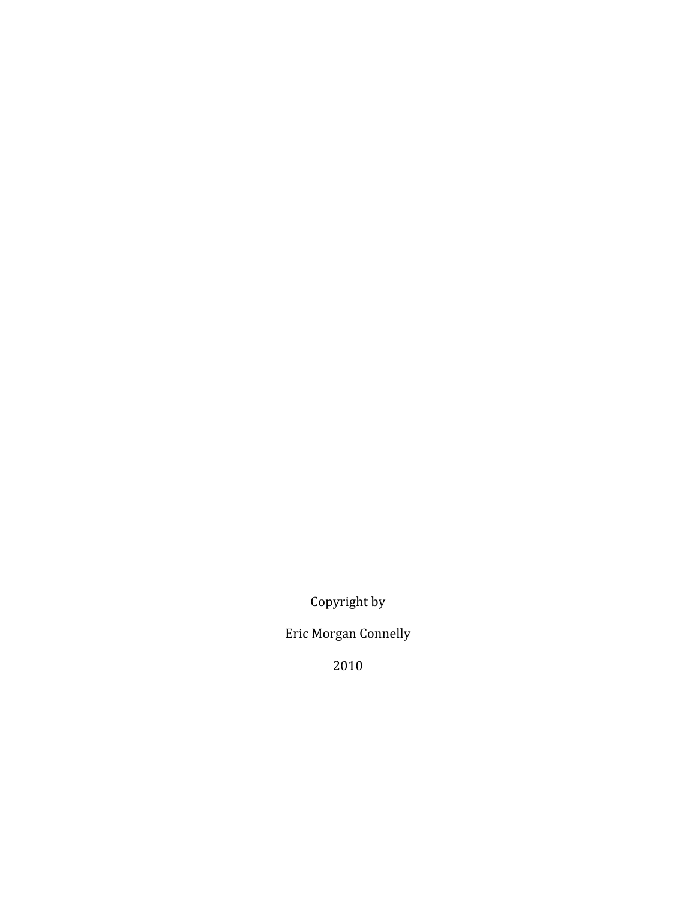Copyright by

Eric Morgan Connelly

2010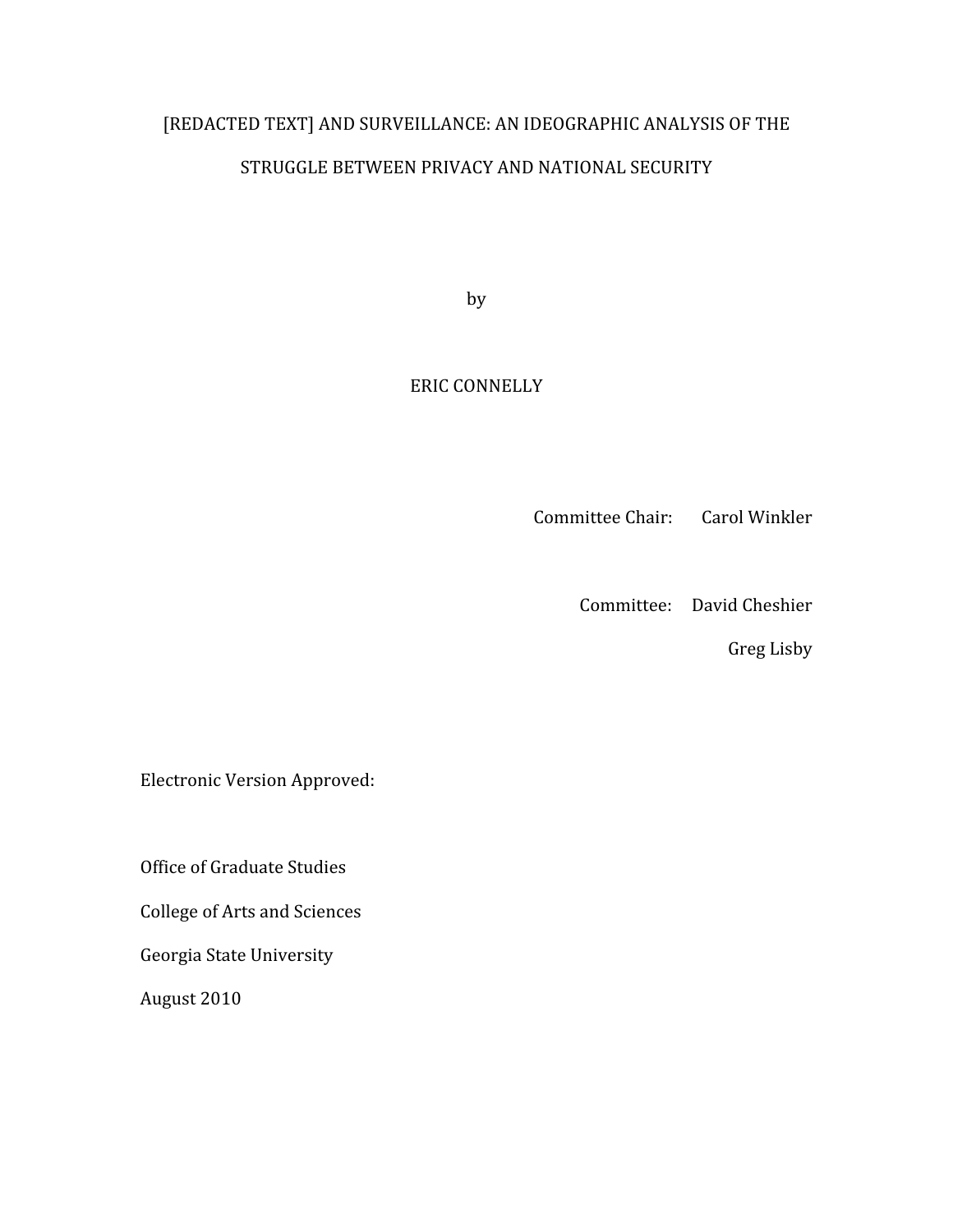[REDACTED TEXT] AND SURVEILLANCE: AN IDEOGRAPHIC ANALYSIS OF THE STRUGGLE BETWEEN PRIVACY AND NATIONAL SECURITY

by

ERIC CONNELLY

Committee Chair: Carol Winkler

Committee: David Cheshier

Greg Lisby

Electronic Version Approved:

Office of Graduate Studies

College of Arts and Sciences

Georgia State University

August 2010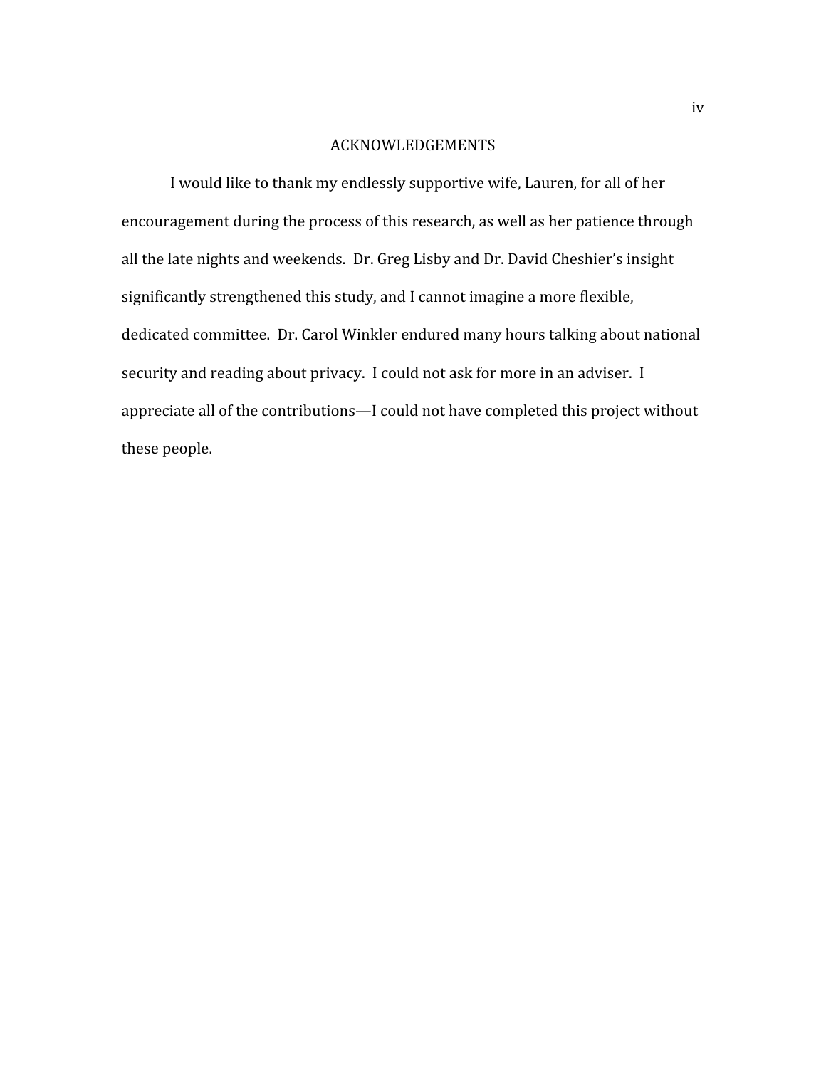# ACKNOWLEDGEMENTS

I would like to thank my endlessly supportive wife, Lauren, for all of her encouragement during the process of this research, as well as her patience through all the late nights and weekends. Dr. Greg Lisby and Dr. David Cheshier's insight significantly strengthened this study, and I cannot imagine a more flexible, dedicated committee. Dr. Carol Winkler endured many hours talking about national security and reading about privacy. I could not ask for more in an adviser. I appreciate all of the contributions—I could not have completed this project without these people.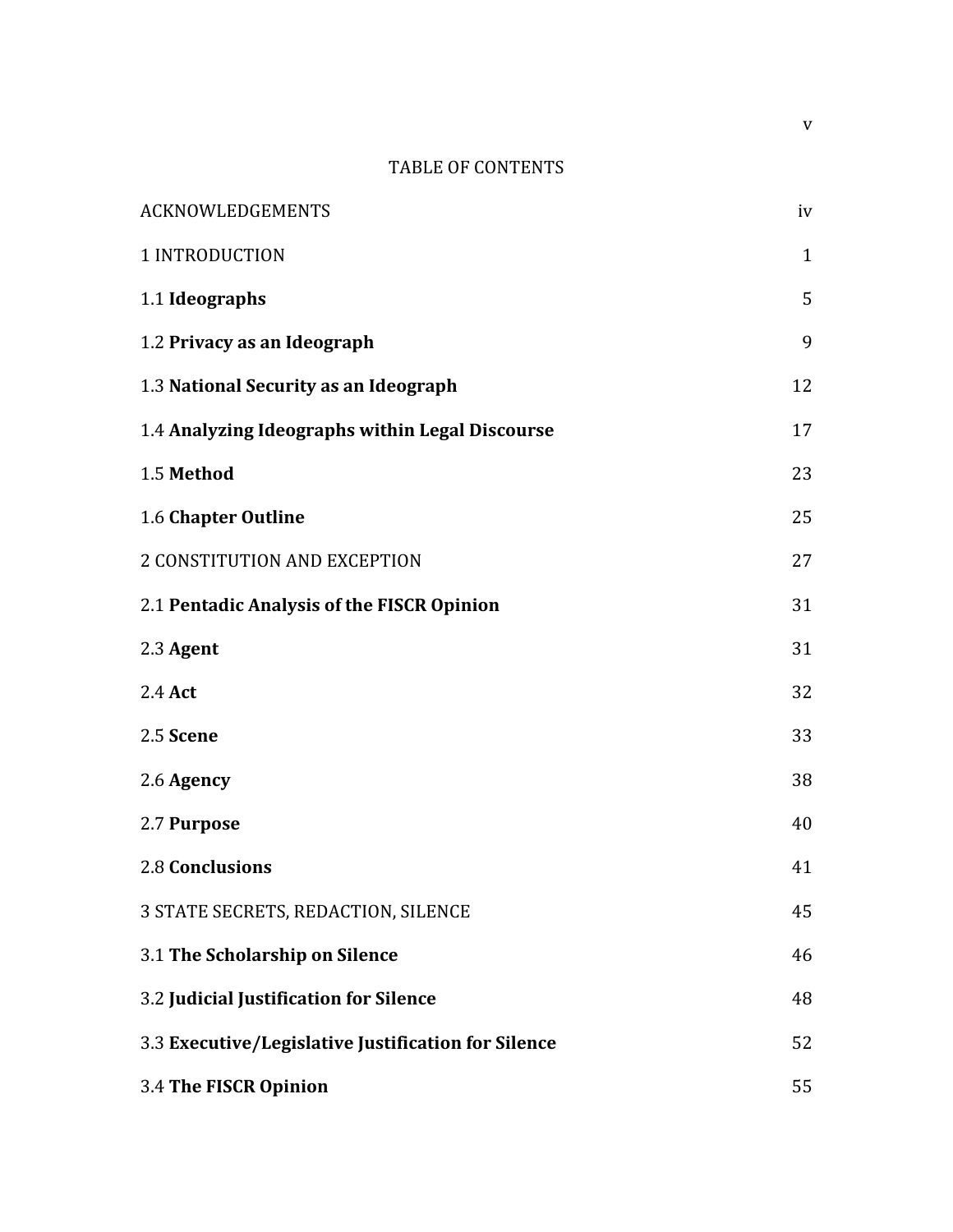# TABLE OF CONTENTS

| | |
|---|---|
| ACKNOWLEDGEMENTS | iv |
| 1 INTRODUCTION | 1 |
| 1.1 **Ideographs** | 5 |
| 1.2 **Privacy as an Ideograph** | 9 |
| 1.3 **National Security as an Ideograph** | 12 |
| 1.4 **Analyzing Ideographs within Legal Discourse** | 17 |
| 1.5 **Method** | 23 |
| 1.6 **Chapter Outline** | 25 |
| 2 CONSTITUTION AND EXCEPTION | 27 |
| 2.1 **Pentadic Analysis of the FISCR Opinion** | 31 |
| 2.3 **Agent** | 31 |
| 2.4 **Act** | 32 |
| 2.5 **Scene** | 33 |
| 2.6 **Agency** | 38 |
| 2.7 **Purpose** | 40 |
| 2.8 **Conclusions** | 41 |
| 3 STATE SECRETS, REDACTION, SILENCE | 45 |
| 3.1 **The Scholarship on Silence** | 46 |
| 3.2 **Judicial Justification for Silence** | 48 |
| 3.3 **Executive/Legislative Justification for Silence** | 52 |
| 3.4 **The FISCR Opinion** | 55 |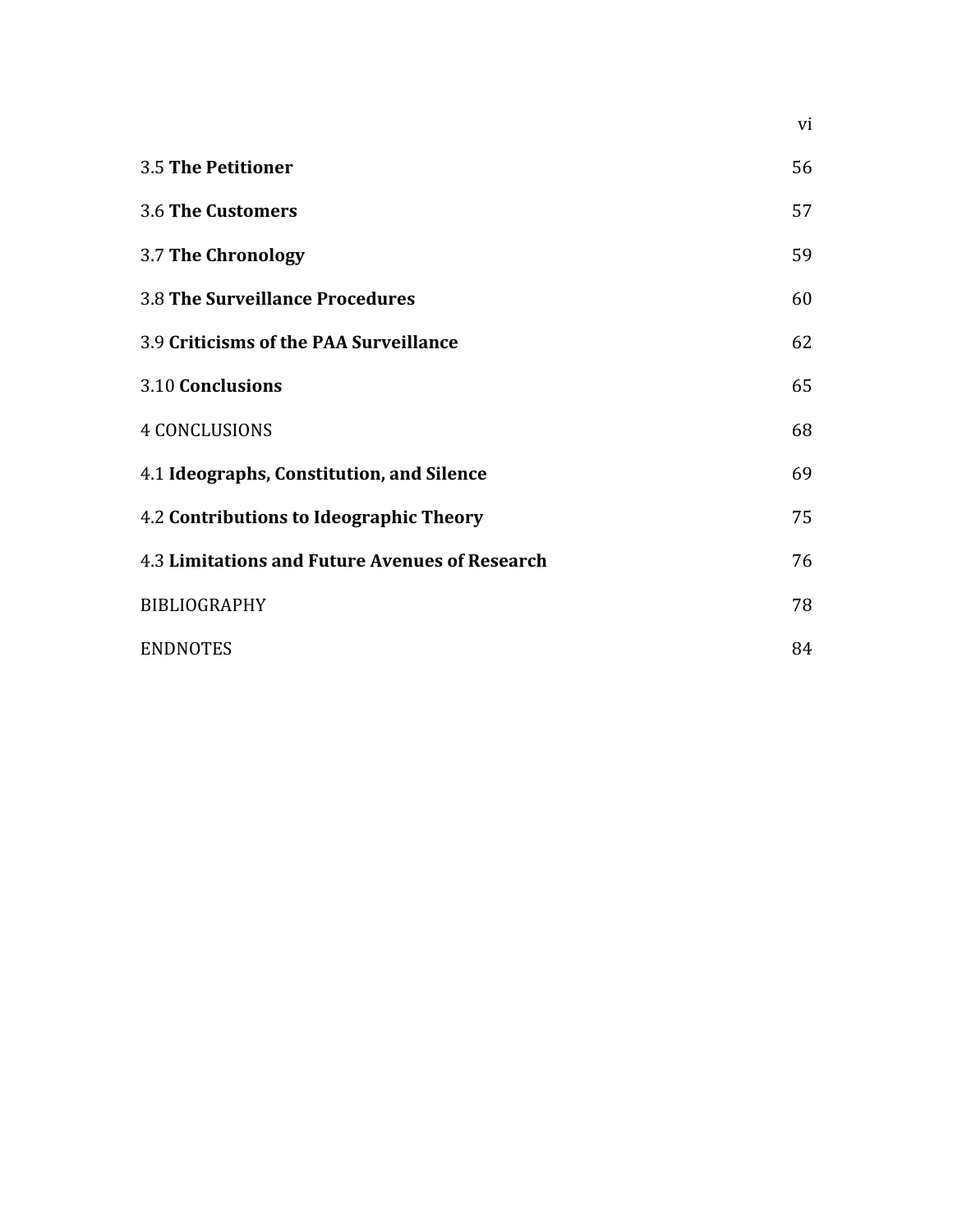| | |
|---|---|
| 3.5 **The Petitioner** | 56 |
| 3.6 **The Customers** | 57 |
| 3.7 **The Chronology** | 59 |
| 3.8 **The Surveillance Procedures** | 60 |
| 3.9 **Criticisms of the PAA Surveillance** | 62 |
| 3.10 **Conclusions** | 65 |
| 4 CONCLUSIONS | 68 |
| 4.1 **Ideographs, Constitution, and Silence** | 69 |
| 4.2 **Contributions to Ideographic Theory** | 75 |
| 4.3 **Limitations and Future Avenues of Research** | 76 |
| BIBLIOGRAPHY | 78 |
| ENDNOTES | 84 |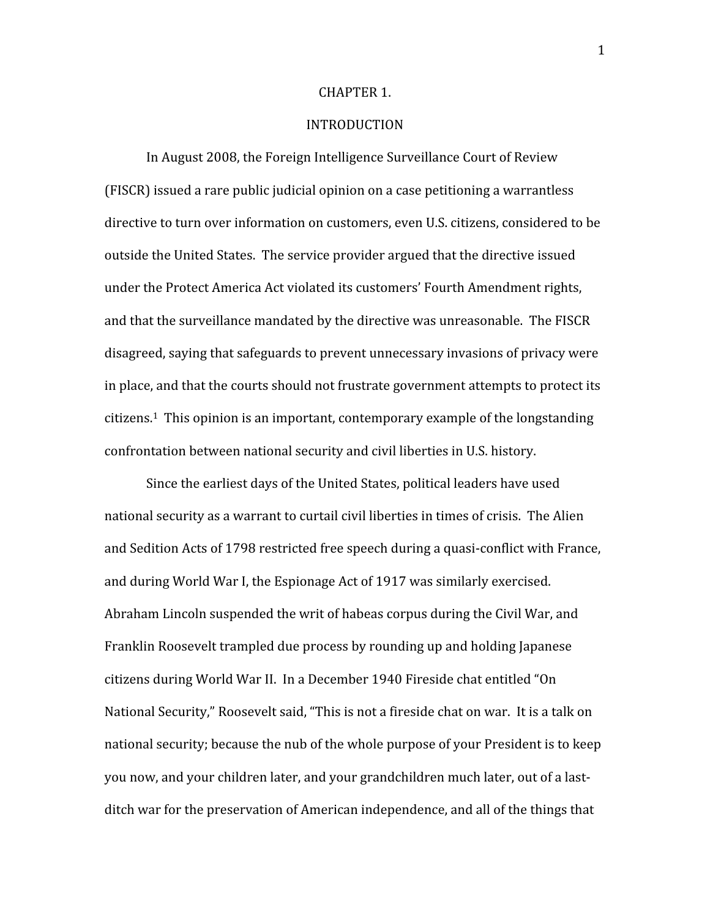# CHAPTER 1.

## INTRODUCTION

In August 2008, the Foreign Intelligence Surveillance Court of Review (FISCR) issued a rare public judicial opinion on a case petitioning a warrantless directive to turn over information on customers, even U.S. citizens, considered to be outside the United States. The service provider argued that the directive issued under the Protect America Act violated its customers' Fourth Amendment rights, and that the surveillance mandated by the directive was unreasonable. The FISCR disagreed, saying that safeguards to prevent unnecessary invasions of privacy were in place, and that the courts should not frustrate government attempts to protect its citizens.[1] This opinion is an important, contemporary example of the longstanding confrontation between national security and civil liberties in U.S. history.

Since the earliest days of the United States, political leaders have used national security as a warrant to curtail civil liberties in times of crisis. The Alien and Sedition Acts of 1798 restricted free speech during a quasi-conflict with France, and during World War I, the Espionage Act of 1917 was similarly exercised. Abraham Lincoln suspended the writ of habeas corpus during the Civil War, and Franklin Roosevelt trampled due process by rounding up and holding Japanese citizens during World War II. In a December 1940 Fireside chat entitled "On National Security," Roosevelt said, "This is not a fireside chat on war. It is a talk on national security; because the nub of the whole purpose of your President is to keep you now, and your children later, and your grandchildren much later, out of a last-ditch war for the preservation of American independence, and all of the things that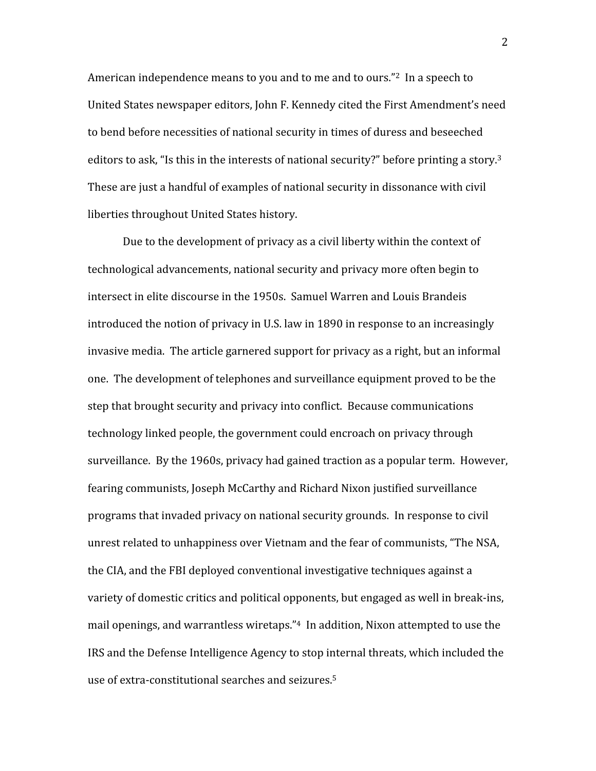American independence means to you and to me and to ours."[2] In a speech to United States newspaper editors, John F. Kennedy cited the First Amendment's need to bend before necessities of national security in times of duress and beseeched editors to ask, "Is this in the interests of national security?" before printing a story.[3] These are just a handful of examples of national security in dissonance with civil liberties throughout United States history.

Due to the development of privacy as a civil liberty within the context of technological advancements, national security and privacy more often begin to intersect in elite discourse in the 1950s. Samuel Warren and Louis Brandeis introduced the notion of privacy in U.S. law in 1890 in response to an increasingly invasive media. The article garnered support for privacy as a right, but an informal one. The development of telephones and surveillance equipment proved to be the step that brought security and privacy into conflict. Because communications technology linked people, the government could encroach on privacy through surveillance. By the 1960s, privacy had gained traction as a popular term. However, fearing communists, Joseph McCarthy and Richard Nixon justified surveillance programs that invaded privacy on national security grounds. In response to civil unrest related to unhappiness over Vietnam and the fear of communists, "The NSA, the CIA, and the FBI deployed conventional investigative techniques against a variety of domestic critics and political opponents, but engaged as well in break-ins, mail openings, and warrantless wiretaps."[4] In addition, Nixon attempted to use the IRS and the Defense Intelligence Agency to stop internal threats, which included the use of extra-constitutional searches and seizures.[5]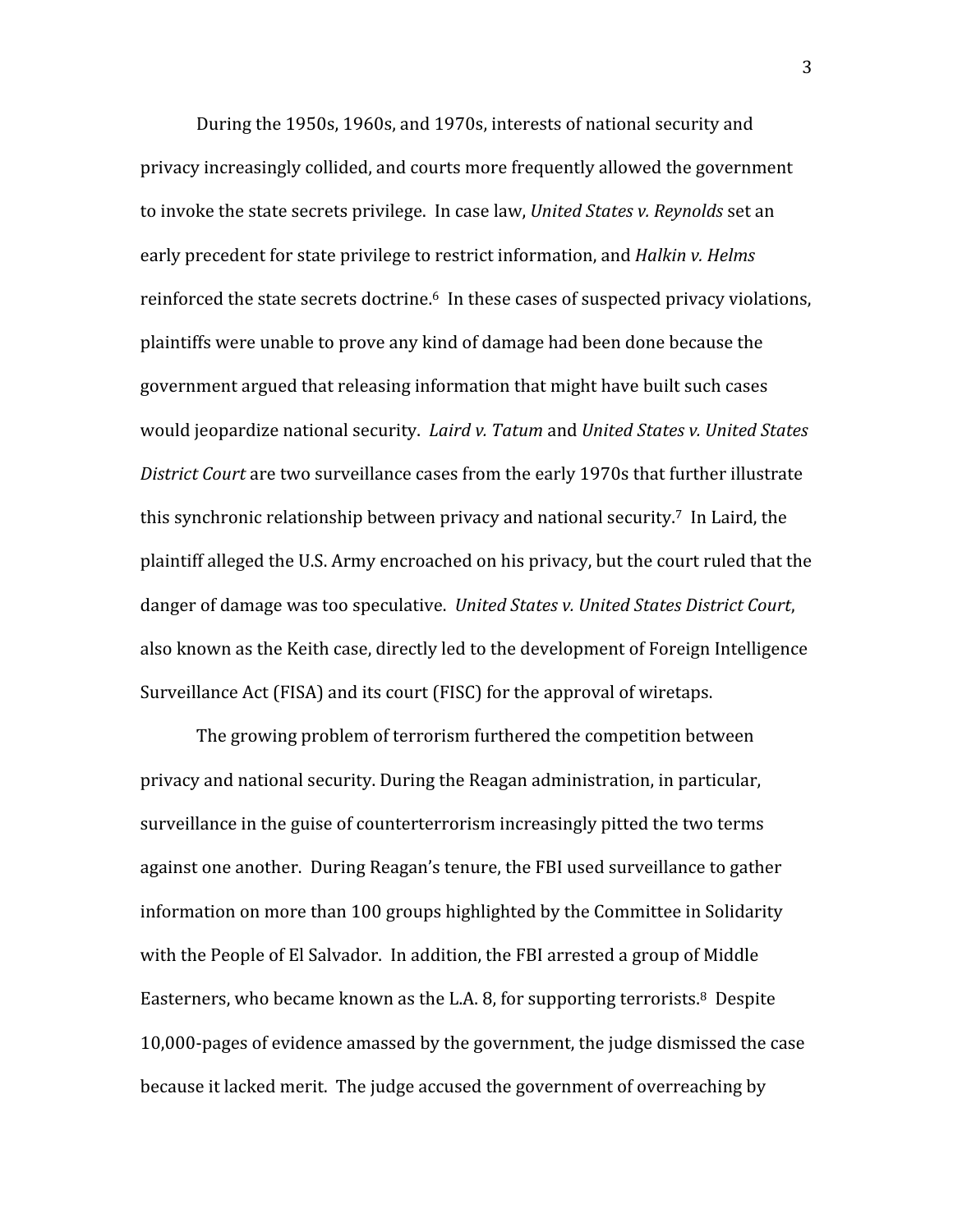During the 1950s, 1960s, and 1970s, interests of national security and privacy increasingly collided, and courts more frequently allowed the government to invoke the state secrets privilege. In case law, *United States v. Reynolds* set an early precedent for state privilege to restrict information, and *Halkin v. Helms* reinforced the state secrets doctrine.[6] In these cases of suspected privacy violations, plaintiffs were unable to prove any kind of damage had been done because the government argued that releasing information that might have built such cases would jeopardize national security. *Laird v. Tatum* and *United States v. United States District Court* are two surveillance cases from the early 1970s that further illustrate this synchronic relationship between privacy and national security.[7] In Laird, the plaintiff alleged the U.S. Army encroached on his privacy, but the court ruled that the danger of damage was too speculative. *United States v. United States District Court*, also known as the Keith case, directly led to the development of Foreign Intelligence Surveillance Act (FISA) and its court (FISC) for the approval of wiretaps.

The growing problem of terrorism furthered the competition between privacy and national security. During the Reagan administration, in particular, surveillance in the guise of counterterrorism increasingly pitted the two terms against one another. During Reagan's tenure, the FBI used surveillance to gather information on more than 100 groups highlighted by the Committee in Solidarity with the People of El Salvador. In addition, the FBI arrested a group of Middle Easterners, who became known as the L.A. 8, for supporting terrorists.[8] Despite 10,000-pages of evidence amassed by the government, the judge dismissed the case because it lacked merit. The judge accused the government of overreaching by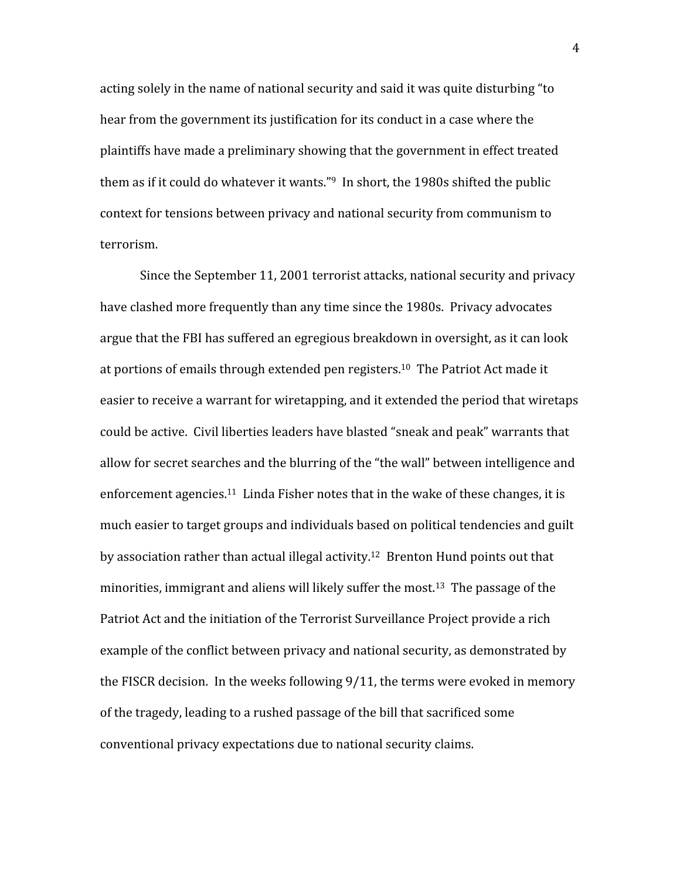acting solely in the name of national security and said it was quite disturbing "to hear from the government its justification for its conduct in a case where the plaintiffs have made a preliminary showing that the government in effect treated them as if it could do whatever it wants."[9] In short, the 1980s shifted the public context for tensions between privacy and national security from communism to terrorism.

Since the September 11, 2001 terrorist attacks, national security and privacy have clashed more frequently than any time since the 1980s. Privacy advocates argue that the FBI has suffered an egregious breakdown in oversight, as it can look at portions of emails through extended pen registers.[10] The Patriot Act made it easier to receive a warrant for wiretapping, and it extended the period that wiretaps could be active. Civil liberties leaders have blasted "sneak and peak" warrants that allow for secret searches and the blurring of the "the wall" between intelligence and enforcement agencies.[11] Linda Fisher notes that in the wake of these changes, it is much easier to target groups and individuals based on political tendencies and guilt by association rather than actual illegal activity.[12] Brenton Hund points out that minorities, immigrant and aliens will likely suffer the most.[13] The passage of the Patriot Act and the initiation of the Terrorist Surveillance Project provide a rich example of the conflict between privacy and national security, as demonstrated by the FISCR decision. In the weeks following 9/11, the terms were evoked in memory of the tragedy, leading to a rushed passage of the bill that sacrificed some conventional privacy expectations due to national security claims.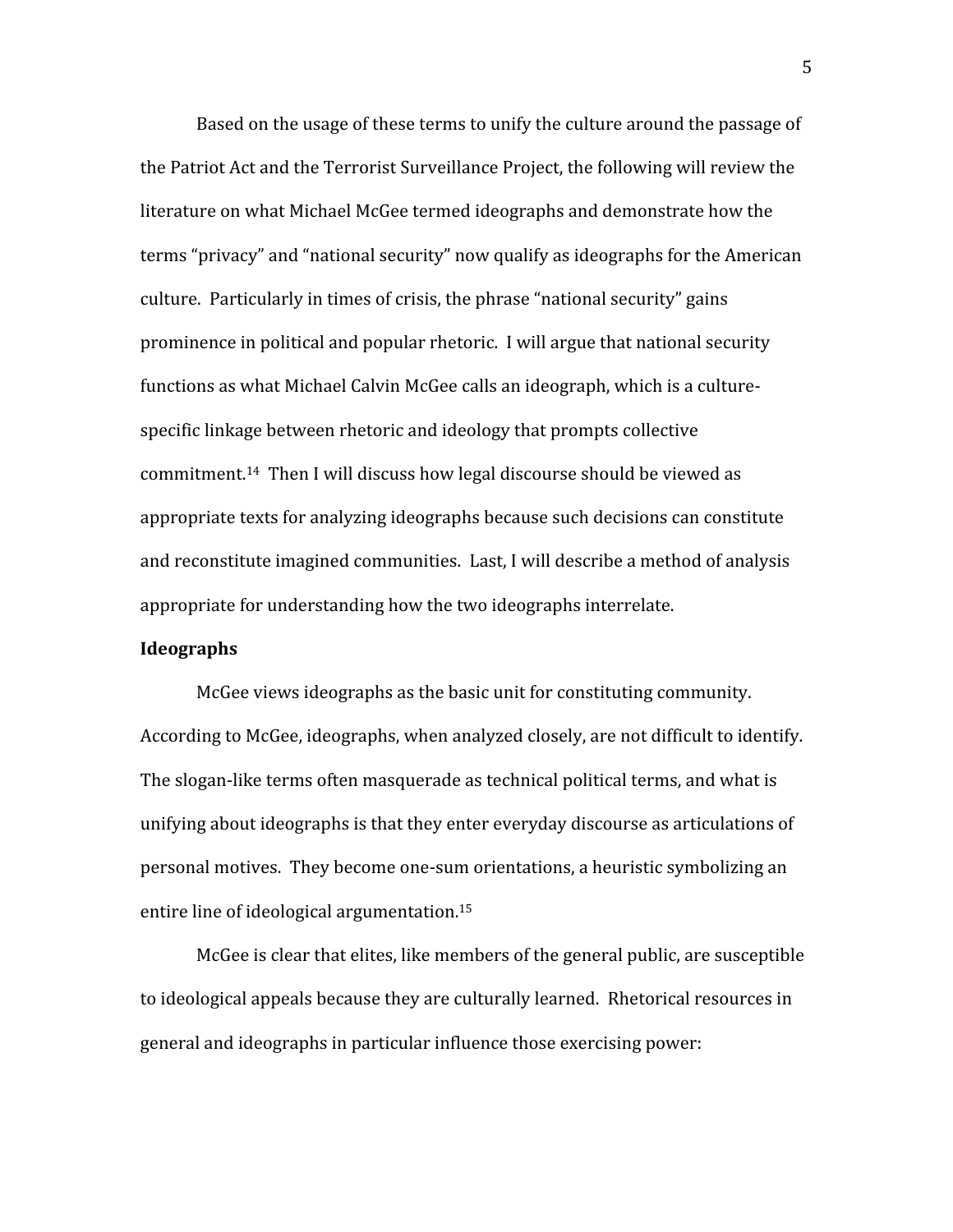Based on the usage of these terms to unify the culture around the passage of the Patriot Act and the Terrorist Surveillance Project, the following will review the literature on what Michael McGee termed ideographs and demonstrate how the terms "privacy" and "national security" now qualify as ideographs for the American culture. Particularly in times of crisis, the phrase "national security" gains prominence in political and popular rhetoric. I will argue that national security functions as what Michael Calvin McGee calls an ideograph, which is a culture-specific linkage between rhetoric and ideology that prompts collective commitment.[14] Then I will discuss how legal discourse should be viewed as appropriate texts for analyzing ideographs because such decisions can constitute and reconstitute imagined communities. Last, I will describe a method of analysis appropriate for understanding how the two ideographs interrelate.

**Ideographs**

McGee views ideographs as the basic unit for constituting community. According to McGee, ideographs, when analyzed closely, are not difficult to identify. The slogan-like terms often masquerade as technical political terms, and what is unifying about ideographs is that they enter everyday discourse as articulations of personal motives. They become one-sum orientations, a heuristic symbolizing an entire line of ideological argumentation.[15]

McGee is clear that elites, like members of the general public, are susceptible to ideological appeals because they are culturally learned. Rhetorical resources in general and ideographs in particular influence those exercising power: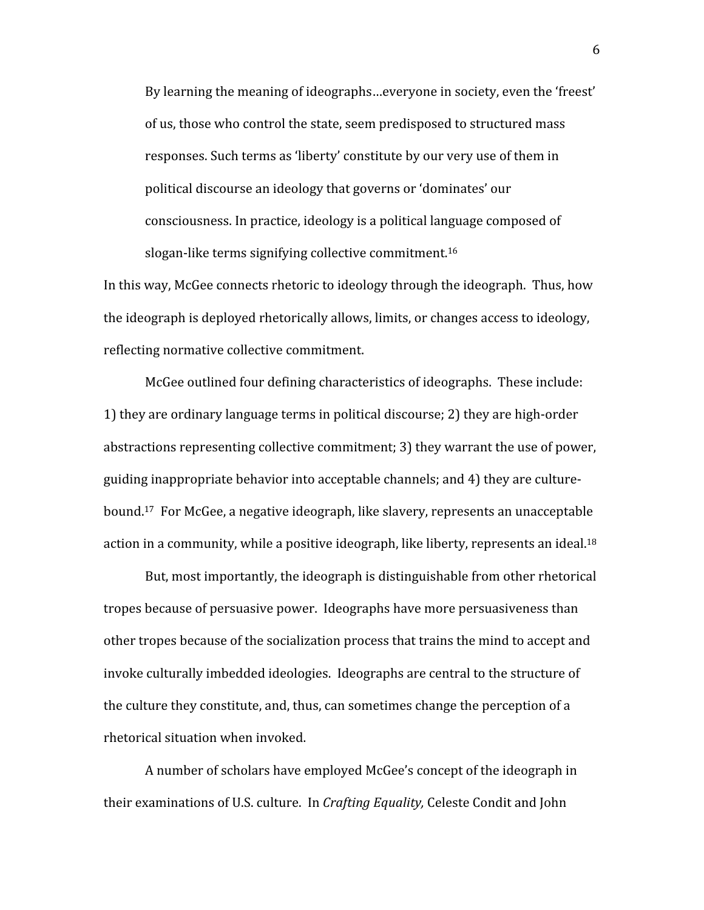> By learning the meaning of ideographs…everyone in society, even the 'freest' of us, those who control the state, seem predisposed to structured mass responses. Such terms as 'liberty' constitute by our very use of them in political discourse an ideology that governs or 'dominates' our consciousness. In practice, ideology is a political language composed of slogan-like terms signifying collective commitment.[16]

In this way, McGee connects rhetoric to ideology through the ideograph. Thus, how the ideograph is deployed rhetorically allows, limits, or changes access to ideology, reflecting normative collective commitment.

McGee outlined four defining characteristics of ideographs. These include: 1) they are ordinary language terms in political discourse; 2) they are high-order abstractions representing collective commitment; 3) they warrant the use of power, guiding inappropriate behavior into acceptable channels; and 4) they are culture-bound.[17] For McGee, a negative ideograph, like slavery, represents an unacceptable action in a community, while a positive ideograph, like liberty, represents an ideal.[18]

But, most importantly, the ideograph is distinguishable from other rhetorical tropes because of persuasive power. Ideographs have more persuasiveness than other tropes because of the socialization process that trains the mind to accept and invoke culturally imbedded ideologies. Ideographs are central to the structure of the culture they constitute, and, thus, can sometimes change the perception of a rhetorical situation when invoked.

A number of scholars have employed McGee's concept of the ideograph in their examinations of U.S. culture. In *Crafting Equality,* Celeste Condit and John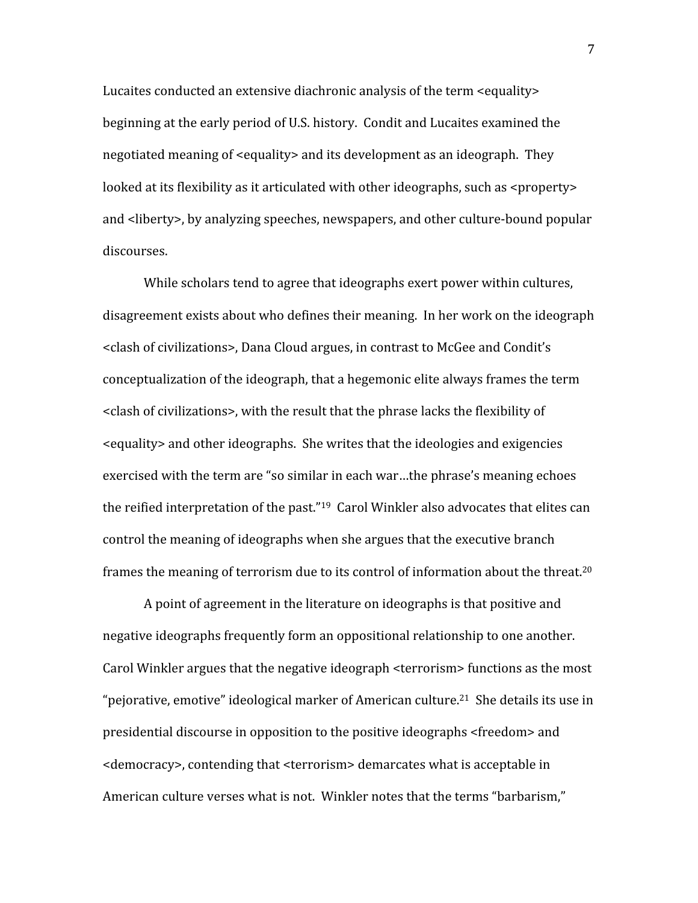Lucaites conducted an extensive diachronic analysis of the term <equality> beginning at the early period of U.S. history. Condit and Lucaites examined the negotiated meaning of <equality> and its development as an ideograph. They looked at its flexibility as it articulated with other ideographs, such as <property> and <liberty>, by analyzing speeches, newspapers, and other culture-bound popular discourses.

While scholars tend to agree that ideographs exert power within cultures, disagreement exists about who defines their meaning. In her work on the ideograph <clash of civilizations>, Dana Cloud argues, in contrast to McGee and Condit's conceptualization of the ideograph, that a hegemonic elite always frames the term <clash of civilizations>, with the result that the phrase lacks the flexibility of <equality> and other ideographs. She writes that the ideologies and exigencies exercised with the term are "so similar in each war…the phrase's meaning echoes the reified interpretation of the past."[19] Carol Winkler also advocates that elites can control the meaning of ideographs when she argues that the executive branch frames the meaning of terrorism due to its control of information about the threat.[20]

A point of agreement in the literature on ideographs is that positive and negative ideographs frequently form an oppositional relationship to one another. Carol Winkler argues that the negative ideograph <terrorism> functions as the most "pejorative, emotive" ideological marker of American culture.[21] She details its use in presidential discourse in opposition to the positive ideographs <freedom> and <democracy>, contending that <terrorism> demarcates what is acceptable in American culture verses what is not. Winkler notes that the terms "barbarism,"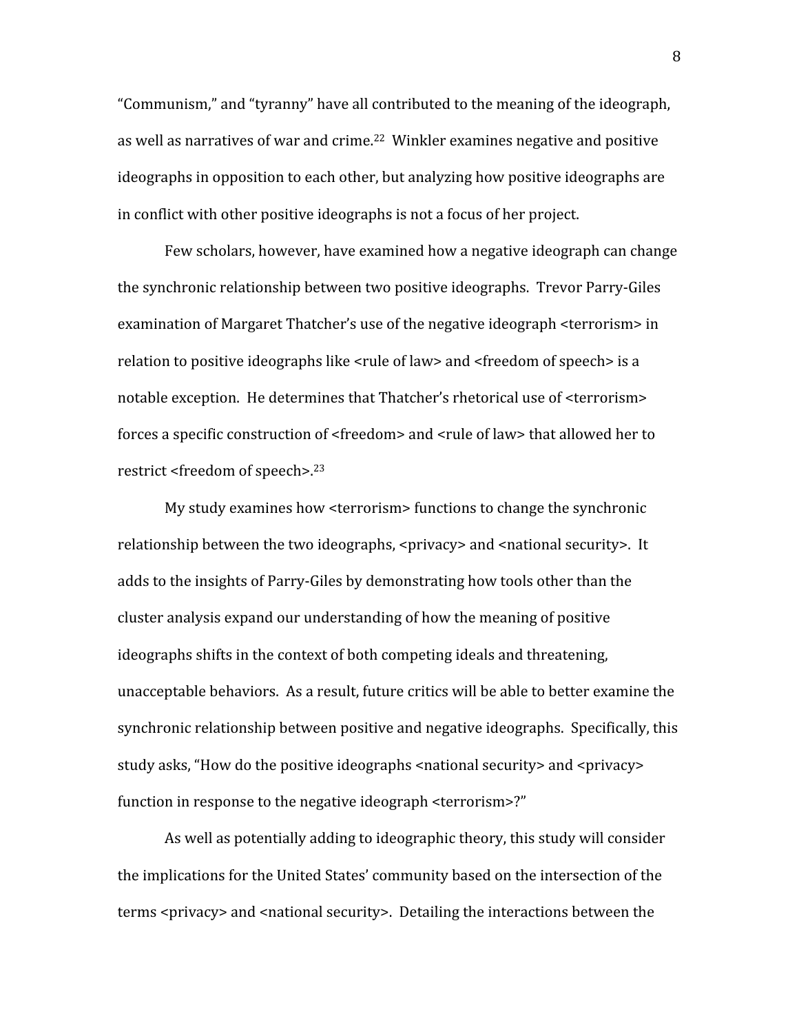"Communism," and "tyranny" have all contributed to the meaning of the ideograph, as well as narratives of war and crime.[22] Winkler examines negative and positive ideographs in opposition to each other, but analyzing how positive ideographs are in conflict with other positive ideographs is not a focus of her project.

Few scholars, however, have examined how a negative ideograph can change the synchronic relationship between two positive ideographs. Trevor Parry-Giles examination of Margaret Thatcher's use of the negative ideograph <terrorism> in relation to positive ideographs like <rule of law> and <freedom of speech> is a notable exception. He determines that Thatcher's rhetorical use of <terrorism> forces a specific construction of <freedom> and <rule of law> that allowed her to restrict <freedom of speech>.[23]

My study examines how <terrorism> functions to change the synchronic relationship between the two ideographs, <privacy> and <national security>. It adds to the insights of Parry-Giles by demonstrating how tools other than the cluster analysis expand our understanding of how the meaning of positive ideographs shifts in the context of both competing ideals and threatening, unacceptable behaviors. As a result, future critics will be able to better examine the synchronic relationship between positive and negative ideographs. Specifically, this study asks, "How do the positive ideographs <national security> and <privacy> function in response to the negative ideograph <terrorism>?"

As well as potentially adding to ideographic theory, this study will consider the implications for the United States' community based on the intersection of the terms <privacy> and <national security>. Detailing the interactions between the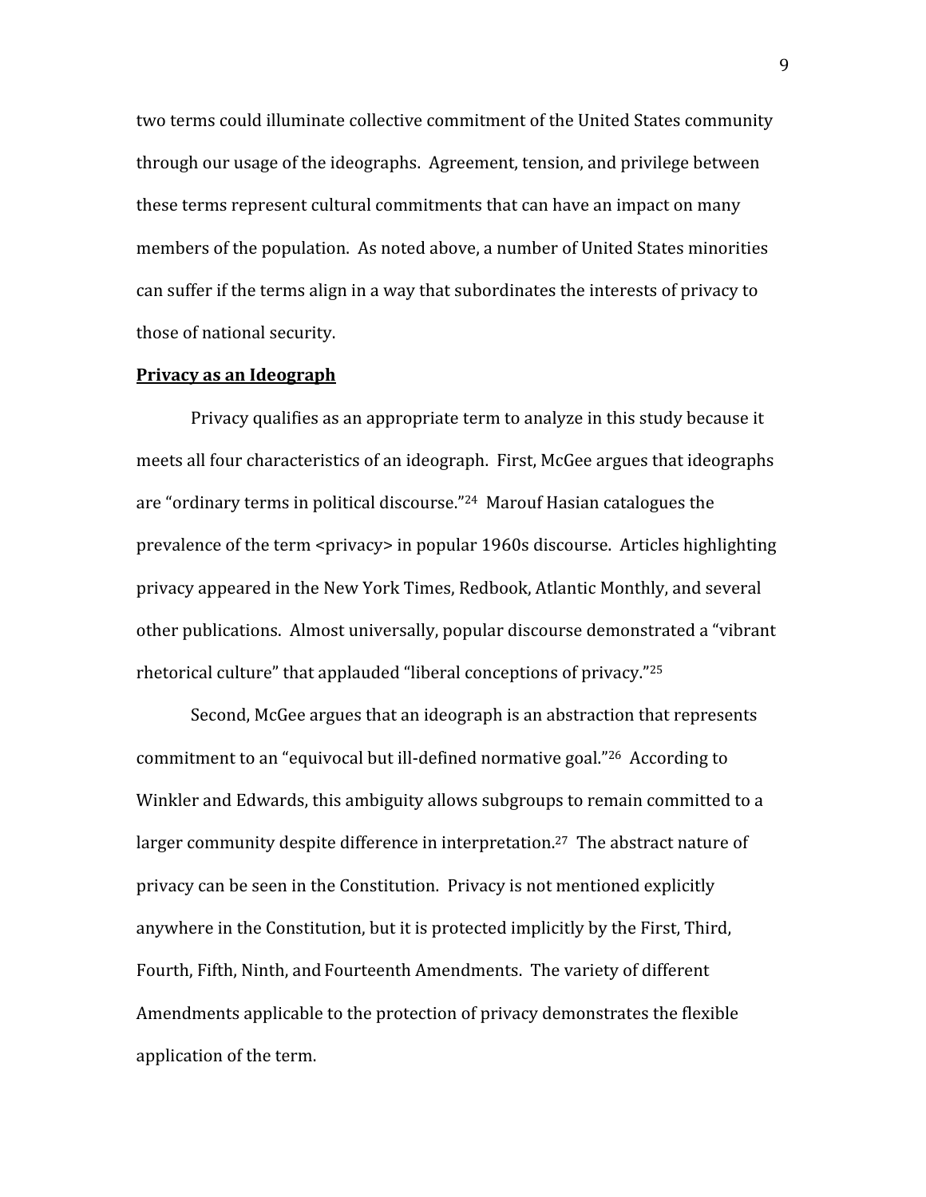two terms could illuminate collective commitment of the United States community through our usage of the ideographs. Agreement, tension, and privilege between these terms represent cultural commitments that can have an impact on many members of the population. As noted above, a number of United States minorities can suffer if the terms align in a way that subordinates the interests of privacy to those of national security.

**Privacy as an Ideograph**

Privacy qualifies as an appropriate term to analyze in this study because it meets all four characteristics of an ideograph. First, McGee argues that ideographs are "ordinary terms in political discourse."[24] Marouf Hasian catalogues the prevalence of the term <privacy> in popular 1960s discourse. Articles highlighting privacy appeared in the New York Times, Redbook, Atlantic Monthly, and several other publications. Almost universally, popular discourse demonstrated a "vibrant rhetorical culture" that applauded "liberal conceptions of privacy."[25]

Second, McGee argues that an ideograph is an abstraction that represents commitment to an "equivocal but ill-defined normative goal."[26] According to Winkler and Edwards, this ambiguity allows subgroups to remain committed to a larger community despite difference in interpretation.[27] The abstract nature of privacy can be seen in the Constitution. Privacy is not mentioned explicitly anywhere in the Constitution, but it is protected implicitly by the First, Third, Fourth, Fifth, Ninth, and Fourteenth Amendments. The variety of different Amendments applicable to the protection of privacy demonstrates the flexible application of the term.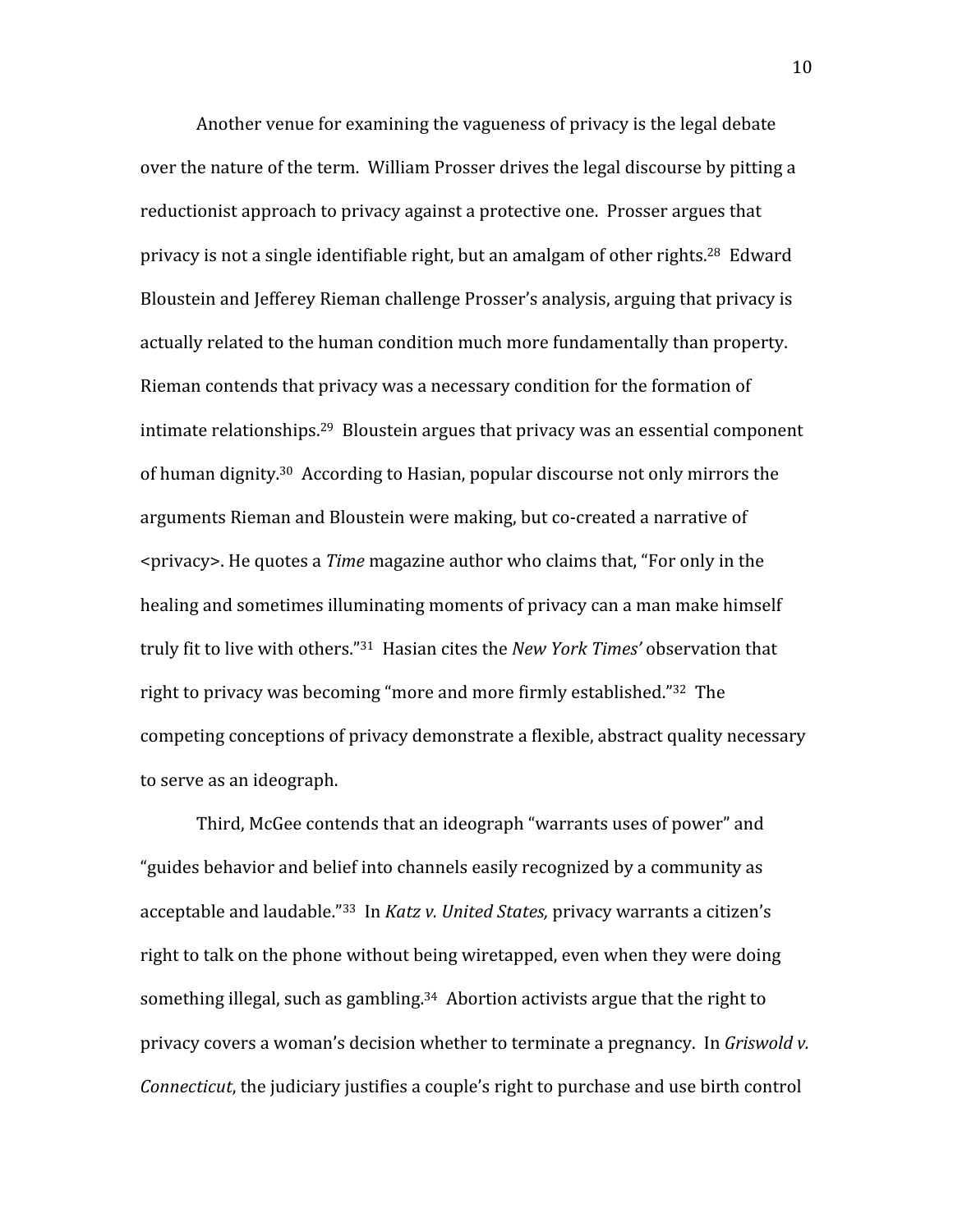Another venue for examining the vagueness of privacy is the legal debate over the nature of the term. William Prosser drives the legal discourse by pitting a reductionist approach to privacy against a protective one. Prosser argues that privacy is not a single identifiable right, but an amalgam of other rights.[28] Edward Bloustein and Jefferey Rieman challenge Prosser's analysis, arguing that privacy is actually related to the human condition much more fundamentally than property. Rieman contends that privacy was a necessary condition for the formation of intimate relationships.[29] Bloustein argues that privacy was an essential component of human dignity.[30] According to Hasian, popular discourse not only mirrors the arguments Rieman and Bloustein were making, but co-created a narrative of <privacy>. He quotes a *Time* magazine author who claims that, "For only in the healing and sometimes illuminating moments of privacy can a man make himself truly fit to live with others."[31] Hasian cites the *New York Times'* observation that right to privacy was becoming "more and more firmly established."[32] The competing conceptions of privacy demonstrate a flexible, abstract quality necessary to serve as an ideograph.

Third, McGee contends that an ideograph "warrants uses of power" and "guides behavior and belief into channels easily recognized by a community as acceptable and laudable."[33] In *Katz v. United States,* privacy warrants a citizen's right to talk on the phone without being wiretapped, even when they were doing something illegal, such as gambling.[34] Abortion activists argue that the right to privacy covers a woman's decision whether to terminate a pregnancy. In *Griswold v. Connecticut*, the judiciary justifies a couple's right to purchase and use birth control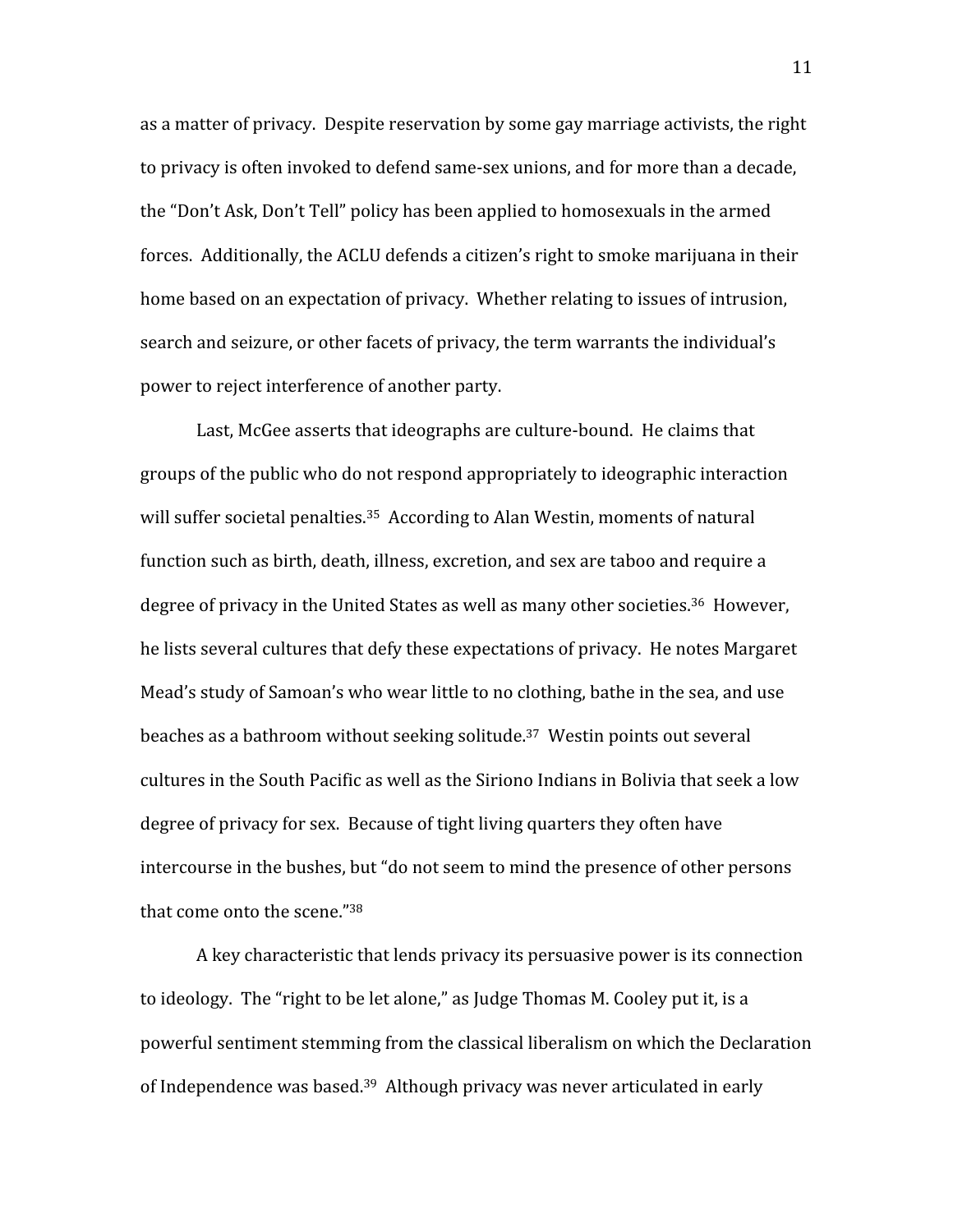as a matter of privacy. Despite reservation by some gay marriage activists, the right to privacy is often invoked to defend same-sex unions, and for more than a decade, the "Don't Ask, Don't Tell" policy has been applied to homosexuals in the armed forces. Additionally, the ACLU defends a citizen's right to smoke marijuana in their home based on an expectation of privacy. Whether relating to issues of intrusion, search and seizure, or other facets of privacy, the term warrants the individual's power to reject interference of another party.

Last, McGee asserts that ideographs are culture-bound. He claims that groups of the public who do not respond appropriately to ideographic interaction will suffer societal penalties.[35] According to Alan Westin, moments of natural function such as birth, death, illness, excretion, and sex are taboo and require a degree of privacy in the United States as well as many other societies.[36] However, he lists several cultures that defy these expectations of privacy. He notes Margaret Mead's study of Samoan's who wear little to no clothing, bathe in the sea, and use beaches as a bathroom without seeking solitude.[37] Westin points out several cultures in the South Pacific as well as the Siriono Indians in Bolivia that seek a low degree of privacy for sex. Because of tight living quarters they often have intercourse in the bushes, but "do not seem to mind the presence of other persons that come onto the scene."[38]

A key characteristic that lends privacy its persuasive power is its connection to ideology. The "right to be let alone," as Judge Thomas M. Cooley put it, is a powerful sentiment stemming from the classical liberalism on which the Declaration of Independence was based.[39] Although privacy was never articulated in early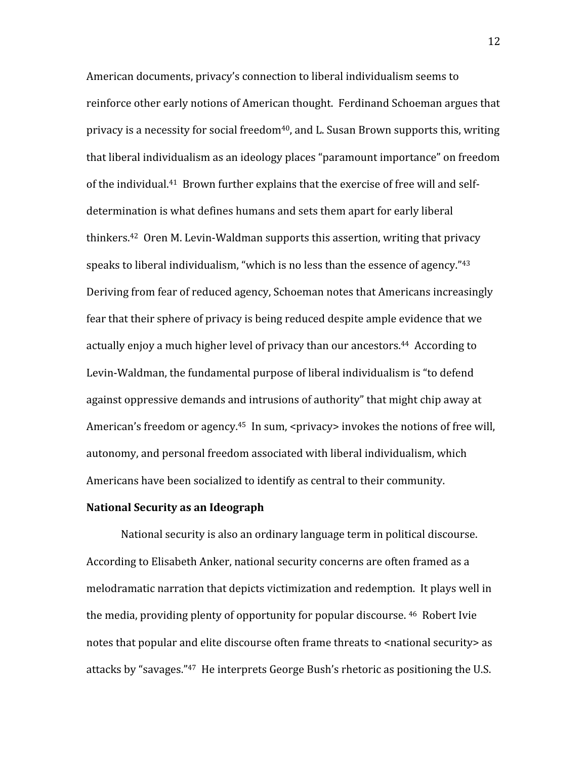American documents, privacy's connection to liberal individualism seems to reinforce other early notions of American thought. Ferdinand Schoeman argues that privacy is a necessity for social freedom[40], and L. Susan Brown supports this, writing that liberal individualism as an ideology places "paramount importance" on freedom of the individual.[41] Brown further explains that the exercise of free will and self-determination is what defines humans and sets them apart for early liberal thinkers.[42] Oren M. Levin-Waldman supports this assertion, writing that privacy speaks to liberal individualism, "which is no less than the essence of agency."[43] Deriving from fear of reduced agency, Schoeman notes that Americans increasingly fear that their sphere of privacy is being reduced despite ample evidence that we actually enjoy a much higher level of privacy than our ancestors.[44] According to Levin-Waldman, the fundamental purpose of liberal individualism is "to defend against oppressive demands and intrusions of authority" that might chip away at American's freedom or agency.[45] In sum, <privacy> invokes the notions of free will, autonomy, and personal freedom associated with liberal individualism, which Americans have been socialized to identify as central to their community.

**National Security as an Ideograph**

National security is also an ordinary language term in political discourse. According to Elisabeth Anker, national security concerns are often framed as a melodramatic narration that depicts victimization and redemption. It plays well in the media, providing plenty of opportunity for popular discourse.[46] Robert Ivie notes that popular and elite discourse often frame threats to <national security> as attacks by "savages."[47] He interprets George Bush's rhetoric as positioning the U.S.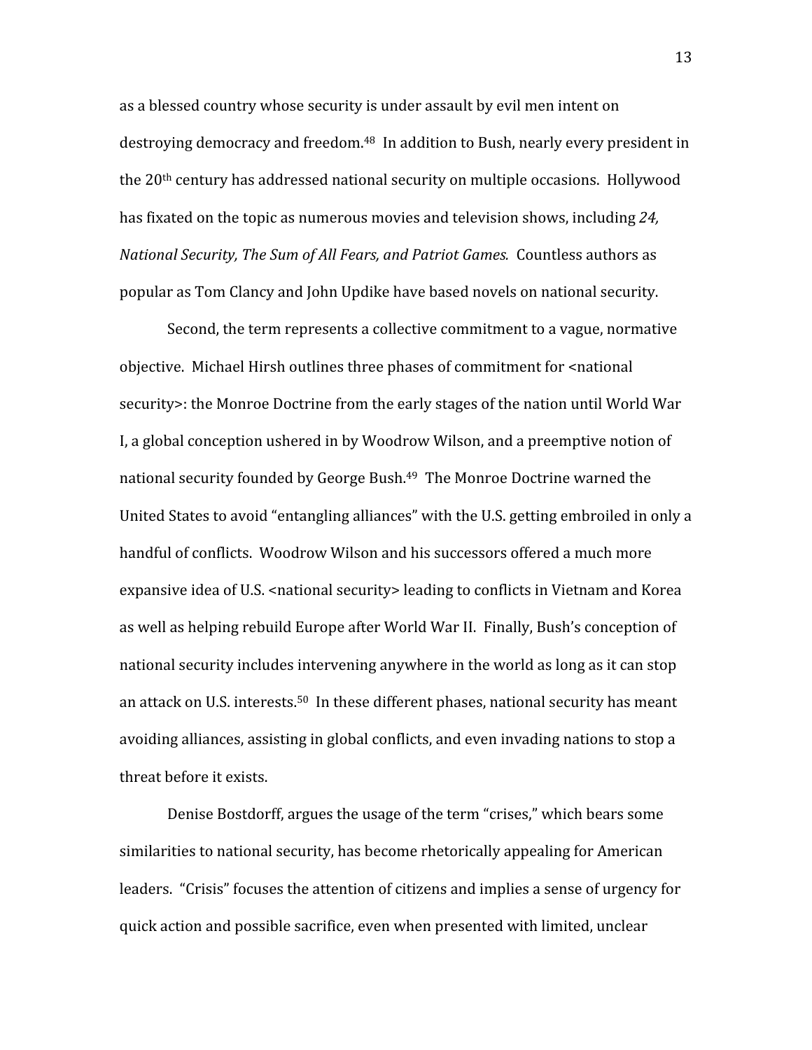as a blessed country whose security is under assault by evil men intent on destroying democracy and freedom.[48] In addition to Bush, nearly every president in the 20th century has addressed national security on multiple occasions. Hollywood has fixated on the topic as numerous movies and television shows, including *24, National Security, The Sum of All Fears, and Patriot Games.* Countless authors as popular as Tom Clancy and John Updike have based novels on national security.

Second, the term represents a collective commitment to a vague, normative objective. Michael Hirsh outlines three phases of commitment for <national security>: the Monroe Doctrine from the early stages of the nation until World War I, a global conception ushered in by Woodrow Wilson, and a preemptive notion of national security founded by George Bush.[49] The Monroe Doctrine warned the United States to avoid "entangling alliances" with the U.S. getting embroiled in only a handful of conflicts. Woodrow Wilson and his successors offered a much more expansive idea of U.S. <national security> leading to conflicts in Vietnam and Korea as well as helping rebuild Europe after World War II. Finally, Bush's conception of national security includes intervening anywhere in the world as long as it can stop an attack on U.S. interests.[50] In these different phases, national security has meant avoiding alliances, assisting in global conflicts, and even invading nations to stop a threat before it exists.

Denise Bostdorff, argues the usage of the term "crises," which bears some similarities to national security, has become rhetorically appealing for American leaders. "Crisis" focuses the attention of citizens and implies a sense of urgency for quick action and possible sacrifice, even when presented with limited, unclear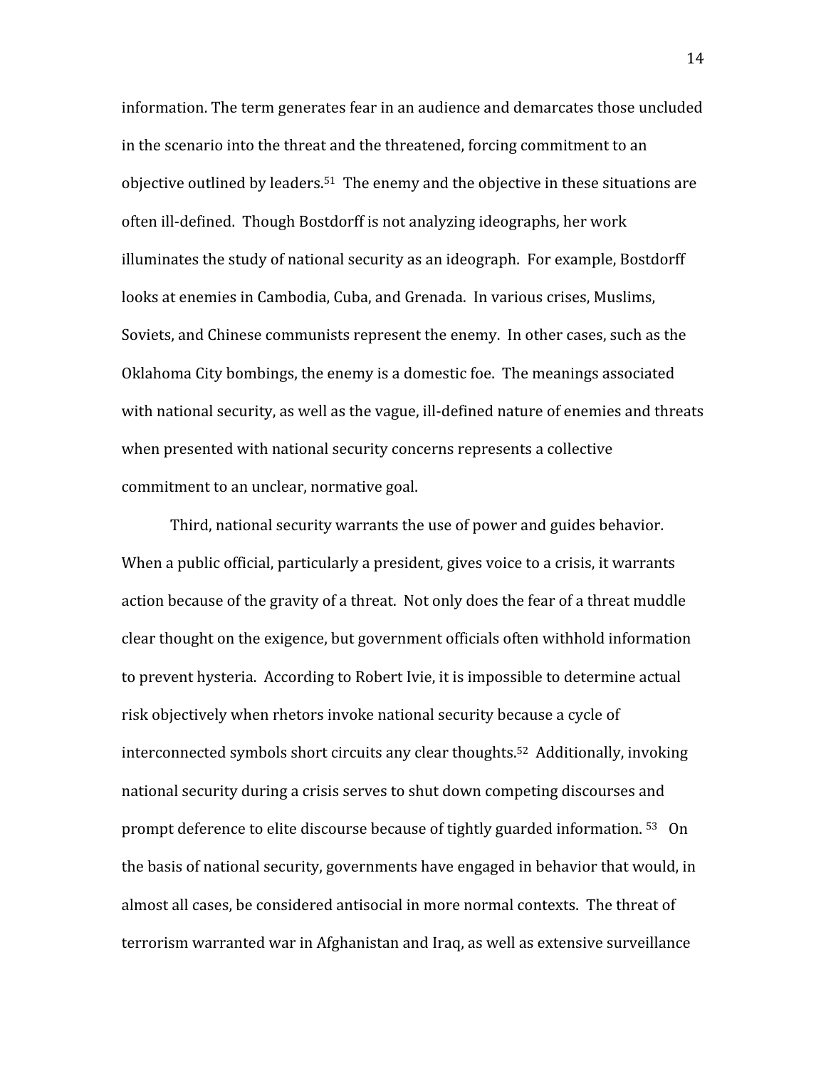information. The term generates fear in an audience and demarcates those uncluded in the scenario into the threat and the threatened, forcing commitment to an objective outlined by leaders.[51] The enemy and the objective in these situations are often ill-defined. Though Bostdorff is not analyzing ideographs, her work illuminates the study of national security as an ideograph. For example, Bostdorff looks at enemies in Cambodia, Cuba, and Grenada. In various crises, Muslims, Soviets, and Chinese communists represent the enemy. In other cases, such as the Oklahoma City bombings, the enemy is a domestic foe. The meanings associated with national security, as well as the vague, ill-defined nature of enemies and threats when presented with national security concerns represents a collective commitment to an unclear, normative goal.

Third, national security warrants the use of power and guides behavior. When a public official, particularly a president, gives voice to a crisis, it warrants action because of the gravity of a threat. Not only does the fear of a threat muddle clear thought on the exigence, but government officials often withhold information to prevent hysteria. According to Robert Ivie, it is impossible to determine actual risk objectively when rhetors invoke national security because a cycle of interconnected symbols short circuits any clear thoughts.[52] Additionally, invoking national security during a crisis serves to shut down competing discourses and prompt deference to elite discourse because of tightly guarded information.[53] On the basis of national security, governments have engaged in behavior that would, in almost all cases, be considered antisocial in more normal contexts. The threat of terrorism warranted war in Afghanistan and Iraq, as well as extensive surveillance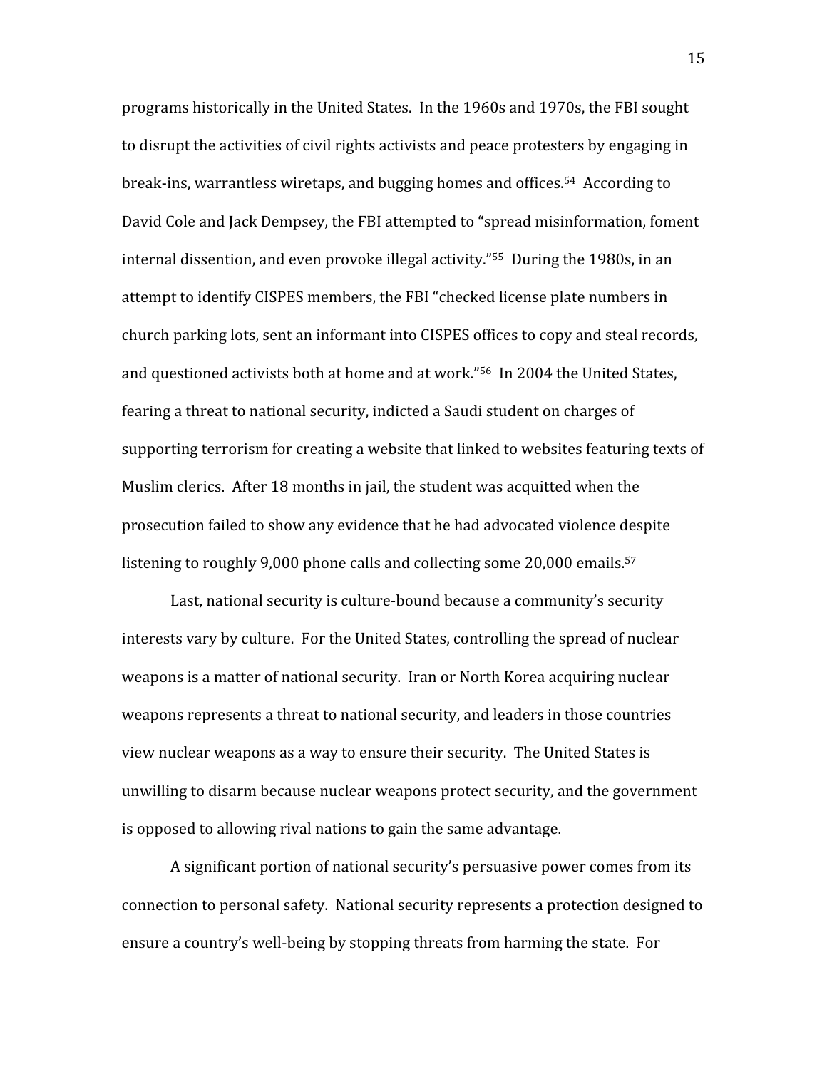programs historically in the United States. In the 1960s and 1970s, the FBI sought to disrupt the activities of civil rights activists and peace protesters by engaging in break-ins, warrantless wiretaps, and bugging homes and offices.[54] According to David Cole and Jack Dempsey, the FBI attempted to "spread misinformation, foment internal dissention, and even provoke illegal activity."[55] During the 1980s, in an attempt to identify CISPES members, the FBI "checked license plate numbers in church parking lots, sent an informant into CISPES offices to copy and steal records, and questioned activists both at home and at work."[56] In 2004 the United States, fearing a threat to national security, indicted a Saudi student on charges of supporting terrorism for creating a website that linked to websites featuring texts of Muslim clerics. After 18 months in jail, the student was acquitted when the prosecution failed to show any evidence that he had advocated violence despite listening to roughly 9,000 phone calls and collecting some 20,000 emails.[57]

Last, national security is culture-bound because a community's security interests vary by culture. For the United States, controlling the spread of nuclear weapons is a matter of national security. Iran or North Korea acquiring nuclear weapons represents a threat to national security, and leaders in those countries view nuclear weapons as a way to ensure their security. The United States is unwilling to disarm because nuclear weapons protect security, and the government is opposed to allowing rival nations to gain the same advantage.

A significant portion of national security's persuasive power comes from its connection to personal safety. National security represents a protection designed to ensure a country's well-being by stopping threats from harming the state. For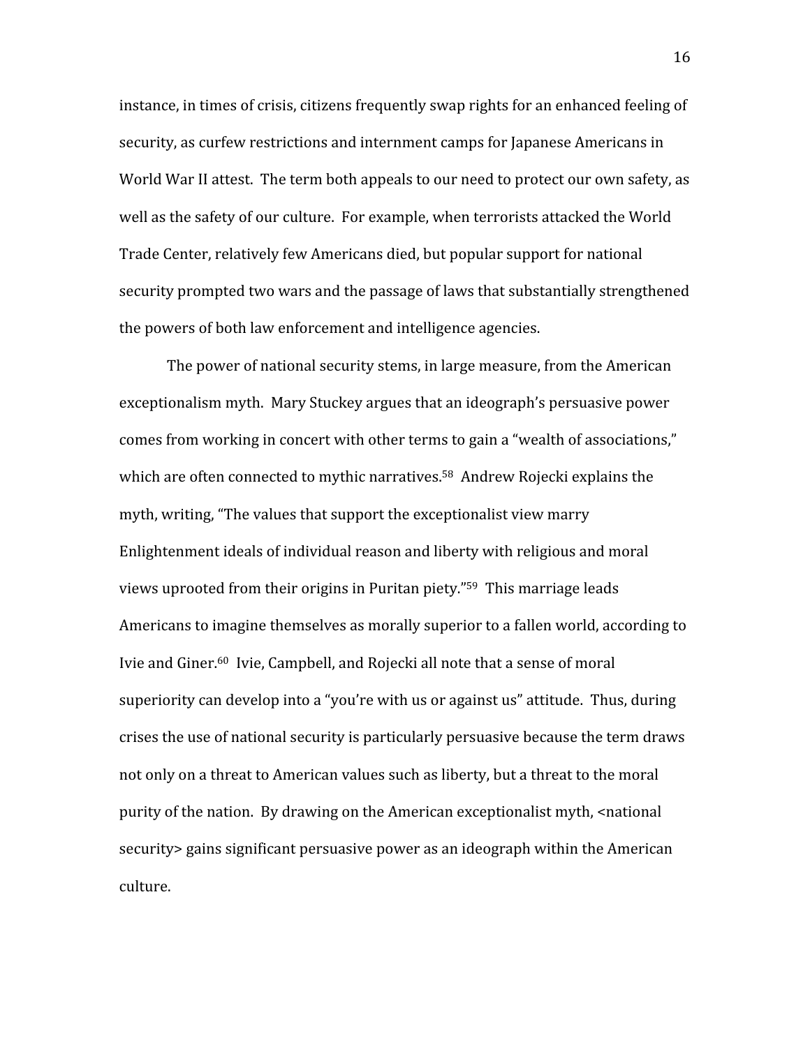instance, in times of crisis, citizens frequently swap rights for an enhanced feeling of security, as curfew restrictions and internment camps for Japanese Americans in World War II attest. The term both appeals to our need to protect our own safety, as well as the safety of our culture. For example, when terrorists attacked the World Trade Center, relatively few Americans died, but popular support for national security prompted two wars and the passage of laws that substantially strengthened the powers of both law enforcement and intelligence agencies.

The power of national security stems, in large measure, from the American exceptionalism myth. Mary Stuckey argues that an ideograph's persuasive power comes from working in concert with other terms to gain a "wealth of associations," which are often connected to mythic narratives.[58] Andrew Rojecki explains the myth, writing, "The values that support the exceptionalist view marry Enlightenment ideals of individual reason and liberty with religious and moral views uprooted from their origins in Puritan piety."[59] This marriage leads Americans to imagine themselves as morally superior to a fallen world, according to Ivie and Giner.[60] Ivie, Campbell, and Rojecki all note that a sense of moral superiority can develop into a "you're with us or against us" attitude. Thus, during crises the use of national security is particularly persuasive because the term draws not only on a threat to American values such as liberty, but a threat to the moral purity of the nation. By drawing on the American exceptionalist myth, <national security> gains significant persuasive power as an ideograph within the American culture.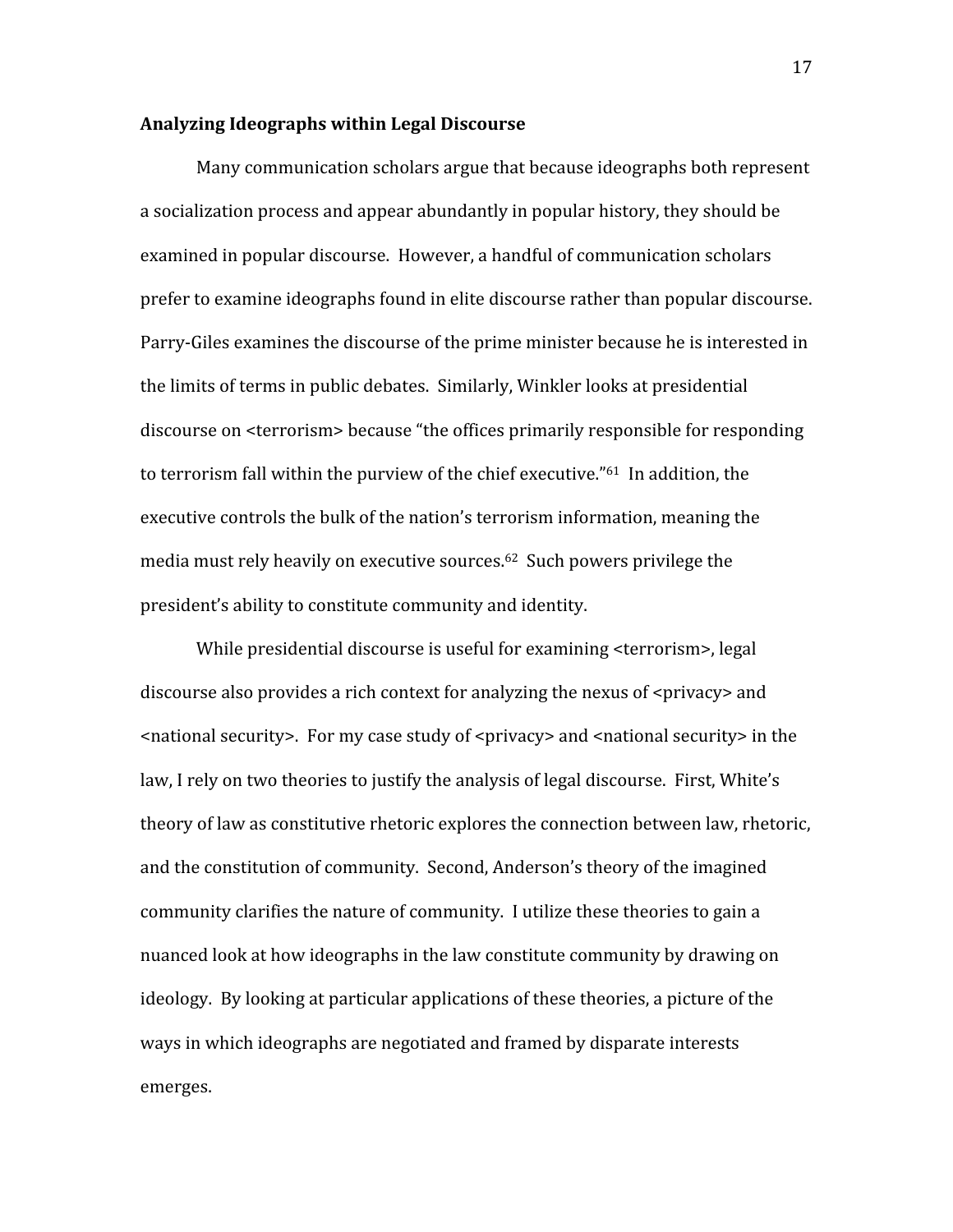**Analyzing Ideographs within Legal Discourse**

Many communication scholars argue that because ideographs both represent a socialization process and appear abundantly in popular history, they should be examined in popular discourse. However, a handful of communication scholars prefer to examine ideographs found in elite discourse rather than popular discourse. Parry-Giles examines the discourse of the prime minister because he is interested in the limits of terms in public debates. Similarly, Winkler looks at presidential discourse on <terrorism> because "the offices primarily responsible for responding to terrorism fall within the purview of the chief executive."[61] In addition, the executive controls the bulk of the nation's terrorism information, meaning the media must rely heavily on executive sources.[62] Such powers privilege the president's ability to constitute community and identity.

While presidential discourse is useful for examining <terrorism>, legal discourse also provides a rich context for analyzing the nexus of <privacy> and <national security>. For my case study of <privacy> and <national security> in the law, I rely on two theories to justify the analysis of legal discourse. First, White's theory of law as constitutive rhetoric explores the connection between law, rhetoric, and the constitution of community. Second, Anderson's theory of the imagined community clarifies the nature of community. I utilize these theories to gain a nuanced look at how ideographs in the law constitute community by drawing on ideology. By looking at particular applications of these theories, a picture of the ways in which ideographs are negotiated and framed by disparate interests emerges.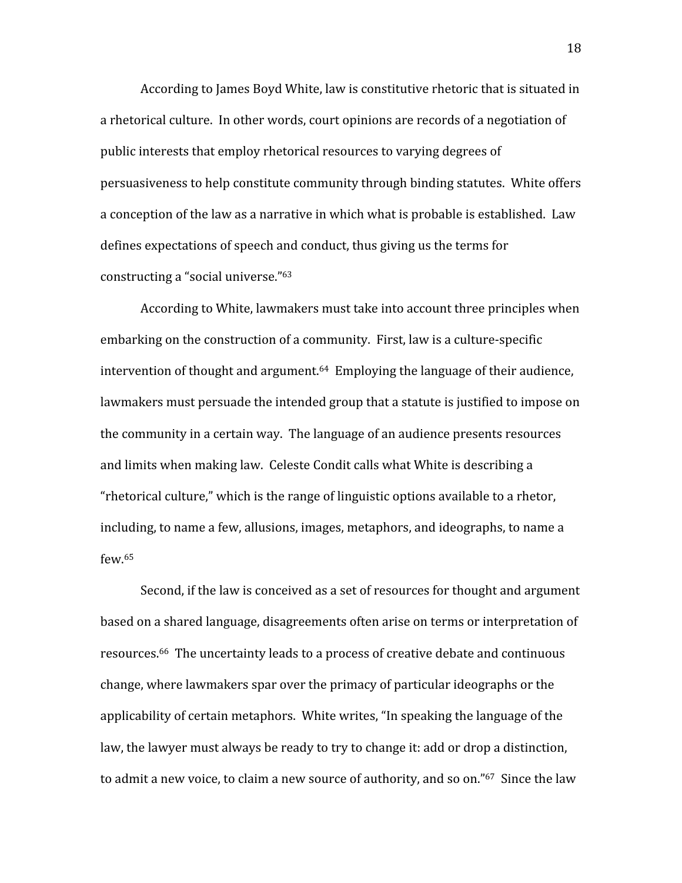According to James Boyd White, law is constitutive rhetoric that is situated in a rhetorical culture. In other words, court opinions are records of a negotiation of public interests that employ rhetorical resources to varying degrees of persuasiveness to help constitute community through binding statutes. White offers a conception of the law as a narrative in which what is probable is established. Law defines expectations of speech and conduct, thus giving us the terms for constructing a "social universe."[63]

According to White, lawmakers must take into account three principles when embarking on the construction of a community. First, law is a culture-specific intervention of thought and argument.[64] Employing the language of their audience, lawmakers must persuade the intended group that a statute is justified to impose on the community in a certain way. The language of an audience presents resources and limits when making law. Celeste Condit calls what White is describing a "rhetorical culture," which is the range of linguistic options available to a rhetor, including, to name a few, allusions, images, metaphors, and ideographs, to name a few.[65]

Second, if the law is conceived as a set of resources for thought and argument based on a shared language, disagreements often arise on terms or interpretation of resources.[66] The uncertainty leads to a process of creative debate and continuous change, where lawmakers spar over the primacy of particular ideographs or the applicability of certain metaphors. White writes, "In speaking the language of the law, the lawyer must always be ready to try to change it: add or drop a distinction, to admit a new voice, to claim a new source of authority, and so on."[67] Since the law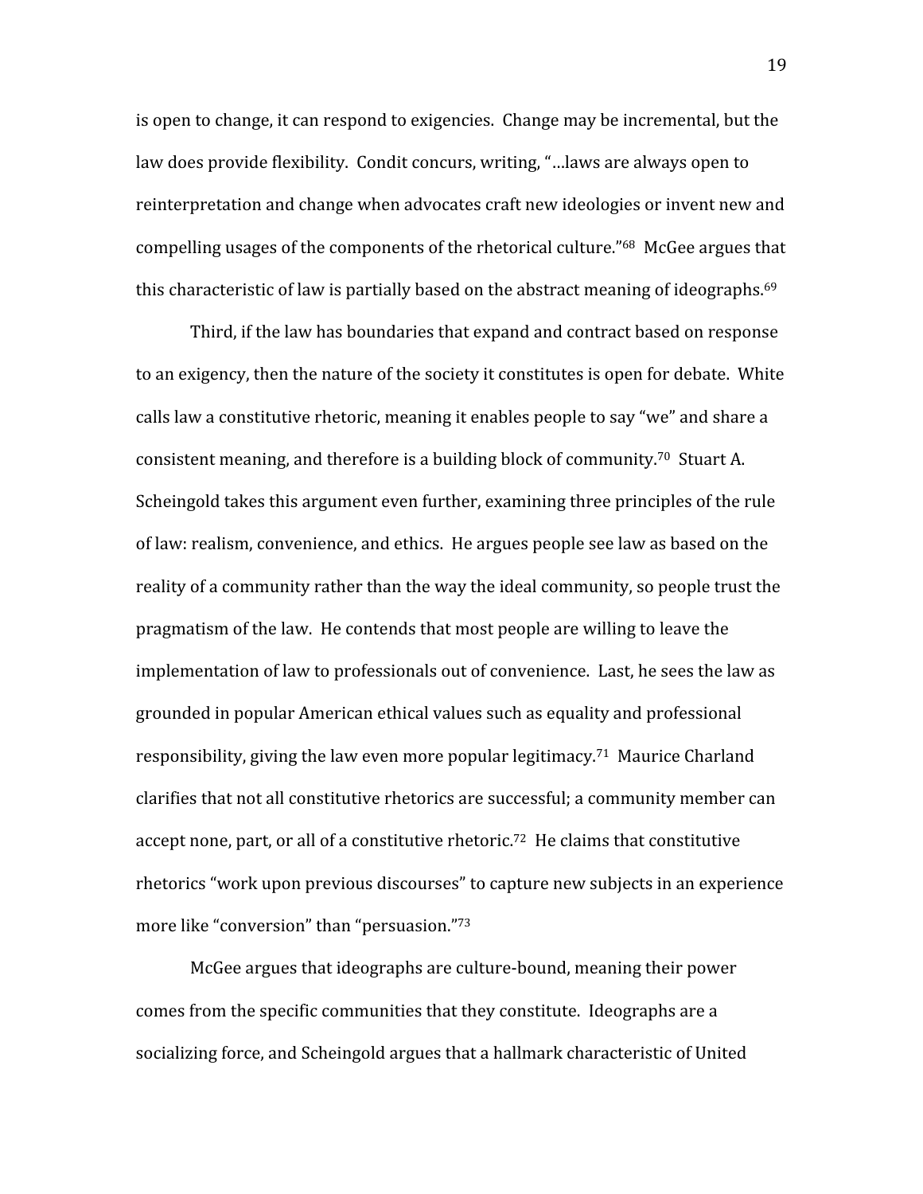is open to change, it can respond to exigencies. Change may be incremental, but the law does provide flexibility. Condit concurs, writing, "…laws are always open to reinterpretation and change when advocates craft new ideologies or invent new and compelling usages of the components of the rhetorical culture."[68] McGee argues that this characteristic of law is partially based on the abstract meaning of ideographs.[69]

Third, if the law has boundaries that expand and contract based on response to an exigency, then the nature of the society it constitutes is open for debate. White calls law a constitutive rhetoric, meaning it enables people to say "we" and share a consistent meaning, and therefore is a building block of community.[70] Stuart A. Scheingold takes this argument even further, examining three principles of the rule of law: realism, convenience, and ethics. He argues people see law as based on the reality of a community rather than the way the ideal community, so people trust the pragmatism of the law. He contends that most people are willing to leave the implementation of law to professionals out of convenience. Last, he sees the law as grounded in popular American ethical values such as equality and professional responsibility, giving the law even more popular legitimacy.[71] Maurice Charland clarifies that not all constitutive rhetorics are successful; a community member can accept none, part, or all of a constitutive rhetoric.[72] He claims that constitutive rhetorics "work upon previous discourses" to capture new subjects in an experience more like "conversion" than "persuasion."[73]

McGee argues that ideographs are culture-bound, meaning their power comes from the specific communities that they constitute. Ideographs are a socializing force, and Scheingold argues that a hallmark characteristic of United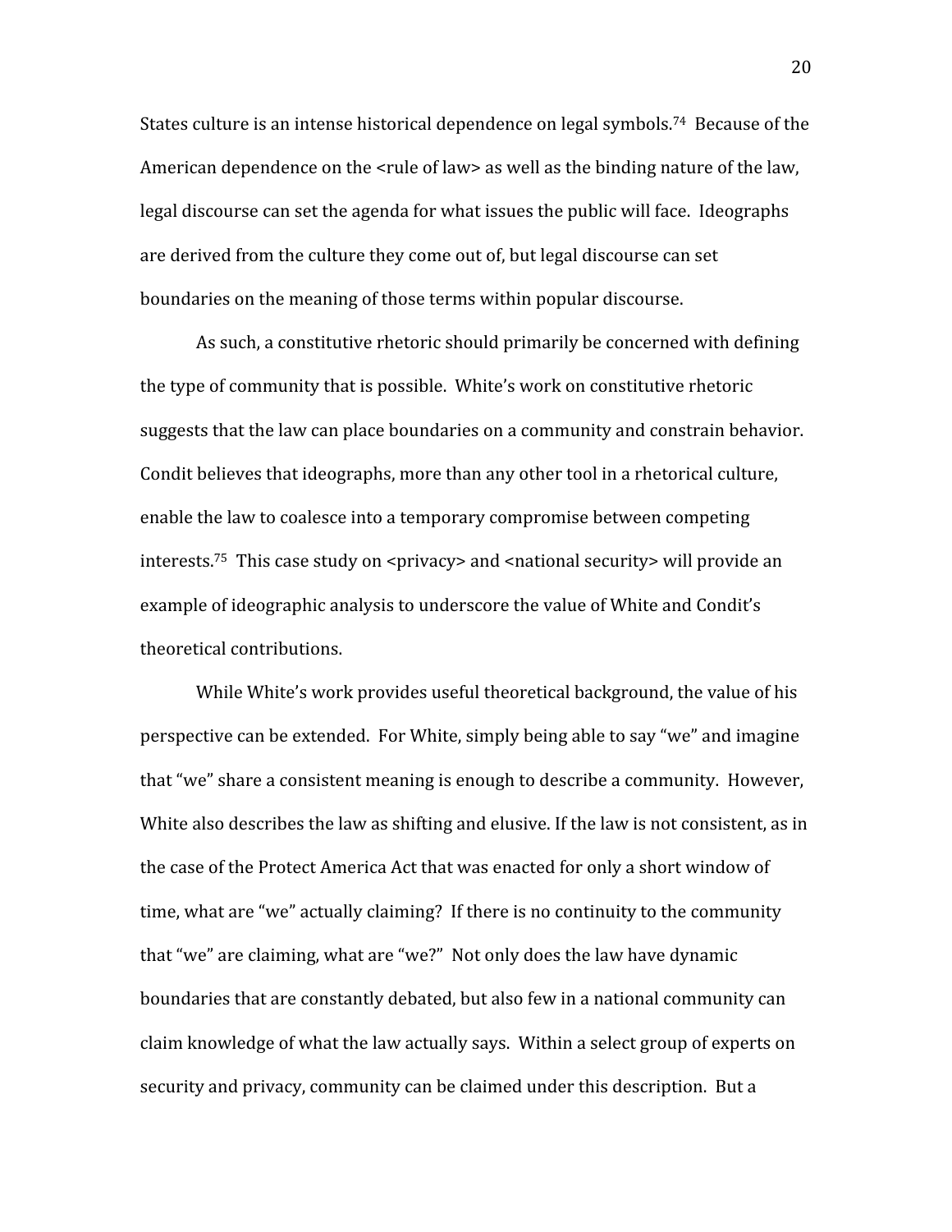States culture is an intense historical dependence on legal symbols.[74] Because of the American dependence on the <rule of law> as well as the binding nature of the law, legal discourse can set the agenda for what issues the public will face. Ideographs are derived from the culture they come out of, but legal discourse can set boundaries on the meaning of those terms within popular discourse.

As such, a constitutive rhetoric should primarily be concerned with defining the type of community that is possible. White's work on constitutive rhetoric suggests that the law can place boundaries on a community and constrain behavior. Condit believes that ideographs, more than any other tool in a rhetorical culture, enable the law to coalesce into a temporary compromise between competing interests.[75] This case study on <privacy> and <national security> will provide an example of ideographic analysis to underscore the value of White and Condit's theoretical contributions.

While White's work provides useful theoretical background, the value of his perspective can be extended. For White, simply being able to say "we" and imagine that "we" share a consistent meaning is enough to describe a community. However, White also describes the law as shifting and elusive. If the law is not consistent, as in the case of the Protect America Act that was enacted for only a short window of time, what are "we" actually claiming? If there is no continuity to the community that "we" are claiming, what are "we?" Not only does the law have dynamic boundaries that are constantly debated, but also few in a national community can claim knowledge of what the law actually says. Within a select group of experts on security and privacy, community can be claimed under this description. But a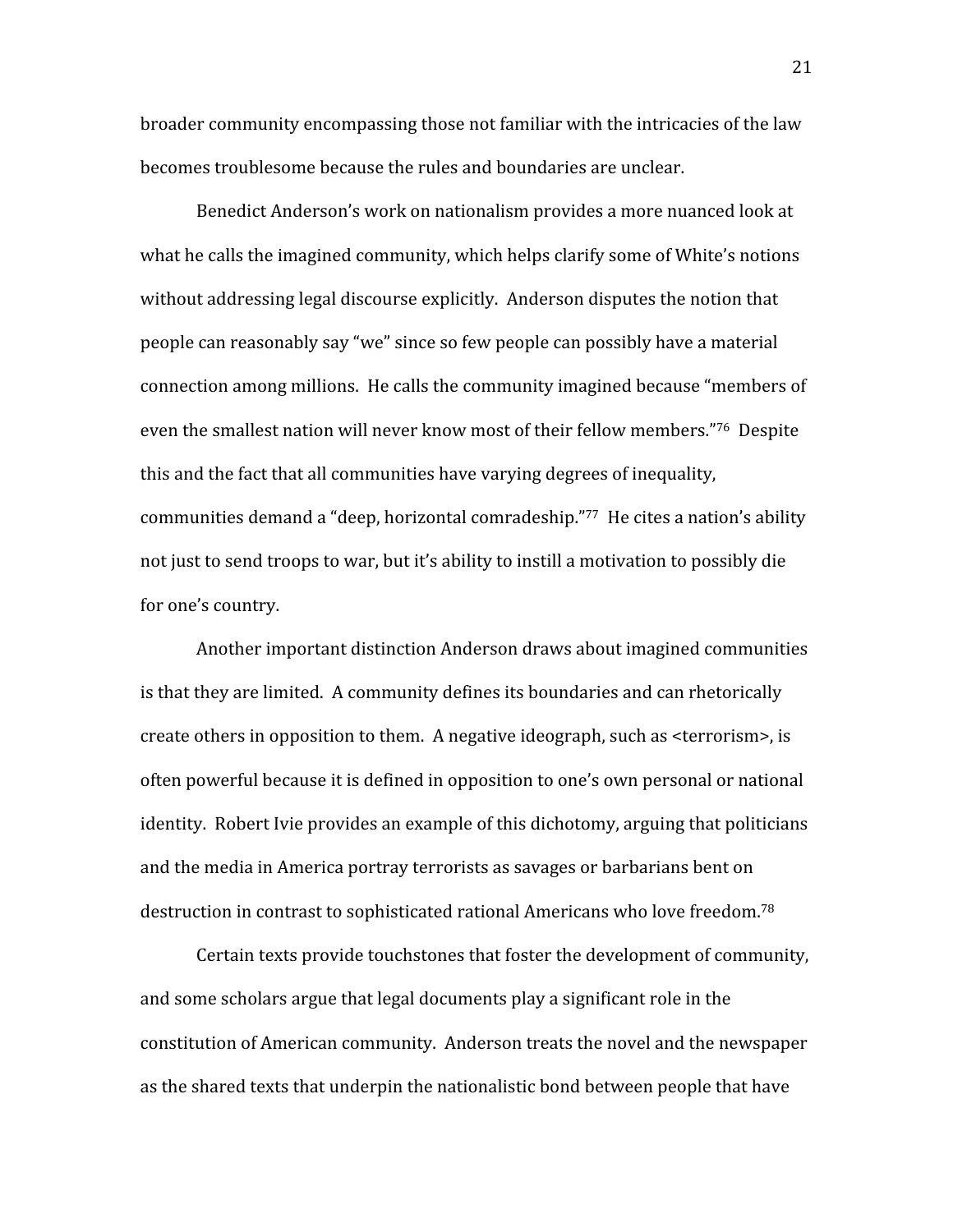broader community encompassing those not familiar with the intricacies of the law becomes troublesome because the rules and boundaries are unclear.

Benedict Anderson's work on nationalism provides a more nuanced look at what he calls the imagined community, which helps clarify some of White's notions without addressing legal discourse explicitly. Anderson disputes the notion that people can reasonably say "we" since so few people can possibly have a material connection among millions. He calls the community imagined because "members of even the smallest nation will never know most of their fellow members."[76] Despite this and the fact that all communities have varying degrees of inequality, communities demand a "deep, horizontal comradeship."[77] He cites a nation's ability not just to send troops to war, but it's ability to instill a motivation to possibly die for one's country.

Another important distinction Anderson draws about imagined communities is that they are limited. A community defines its boundaries and can rhetorically create others in opposition to them. A negative ideograph, such as <terrorism>, is often powerful because it is defined in opposition to one's own personal or national identity. Robert Ivie provides an example of this dichotomy, arguing that politicians and the media in America portray terrorists as savages or barbarians bent on destruction in contrast to sophisticated rational Americans who love freedom.[78]

Certain texts provide touchstones that foster the development of community, and some scholars argue that legal documents play a significant role in the constitution of American community. Anderson treats the novel and the newspaper as the shared texts that underpin the nationalistic bond between people that have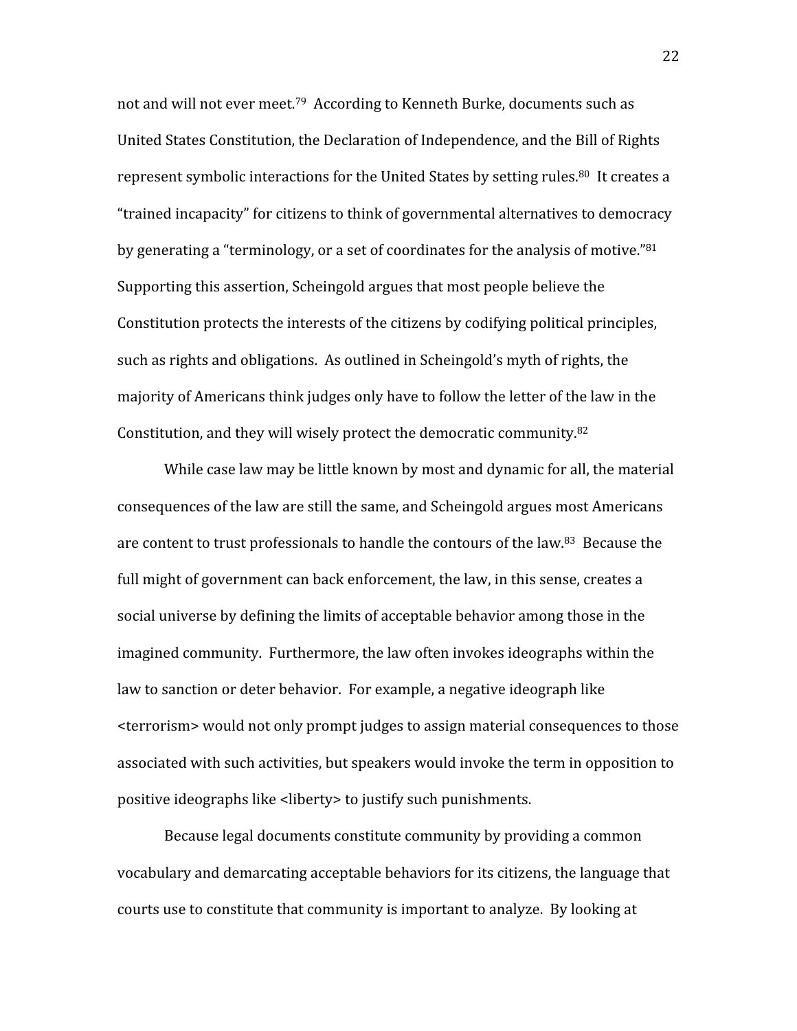not and will not ever meet.[79] According to Kenneth Burke, documents such as United States Constitution, the Declaration of Independence, and the Bill of Rights represent symbolic interactions for the United States by setting rules.[80] It creates a "trained incapacity" for citizens to think of governmental alternatives to democracy by generating a "terminology, or a set of coordinates for the analysis of motive."[81] Supporting this assertion, Scheingold argues that most people believe the Constitution protects the interests of the citizens by codifying political principles, such as rights and obligations. As outlined in Scheingold's myth of rights, the majority of Americans think judges only have to follow the letter of the law in the Constitution, and they will wisely protect the democratic community.[82]

While case law may be little known by most and dynamic for all, the material consequences of the law are still the same, and Scheingold argues most Americans are content to trust professionals to handle the contours of the law.[83] Because the full might of government can back enforcement, the law, in this sense, creates a social universe by defining the limits of acceptable behavior among those in the imagined community. Furthermore, the law often invokes ideographs within the law to sanction or deter behavior. For example, a negative ideograph like <terrorism> would not only prompt judges to assign material consequences to those associated with such activities, but speakers would invoke the term in opposition to positive ideographs like <liberty> to justify such punishments.

Because legal documents constitute community by providing a common vocabulary and demarcating acceptable behaviors for its citizens, the language that courts use to constitute that community is important to analyze. By looking at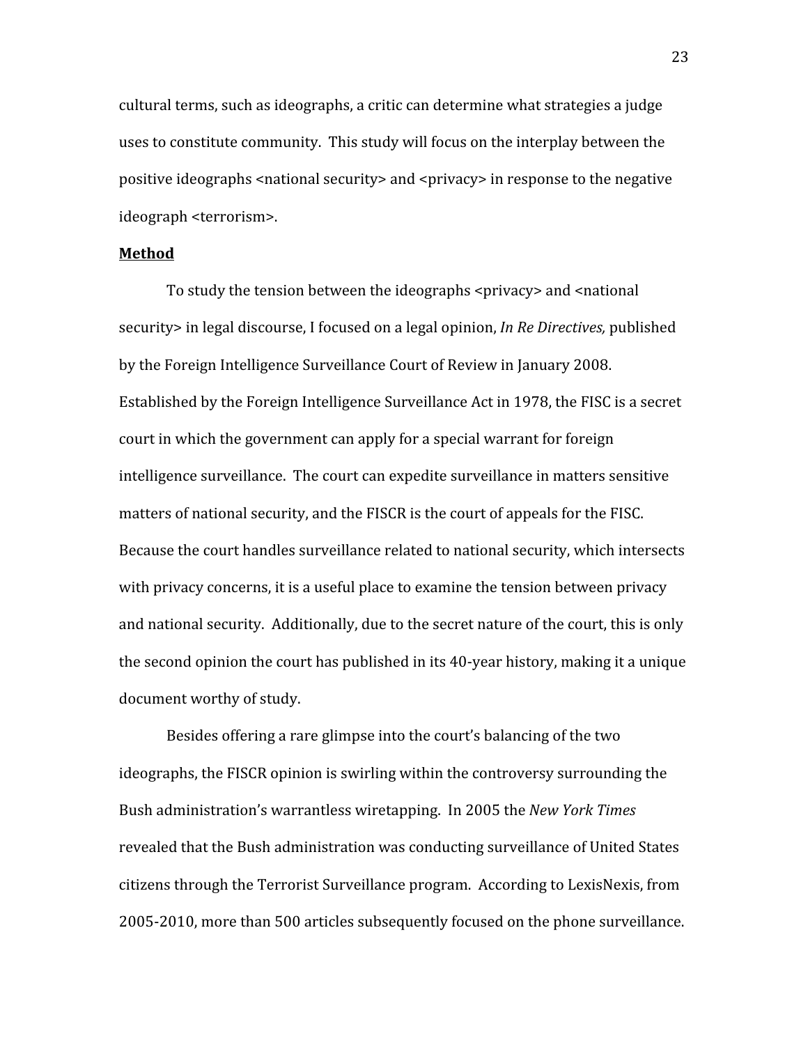cultural terms, such as ideographs, a critic can determine what strategies a judge uses to constitute community. This study will focus on the interplay between the positive ideographs <national security> and <privacy> in response to the negative ideograph <terrorism>.

**Method**

To study the tension between the ideographs <privacy> and <national security> in legal discourse, I focused on a legal opinion, *In Re Directives,* published by the Foreign Intelligence Surveillance Court of Review in January 2008. Established by the Foreign Intelligence Surveillance Act in 1978, the FISC is a secret court in which the government can apply for a special warrant for foreign intelligence surveillance. The court can expedite surveillance in matters sensitive matters of national security, and the FISCR is the court of appeals for the FISC. Because the court handles surveillance related to national security, which intersects with privacy concerns, it is a useful place to examine the tension between privacy and national security. Additionally, due to the secret nature of the court, this is only the second opinion the court has published in its 40-year history, making it a unique document worthy of study.

Besides offering a rare glimpse into the court's balancing of the two ideographs, the FISCR opinion is swirling within the controversy surrounding the Bush administration's warrantless wiretapping. In 2005 the *New York Times* revealed that the Bush administration was conducting surveillance of United States citizens through the Terrorist Surveillance program. According to LexisNexis, from 2005-2010, more than 500 articles subsequently focused on the phone surveillance.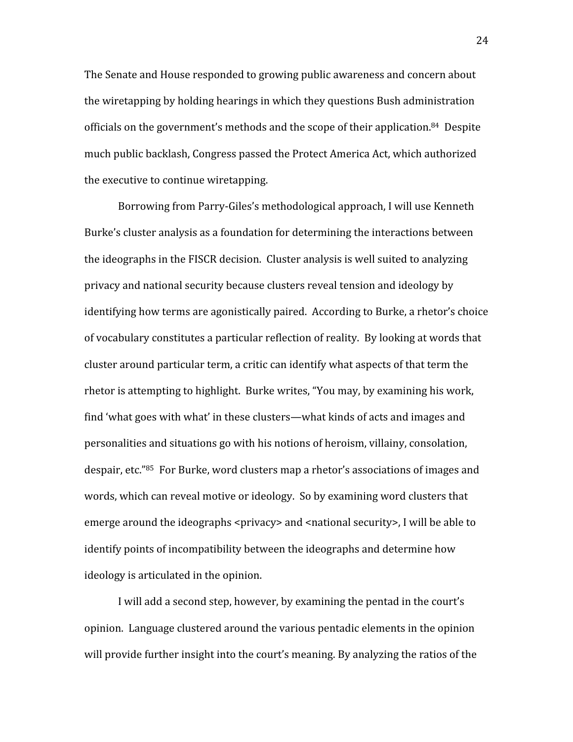The Senate and House responded to growing public awareness and concern about the wiretapping by holding hearings in which they questions Bush administration officials on the government's methods and the scope of their application.[84] Despite much public backlash, Congress passed the Protect America Act, which authorized the executive to continue wiretapping.

Borrowing from Parry-Giles's methodological approach, I will use Kenneth Burke's cluster analysis as a foundation for determining the interactions between the ideographs in the FISCR decision. Cluster analysis is well suited to analyzing privacy and national security because clusters reveal tension and ideology by identifying how terms are agonistically paired. According to Burke, a rhetor's choice of vocabulary constitutes a particular reflection of reality. By looking at words that cluster around particular term, a critic can identify what aspects of that term the rhetor is attempting to highlight. Burke writes, "You may, by examining his work, find 'what goes with what' in these clusters—what kinds of acts and images and personalities and situations go with his notions of heroism, villainy, consolation, despair, etc."[85] For Burke, word clusters map a rhetor's associations of images and words, which can reveal motive or ideology. So by examining word clusters that emerge around the ideographs <privacy> and <national security>, I will be able to identify points of incompatibility between the ideographs and determine how ideology is articulated in the opinion.

I will add a second step, however, by examining the pentad in the court's opinion. Language clustered around the various pentadic elements in the opinion will provide further insight into the court's meaning. By analyzing the ratios of the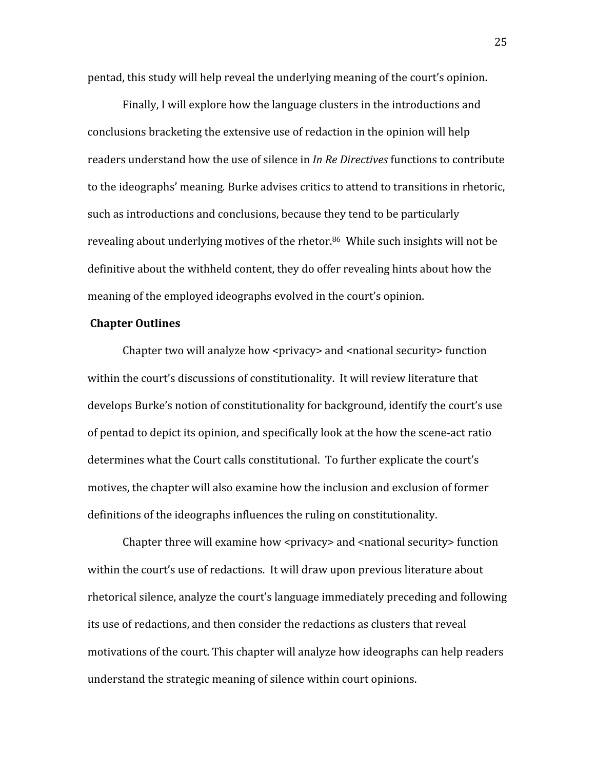pentad, this study will help reveal the underlying meaning of the court's opinion.

Finally, I will explore how the language clusters in the introductions and conclusions bracketing the extensive use of redaction in the opinion will help readers understand how the use of silence in *In Re Directives* functions to contribute to the ideographs' meaning. Burke advises critics to attend to transitions in rhetoric, such as introductions and conclusions, because they tend to be particularly revealing about underlying motives of the rhetor.[86] While such insights will not be definitive about the withheld content, they do offer revealing hints about how the meaning of the employed ideographs evolved in the court's opinion.

**Chapter Outlines**

Chapter two will analyze how <privacy> and <national security> function within the court's discussions of constitutionality. It will review literature that develops Burke's notion of constitutionality for background, identify the court's use of pentad to depict its opinion, and specifically look at the how the scene-act ratio determines what the Court calls constitutional. To further explicate the court's motives, the chapter will also examine how the inclusion and exclusion of former definitions of the ideographs influences the ruling on constitutionality.

Chapter three will examine how <privacy> and <national security> function within the court's use of redactions. It will draw upon previous literature about rhetorical silence, analyze the court's language immediately preceding and following its use of redactions, and then consider the redactions as clusters that reveal motivations of the court. This chapter will analyze how ideographs can help readers understand the strategic meaning of silence within court opinions.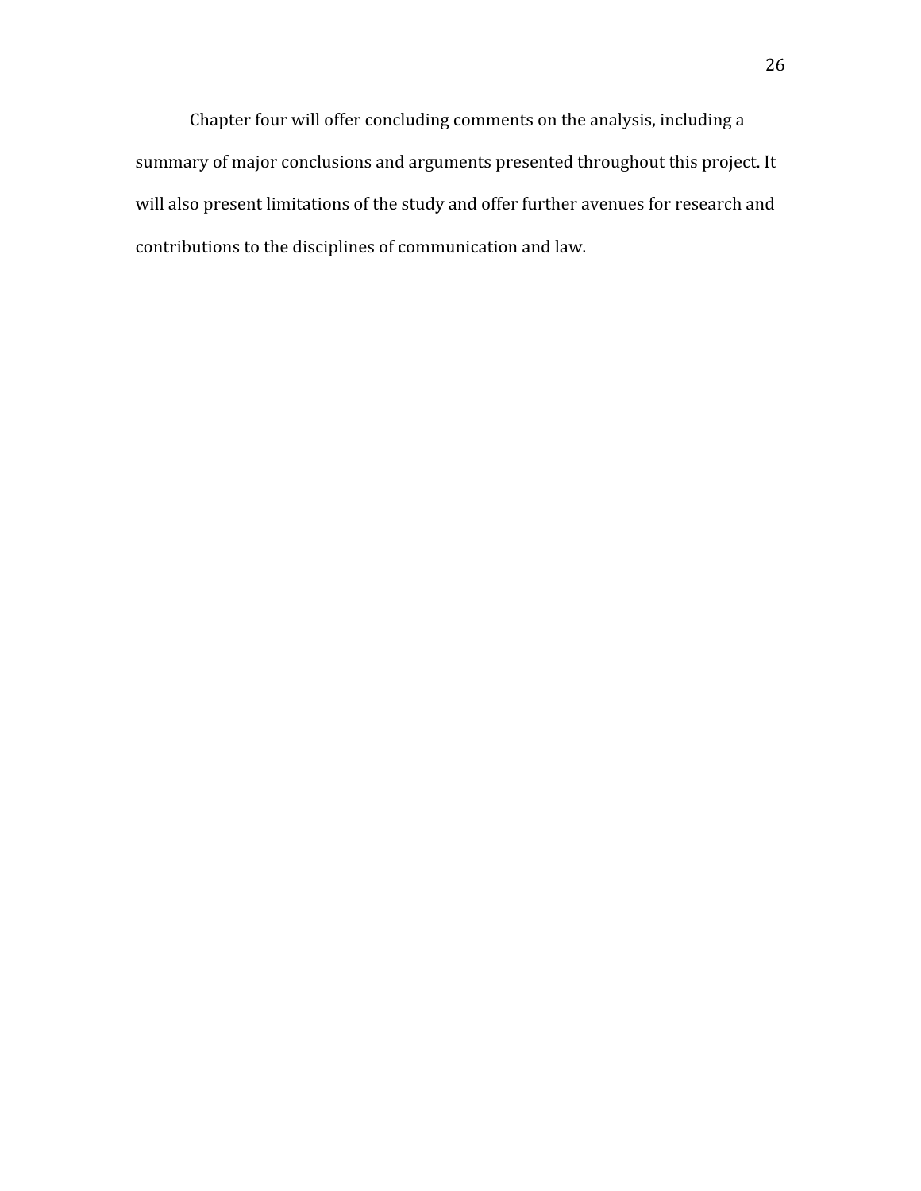Chapter four will offer concluding comments on the analysis, including a summary of major conclusions and arguments presented throughout this project. It will also present limitations of the study and offer further avenues for research and contributions to the disciplines of communication and law.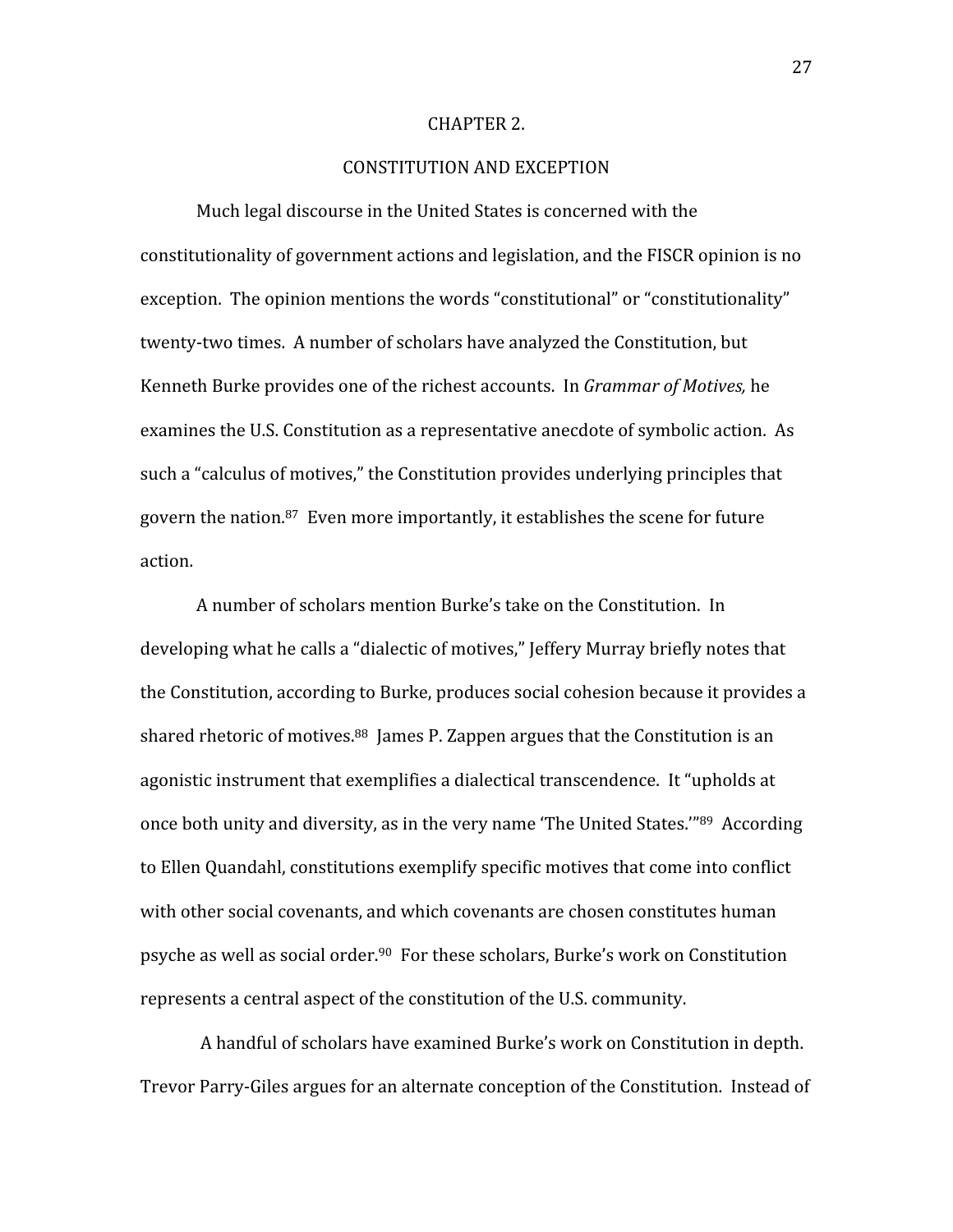# CHAPTER 2.

# CONSTITUTION AND EXCEPTION

Much legal discourse in the United States is concerned with the constitutionality of government actions and legislation, and the FISCR opinion is no exception. The opinion mentions the words "constitutional" or "constitutionality" twenty-two times. A number of scholars have analyzed the Constitution, but Kenneth Burke provides one of the richest accounts. In *Grammar of Motives,* he examines the U.S. Constitution as a representative anecdote of symbolic action. As such a "calculus of motives," the Constitution provides underlying principles that govern the nation.[87] Even more importantly, it establishes the scene for future action.

A number of scholars mention Burke's take on the Constitution. In developing what he calls a "dialectic of motives," Jeffery Murray briefly notes that the Constitution, according to Burke, produces social cohesion because it provides a shared rhetoric of motives.[88] James P. Zappen argues that the Constitution is an agonistic instrument that exemplifies a dialectical transcendence. It "upholds at once both unity and diversity, as in the very name 'The United States.'"[89] According to Ellen Quandahl, constitutions exemplify specific motives that come into conflict with other social covenants, and which covenants are chosen constitutes human psyche as well as social order.[90] For these scholars, Burke's work on Constitution represents a central aspect of the constitution of the U.S. community.

A handful of scholars have examined Burke's work on Constitution in depth. Trevor Parry-Giles argues for an alternate conception of the Constitution. Instead of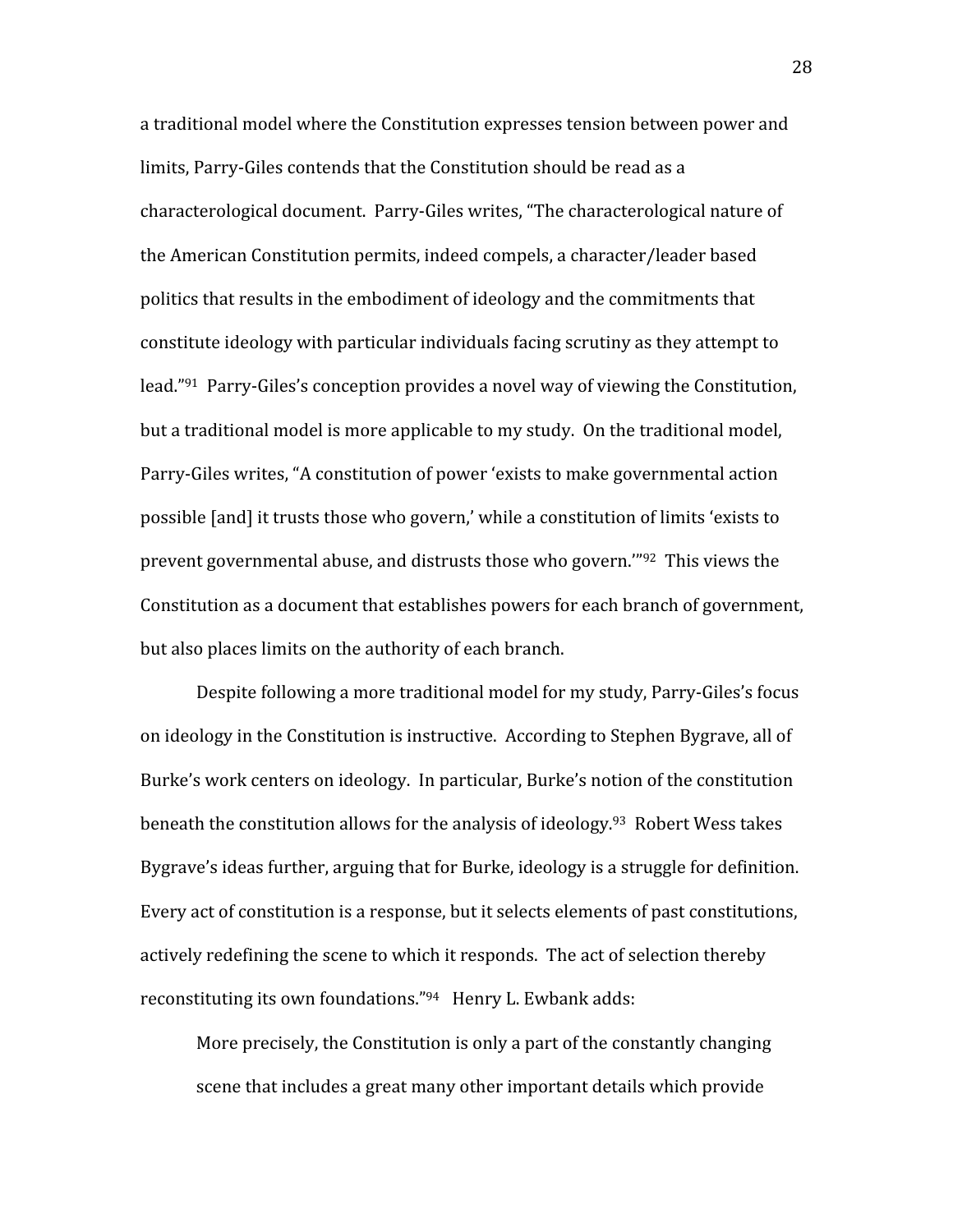a traditional model where the Constitution expresses tension between power and limits, Parry-Giles contends that the Constitution should be read as a characterological document. Parry-Giles writes, "The characterological nature of the American Constitution permits, indeed compels, a character/leader based politics that results in the embodiment of ideology and the commitments that constitute ideology with particular individuals facing scrutiny as they attempt to lead."[91] Parry-Giles's conception provides a novel way of viewing the Constitution, but a traditional model is more applicable to my study. On the traditional model, Parry-Giles writes, "A constitution of power 'exists to make governmental action possible [and] it trusts those who govern,' while a constitution of limits 'exists to prevent governmental abuse, and distrusts those who govern.'"[92] This views the Constitution as a document that establishes powers for each branch of government, but also places limits on the authority of each branch.

Despite following a more traditional model for my study, Parry-Giles's focus on ideology in the Constitution is instructive. According to Stephen Bygrave, all of Burke's work centers on ideology. In particular, Burke's notion of the constitution beneath the constitution allows for the analysis of ideology.[93] Robert Wess takes Bygrave's ideas further, arguing that for Burke, ideology is a struggle for definition. Every act of constitution is a response, but it selects elements of past constitutions, actively redefining the scene to which it responds. The act of selection thereby reconstituting its own foundations."[94] Henry L. Ewbank adds:

> More precisely, the Constitution is only a part of the constantly changing scene that includes a great many other important details which provide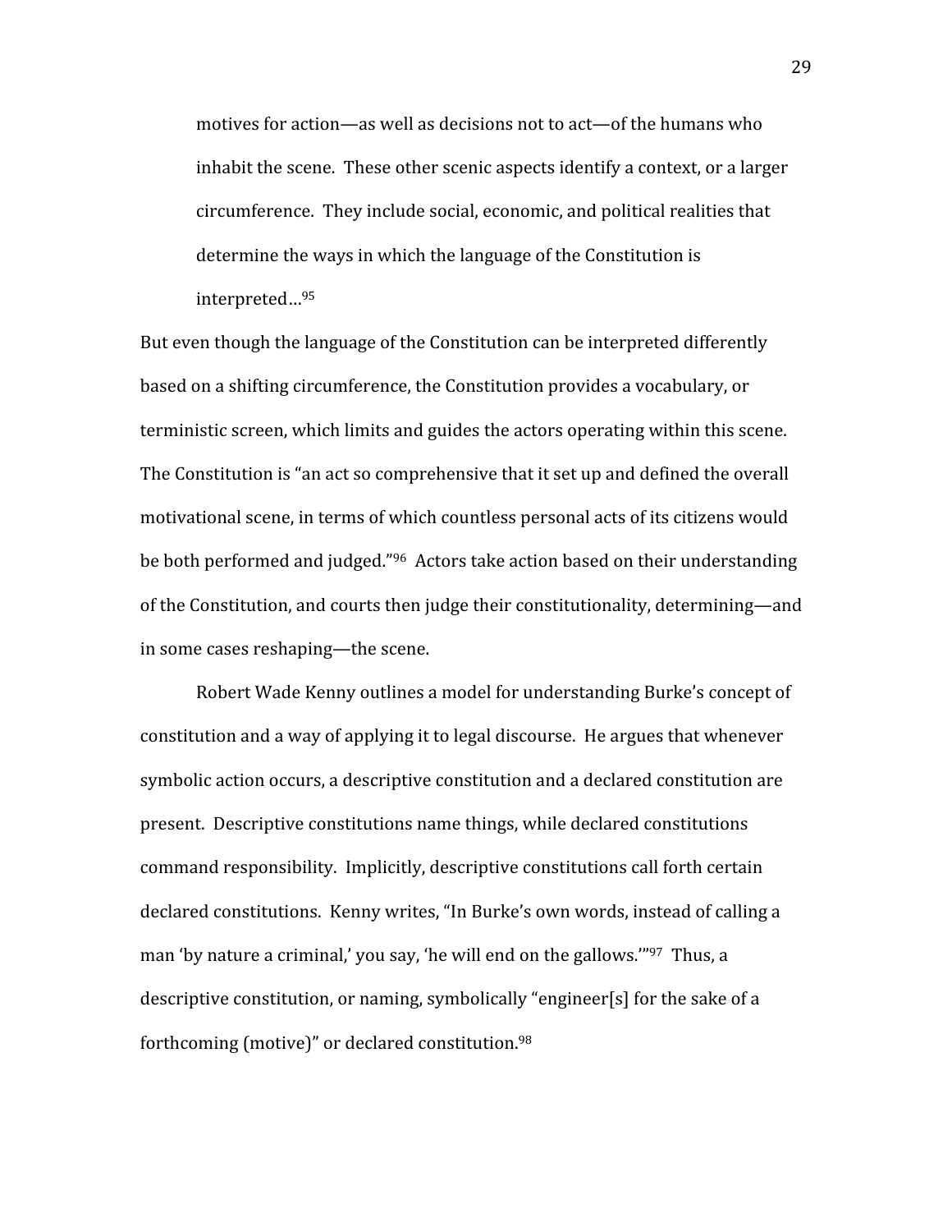> motives for action—as well as decisions not to act—of the humans who inhabit the scene. These other scenic aspects identify a context, or a larger circumference. They include social, economic, and political realities that determine the ways in which the language of the Constitution is interpreted…[95]

But even though the language of the Constitution can be interpreted differently based on a shifting circumference, the Constitution provides a vocabulary, or terministic screen, which limits and guides the actors operating within this scene. The Constitution is "an act so comprehensive that it set up and defined the overall motivational scene, in terms of which countless personal acts of its citizens would be both performed and judged."[96] Actors take action based on their understanding of the Constitution, and courts then judge their constitutionality, determining—and in some cases reshaping—the scene.

Robert Wade Kenny outlines a model for understanding Burke's concept of constitution and a way of applying it to legal discourse. He argues that whenever symbolic action occurs, a descriptive constitution and a declared constitution are present. Descriptive constitutions name things, while declared constitutions command responsibility. Implicitly, descriptive constitutions call forth certain declared constitutions. Kenny writes, "In Burke's own words, instead of calling a man 'by nature a criminal,' you say, 'he will end on the gallows.'"[97] Thus, a descriptive constitution, or naming, symbolically "engineer[s] for the sake of a forthcoming (motive)" or declared constitution.[98]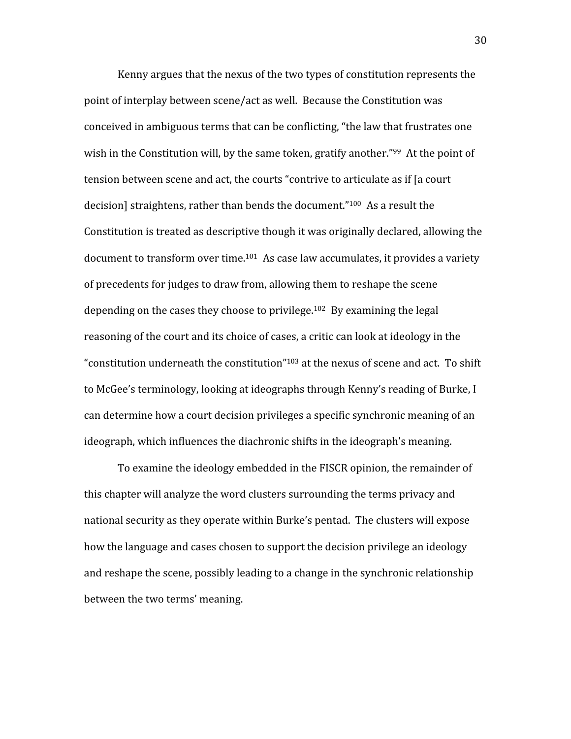Kenny argues that the nexus of the two types of constitution represents the point of interplay between scene/act as well. Because the Constitution was conceived in ambiguous terms that can be conflicting, "the law that frustrates one wish in the Constitution will, by the same token, gratify another."[99] At the point of tension between scene and act, the courts "contrive to articulate as if [a court decision] straightens, rather than bends the document."[100] As a result the Constitution is treated as descriptive though it was originally declared, allowing the document to transform over time.[101] As case law accumulates, it provides a variety of precedents for judges to draw from, allowing them to reshape the scene depending on the cases they choose to privilege.[102] By examining the legal reasoning of the court and its choice of cases, a critic can look at ideology in the "constitution underneath the constitution"[103] at the nexus of scene and act. To shift to McGee's terminology, looking at ideographs through Kenny's reading of Burke, I can determine how a court decision privileges a specific synchronic meaning of an ideograph, which influences the diachronic shifts in the ideograph's meaning.

To examine the ideology embedded in the FISCR opinion, the remainder of this chapter will analyze the word clusters surrounding the terms privacy and national security as they operate within Burke's pentad. The clusters will expose how the language and cases chosen to support the decision privilege an ideology and reshape the scene, possibly leading to a change in the synchronic relationship between the two terms' meaning.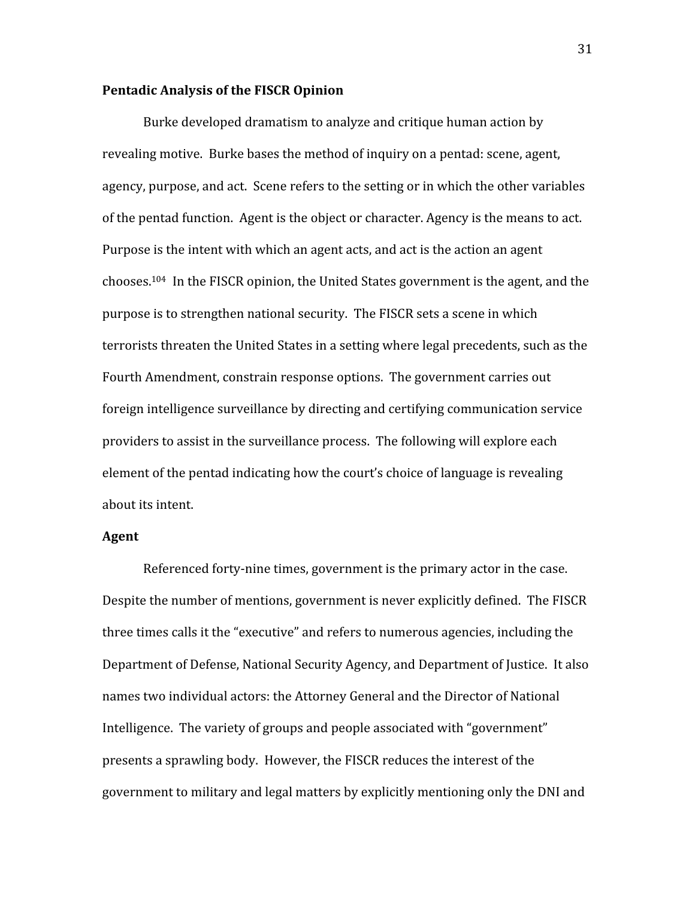**Pentadic Analysis of the FISCR Opinion**

Burke developed dramatism to analyze and critique human action by revealing motive. Burke bases the method of inquiry on a pentad: scene, agent, agency, purpose, and act. Scene refers to the setting or in which the other variables of the pentad function. Agent is the object or character. Agency is the means to act. Purpose is the intent with which an agent acts, and act is the action an agent chooses.[104] In the FISCR opinion, the United States government is the agent, and the purpose is to strengthen national security. The FISCR sets a scene in which terrorists threaten the United States in a setting where legal precedents, such as the Fourth Amendment, constrain response options. The government carries out foreign intelligence surveillance by directing and certifying communication service providers to assist in the surveillance process. The following will explore each element of the pentad indicating how the court's choice of language is revealing about its intent.

**Agent**

Referenced forty-nine times, government is the primary actor in the case. Despite the number of mentions, government is never explicitly defined. The FISCR three times calls it the "executive" and refers to numerous agencies, including the Department of Defense, National Security Agency, and Department of Justice. It also names two individual actors: the Attorney General and the Director of National Intelligence. The variety of groups and people associated with "government" presents a sprawling body. However, the FISCR reduces the interest of the government to military and legal matters by explicitly mentioning only the DNI and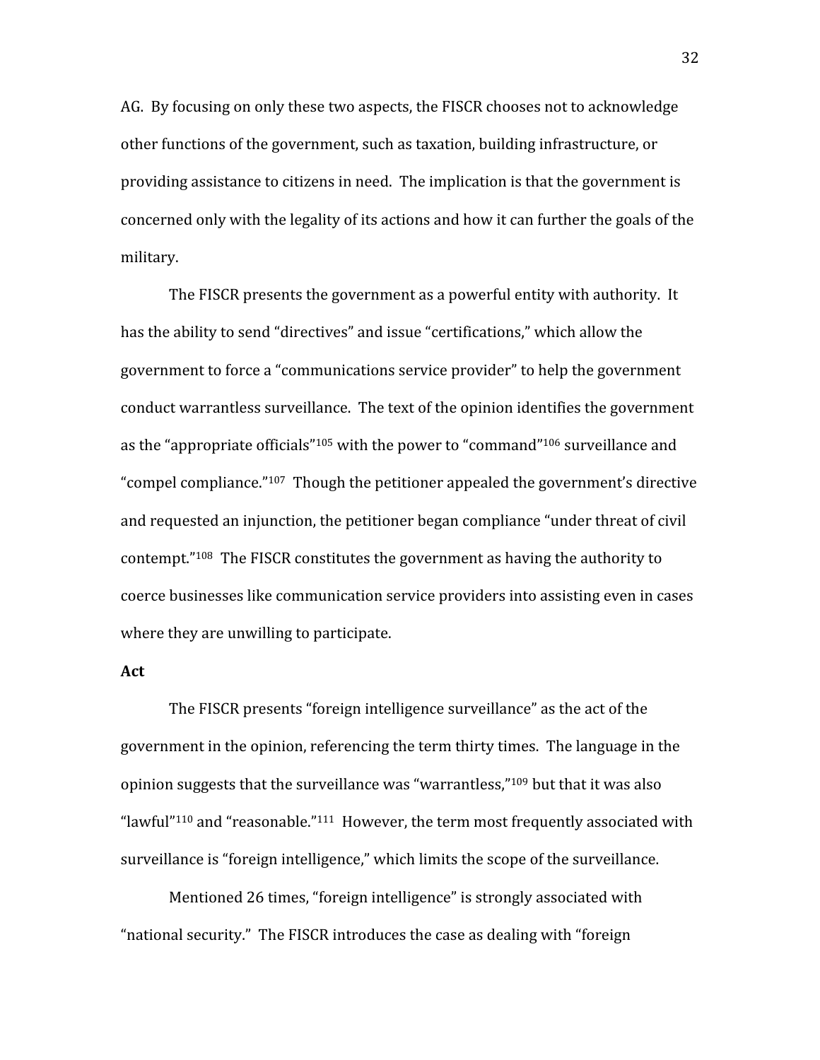AG. By focusing on only these two aspects, the FISCR chooses not to acknowledge other functions of the government, such as taxation, building infrastructure, or providing assistance to citizens in need. The implication is that the government is concerned only with the legality of its actions and how it can further the goals of the military.

The FISCR presents the government as a powerful entity with authority. It has the ability to send "directives" and issue "certifications," which allow the government to force a "communications service provider" to help the government conduct warrantless surveillance. The text of the opinion identifies the government as the "appropriate officials"[105] with the power to "command"[106] surveillance and "compel compliance."[107] Though the petitioner appealed the government's directive and requested an injunction, the petitioner began compliance "under threat of civil contempt."[108] The FISCR constitutes the government as having the authority to coerce businesses like communication service providers into assisting even in cases where they are unwilling to participate.

**Act**

The FISCR presents "foreign intelligence surveillance" as the act of the government in the opinion, referencing the term thirty times. The language in the opinion suggests that the surveillance was "warrantless,"[109] but that it was also "lawful"[110] and "reasonable."[111] However, the term most frequently associated with surveillance is "foreign intelligence," which limits the scope of the surveillance.

Mentioned 26 times, "foreign intelligence" is strongly associated with "national security." The FISCR introduces the case as dealing with "foreign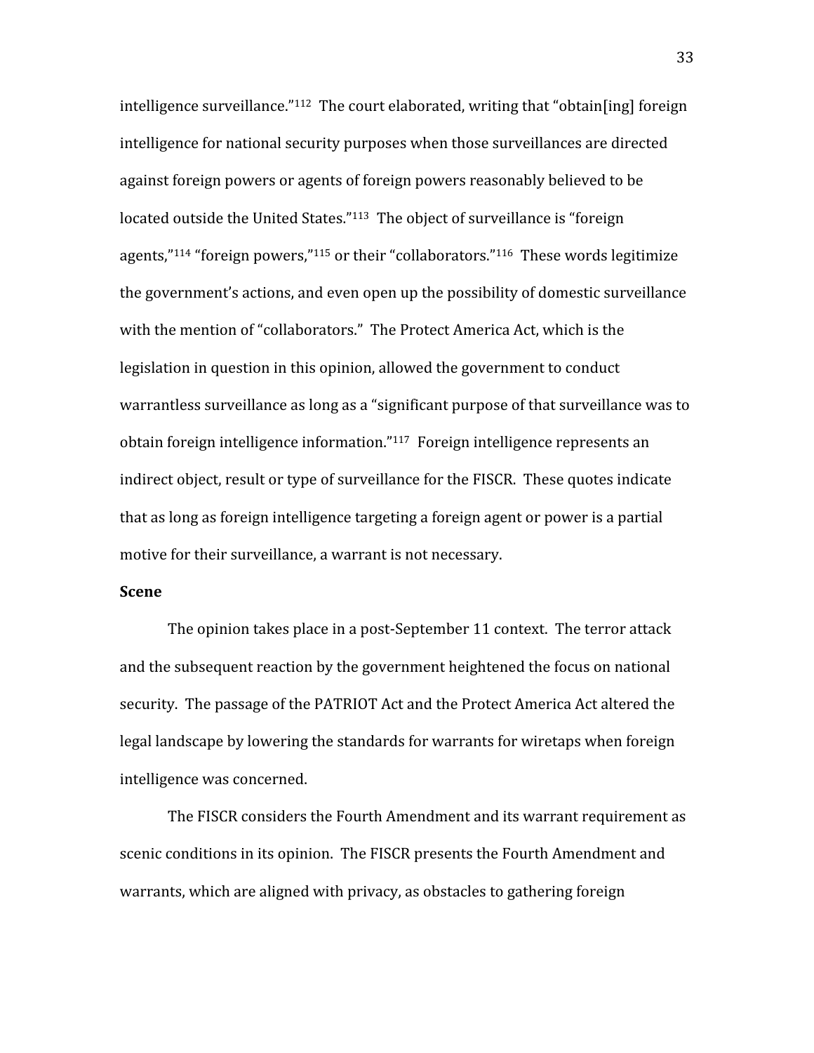intelligence surveillance."[112] The court elaborated, writing that "obtain[ing] foreign intelligence for national security purposes when those surveillances are directed against foreign powers or agents of foreign powers reasonably believed to be located outside the United States."[113] The object of surveillance is "foreign agents,"[114] "foreign powers,"[115] or their "collaborators."[116] These words legitimize the government's actions, and even open up the possibility of domestic surveillance with the mention of "collaborators." The Protect America Act, which is the legislation in question in this opinion, allowed the government to conduct warrantless surveillance as long as a "significant purpose of that surveillance was to obtain foreign intelligence information."[117] Foreign intelligence represents an indirect object, result or type of surveillance for the FISCR. These quotes indicate that as long as foreign intelligence targeting a foreign agent or power is a partial motive for their surveillance, a warrant is not necessary.

**Scene**

The opinion takes place in a post-September 11 context. The terror attack and the subsequent reaction by the government heightened the focus on national security. The passage of the PATRIOT Act and the Protect America Act altered the legal landscape by lowering the standards for warrants for wiretaps when foreign intelligence was concerned.

The FISCR considers the Fourth Amendment and its warrant requirement as scenic conditions in its opinion. The FISCR presents the Fourth Amendment and warrants, which are aligned with privacy, as obstacles to gathering foreign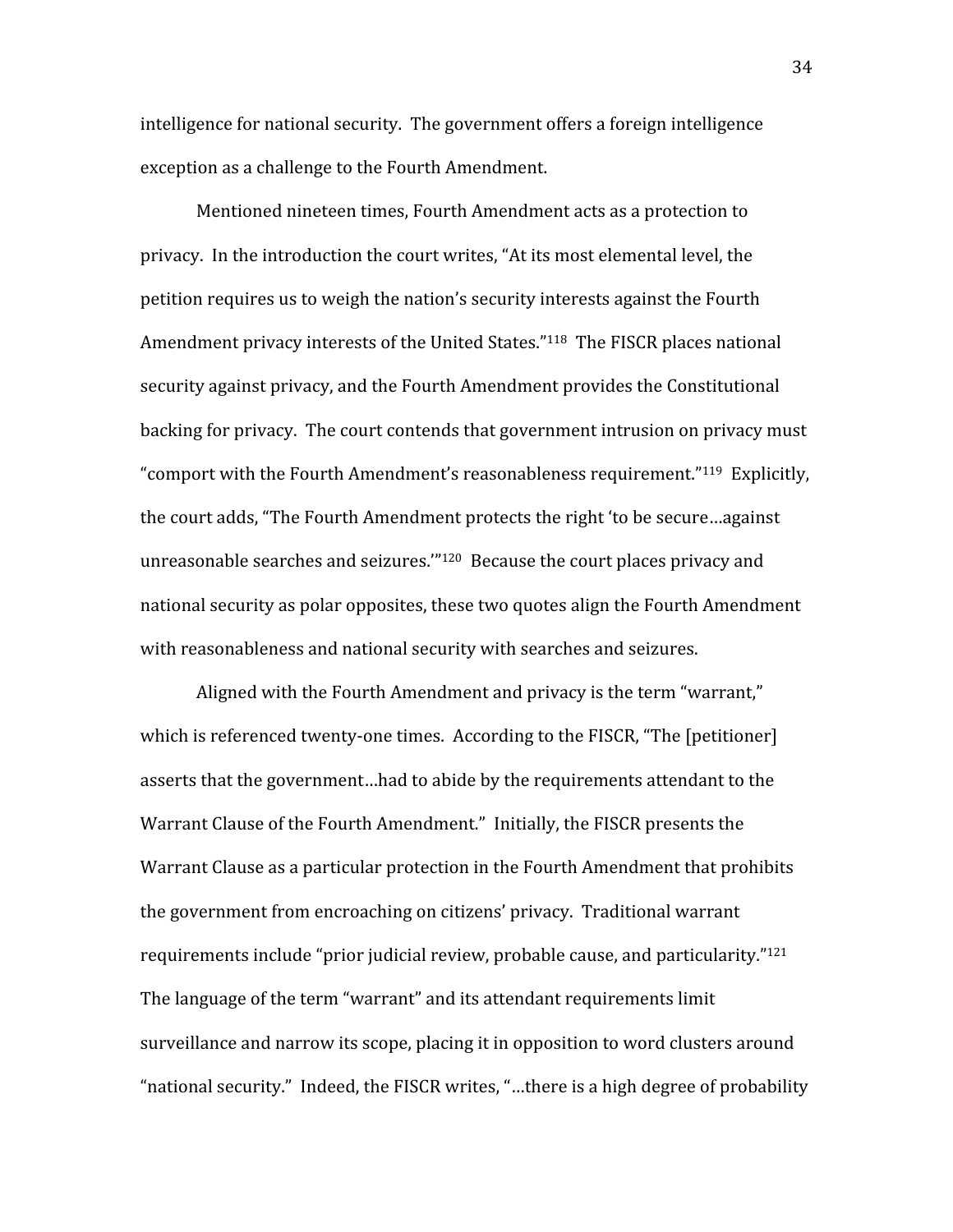intelligence for national security. The government offers a foreign intelligence exception as a challenge to the Fourth Amendment.

Mentioned nineteen times, Fourth Amendment acts as a protection to privacy. In the introduction the court writes, "At its most elemental level, the petition requires us to weigh the nation's security interests against the Fourth Amendment privacy interests of the United States."[118] The FISCR places national security against privacy, and the Fourth Amendment provides the Constitutional backing for privacy. The court contends that government intrusion on privacy must "comport with the Fourth Amendment's reasonableness requirement."[119] Explicitly, the court adds, "The Fourth Amendment protects the right 'to be secure…against unreasonable searches and seizures.'"[120] Because the court places privacy and national security as polar opposites, these two quotes align the Fourth Amendment with reasonableness and national security with searches and seizures.

Aligned with the Fourth Amendment and privacy is the term "warrant," which is referenced twenty-one times. According to the FISCR, "The [petitioner] asserts that the government…had to abide by the requirements attendant to the Warrant Clause of the Fourth Amendment." Initially, the FISCR presents the Warrant Clause as a particular protection in the Fourth Amendment that prohibits the government from encroaching on citizens' privacy. Traditional warrant requirements include "prior judicial review, probable cause, and particularity."[121] The language of the term "warrant" and its attendant requirements limit surveillance and narrow its scope, placing it in opposition to word clusters around "national security." Indeed, the FISCR writes, "…there is a high degree of probability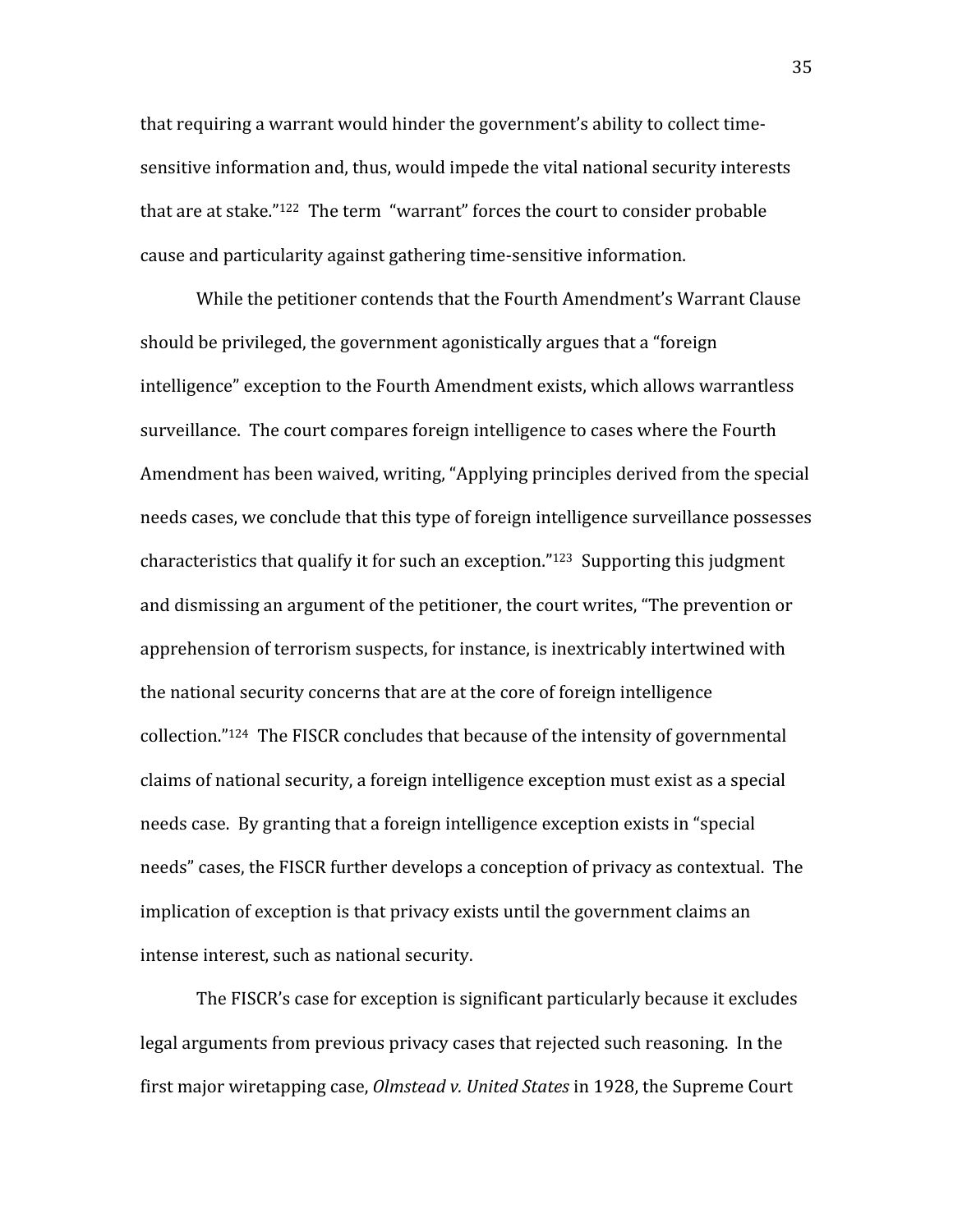that requiring a warrant would hinder the government's ability to collect time-sensitive information and, thus, would impede the vital national security interests that are at stake."[122] The term "warrant" forces the court to consider probable cause and particularity against gathering time-sensitive information.

While the petitioner contends that the Fourth Amendment's Warrant Clause should be privileged, the government agonistically argues that a "foreign intelligence" exception to the Fourth Amendment exists, which allows warrantless surveillance. The court compares foreign intelligence to cases where the Fourth Amendment has been waived, writing, "Applying principles derived from the special needs cases, we conclude that this type of foreign intelligence surveillance possesses characteristics that qualify it for such an exception."[123] Supporting this judgment and dismissing an argument of the petitioner, the court writes, "The prevention or apprehension of terrorism suspects, for instance, is inextricably intertwined with the national security concerns that are at the core of foreign intelligence collection."[124] The FISCR concludes that because of the intensity of governmental claims of national security, a foreign intelligence exception must exist as a special needs case. By granting that a foreign intelligence exception exists in "special needs" cases, the FISCR further develops a conception of privacy as contextual. The implication of exception is that privacy exists until the government claims an intense interest, such as national security.

The FISCR's case for exception is significant particularly because it excludes legal arguments from previous privacy cases that rejected such reasoning. In the first major wiretapping case, *Olmstead v. United States* in 1928, the Supreme Court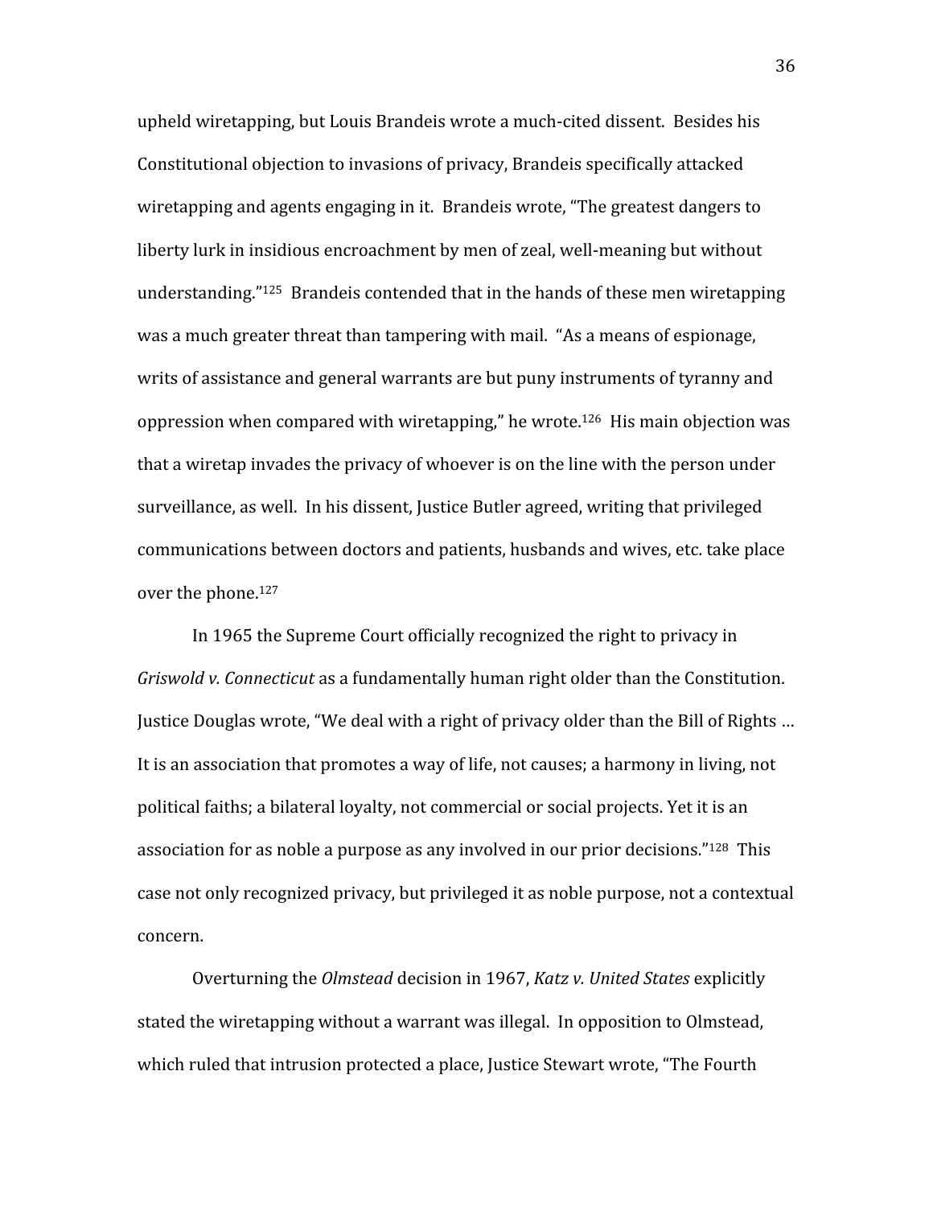upheld wiretapping, but Louis Brandeis wrote a much-cited dissent. Besides his Constitutional objection to invasions of privacy, Brandeis specifically attacked wiretapping and agents engaging in it. Brandeis wrote, "The greatest dangers to liberty lurk in insidious encroachment by men of zeal, well-meaning but without understanding."[125] Brandeis contended that in the hands of these men wiretapping was a much greater threat than tampering with mail. "As a means of espionage, writs of assistance and general warrants are but puny instruments of tyranny and oppression when compared with wiretapping," he wrote.[126] His main objection was that a wiretap invades the privacy of whoever is on the line with the person under surveillance, as well. In his dissent, Justice Butler agreed, writing that privileged communications between doctors and patients, husbands and wives, etc. take place over the phone.[127]

In 1965 the Supreme Court officially recognized the right to privacy in *Griswold v. Connecticut* as a fundamentally human right older than the Constitution. Justice Douglas wrote, "We deal with a right of privacy older than the Bill of Rights … It is an association that promotes a way of life, not causes; a harmony in living, not political faiths; a bilateral loyalty, not commercial or social projects. Yet it is an association for as noble a purpose as any involved in our prior decisions."[128] This case not only recognized privacy, but privileged it as noble purpose, not a contextual concern.

Overturning the *Olmstead* decision in 1967, *Katz v. United States* explicitly stated the wiretapping without a warrant was illegal. In opposition to Olmstead, which ruled that intrusion protected a place, Justice Stewart wrote, "The Fourth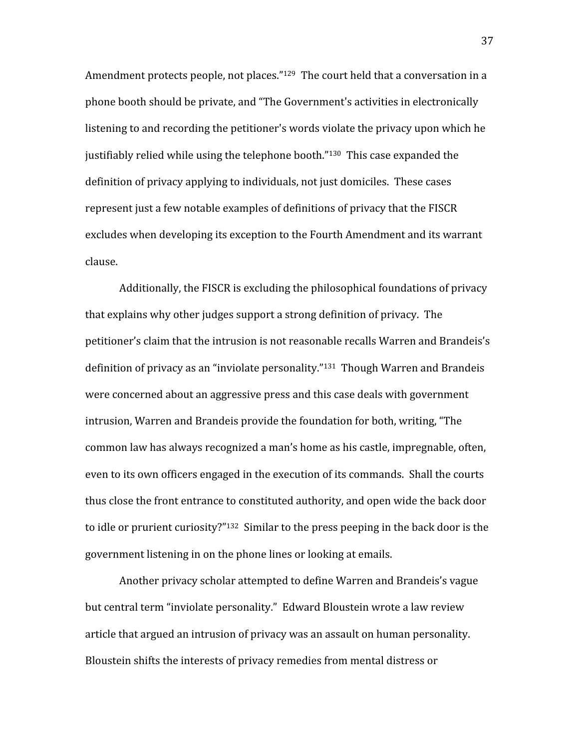Amendment protects people, not places."[129] The court held that a conversation in a phone booth should be private, and "The Government's activities in electronically listening to and recording the petitioner's words violate the privacy upon which he justifiably relied while using the telephone booth."[130] This case expanded the definition of privacy applying to individuals, not just domiciles. These cases represent just a few notable examples of definitions of privacy that the FISCR excludes when developing its exception to the Fourth Amendment and its warrant clause.

Additionally, the FISCR is excluding the philosophical foundations of privacy that explains why other judges support a strong definition of privacy. The petitioner's claim that the intrusion is not reasonable recalls Warren and Brandeis's definition of privacy as an "inviolate personality."[131] Though Warren and Brandeis were concerned about an aggressive press and this case deals with government intrusion, Warren and Brandeis provide the foundation for both, writing, "The common law has always recognized a man's home as his castle, impregnable, often, even to its own officers engaged in the execution of its commands. Shall the courts thus close the front entrance to constituted authority, and open wide the back door to idle or prurient curiosity?"[132] Similar to the press peeping in the back door is the government listening in on the phone lines or looking at emails.

Another privacy scholar attempted to define Warren and Brandeis's vague but central term "inviolate personality." Edward Bloustein wrote a law review article that argued an intrusion of privacy was an assault on human personality. Bloustein shifts the interests of privacy remedies from mental distress or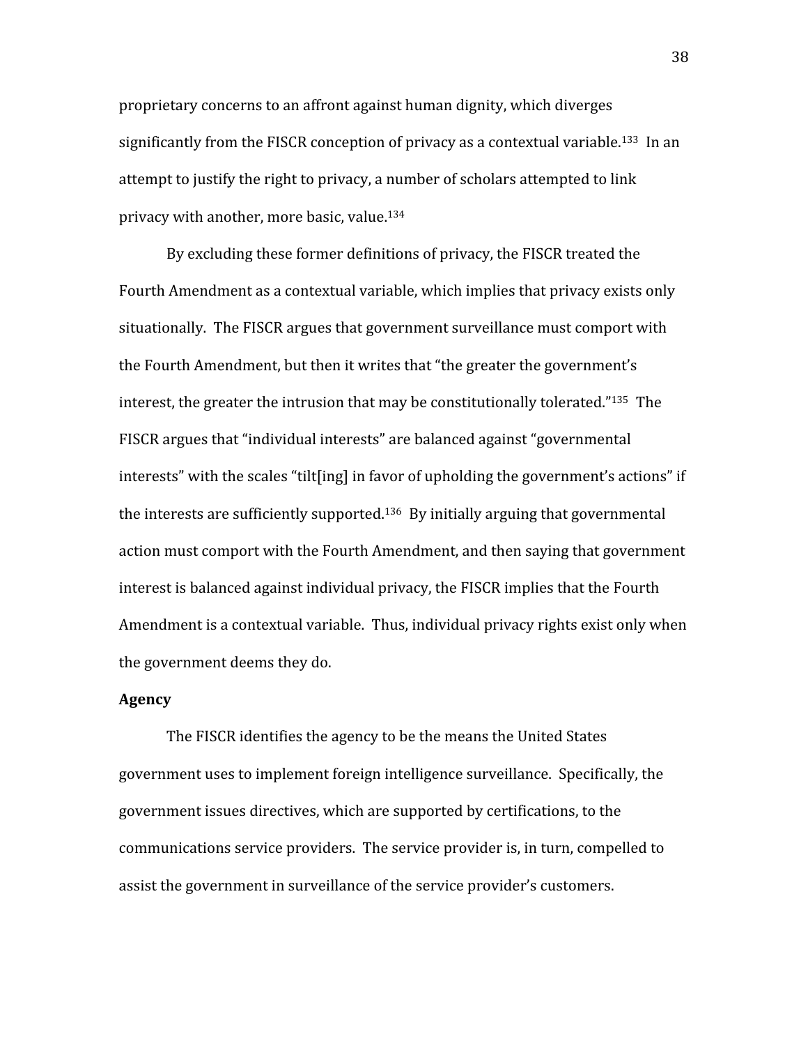proprietary concerns to an affront against human dignity, which diverges significantly from the FISCR conception of privacy as a contextual variable.[133] In an attempt to justify the right to privacy, a number of scholars attempted to link privacy with another, more basic, value.[134]

By excluding these former definitions of privacy, the FISCR treated the Fourth Amendment as a contextual variable, which implies that privacy exists only situationally. The FISCR argues that government surveillance must comport with the Fourth Amendment, but then it writes that "the greater the government's interest, the greater the intrusion that may be constitutionally tolerated."[135] The FISCR argues that "individual interests" are balanced against "governmental interests" with the scales "tilt[ing] in favor of upholding the government's actions" if the interests are sufficiently supported.[136] By initially arguing that governmental action must comport with the Fourth Amendment, and then saying that government interest is balanced against individual privacy, the FISCR implies that the Fourth Amendment is a contextual variable. Thus, individual privacy rights exist only when the government deems they do.

**Agency**

The FISCR identifies the agency to be the means the United States government uses to implement foreign intelligence surveillance. Specifically, the government issues directives, which are supported by certifications, to the communications service providers. The service provider is, in turn, compelled to assist the government in surveillance of the service provider's customers.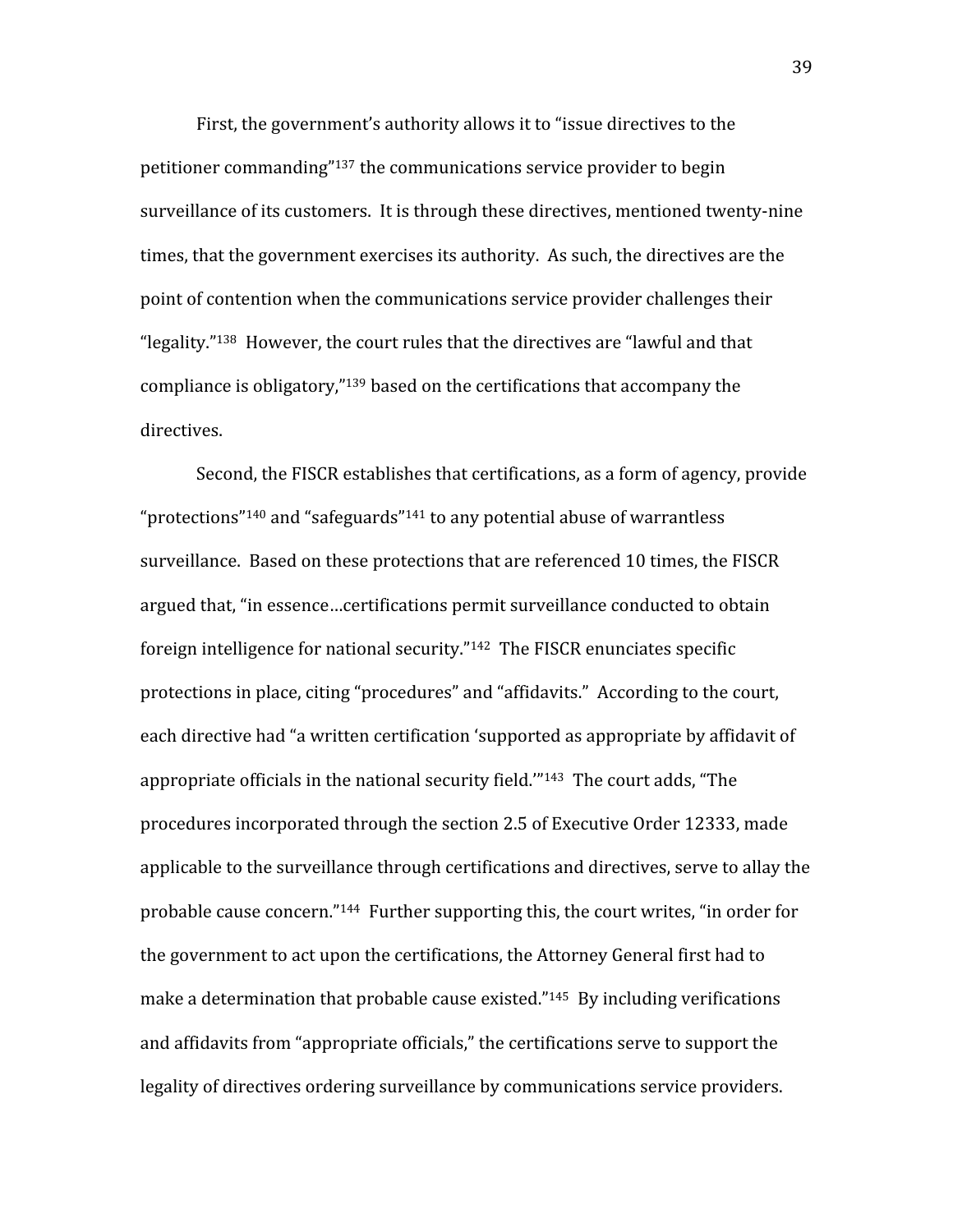First, the government's authority allows it to "issue directives to the petitioner commanding"[137] the communications service provider to begin surveillance of its customers. It is through these directives, mentioned twenty-nine times, that the government exercises its authority. As such, the directives are the point of contention when the communications service provider challenges their "legality."[138] However, the court rules that the directives are "lawful and that compliance is obligatory,"[139] based on the certifications that accompany the directives.

Second, the FISCR establishes that certifications, as a form of agency, provide "protections"[140] and "safeguards"[141] to any potential abuse of warrantless surveillance. Based on these protections that are referenced 10 times, the FISCR argued that, "in essence…certifications permit surveillance conducted to obtain foreign intelligence for national security."[142] The FISCR enunciates specific protections in place, citing "procedures" and "affidavits." According to the court, each directive had "a written certification 'supported as appropriate by affidavit of appropriate officials in the national security field.'"[143] The court adds, "The procedures incorporated through the section 2.5 of Executive Order 12333, made applicable to the surveillance through certifications and directives, serve to allay the probable cause concern."[144] Further supporting this, the court writes, "in order for the government to act upon the certifications, the Attorney General first had to make a determination that probable cause existed."[145] By including verifications and affidavits from "appropriate officials," the certifications serve to support the legality of directives ordering surveillance by communications service providers.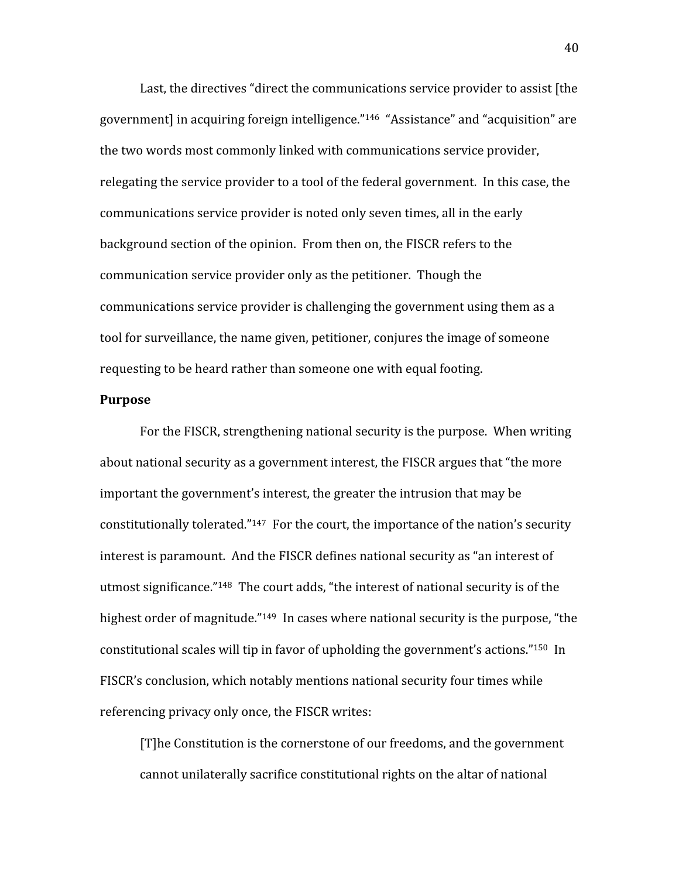Last, the directives "direct the communications service provider to assist [the government] in acquiring foreign intelligence."[146] "Assistance" and "acquisition" are the two words most commonly linked with communications service provider, relegating the service provider to a tool of the federal government. In this case, the communications service provider is noted only seven times, all in the early background section of the opinion. From then on, the FISCR refers to the communication service provider only as the petitioner. Though the communications service provider is challenging the government using them as a tool for surveillance, the name given, petitioner, conjures the image of someone requesting to be heard rather than someone one with equal footing.

**Purpose**

For the FISCR, strengthening national security is the purpose. When writing about national security as a government interest, the FISCR argues that "the more important the government's interest, the greater the intrusion that may be constitutionally tolerated."[147] For the court, the importance of the nation's security interest is paramount. And the FISCR defines national security as "an interest of utmost significance."[148] The court adds, "the interest of national security is of the highest order of magnitude."[149] In cases where national security is the purpose, "the constitutional scales will tip in favor of upholding the government's actions."[150] In FISCR's conclusion, which notably mentions national security four times while referencing privacy only once, the FISCR writes:

> [T]he Constitution is the cornerstone of our freedoms, and the government cannot unilaterally sacrifice constitutional rights on the altar of national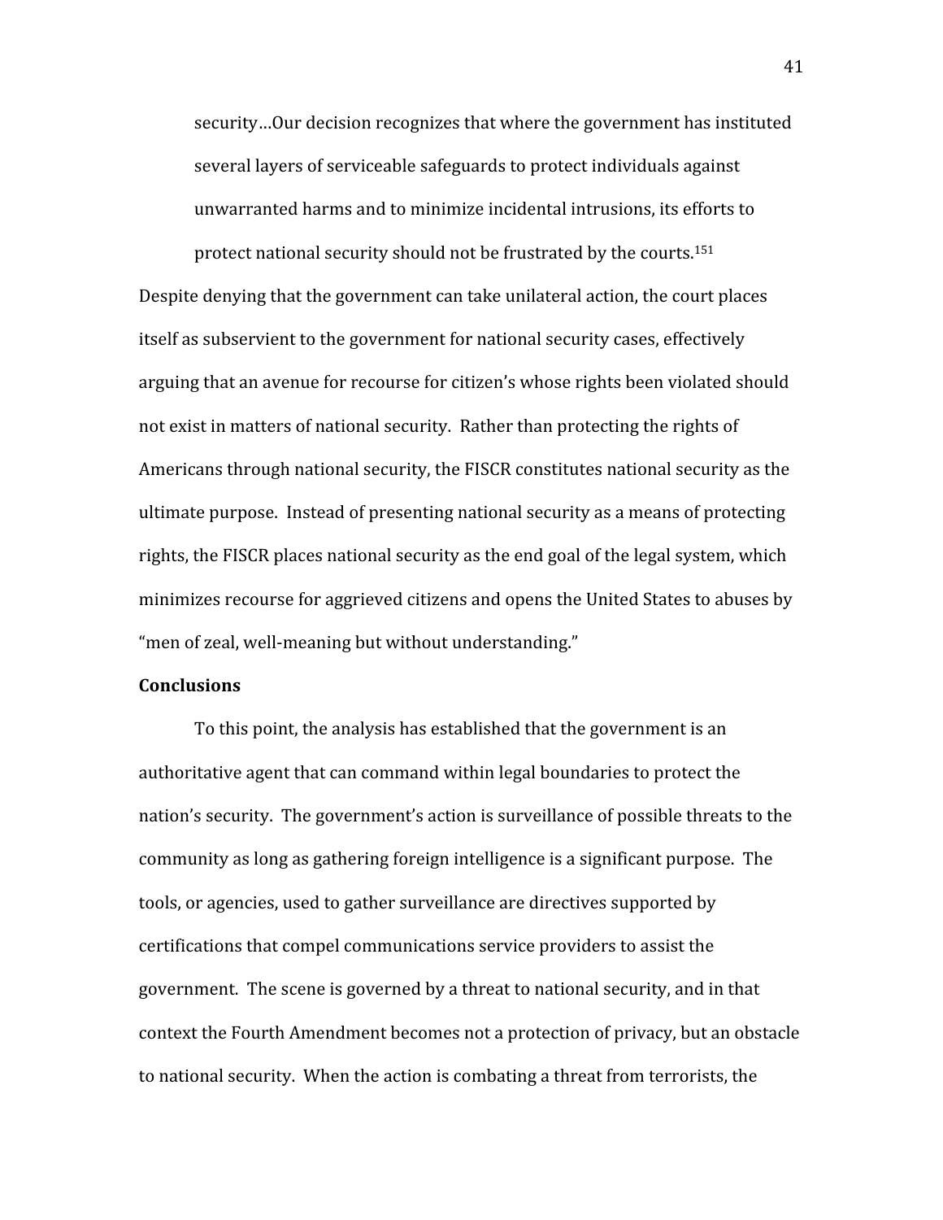> security…Our decision recognizes that where the government has instituted several layers of serviceable safeguards to protect individuals against unwarranted harms and to minimize incidental intrusions, its efforts to protect national security should not be frustrated by the courts.[151]

Despite denying that the government can take unilateral action, the court places itself as subservient to the government for national security cases, effectively arguing that an avenue for recourse for citizen's whose rights been violated should not exist in matters of national security. Rather than protecting the rights of Americans through national security, the FISCR constitutes national security as the ultimate purpose. Instead of presenting national security as a means of protecting rights, the FISCR places national security as the end goal of the legal system, which minimizes recourse for aggrieved citizens and opens the United States to abuses by "men of zeal, well-meaning but without understanding."

**Conclusions**

To this point, the analysis has established that the government is an authoritative agent that can command within legal boundaries to protect the nation's security. The government's action is surveillance of possible threats to the community as long as gathering foreign intelligence is a significant purpose. The tools, or agencies, used to gather surveillance are directives supported by certifications that compel communications service providers to assist the government. The scene is governed by a threat to national security, and in that context the Fourth Amendment becomes not a protection of privacy, but an obstacle to national security. When the action is combating a threat from terrorists, the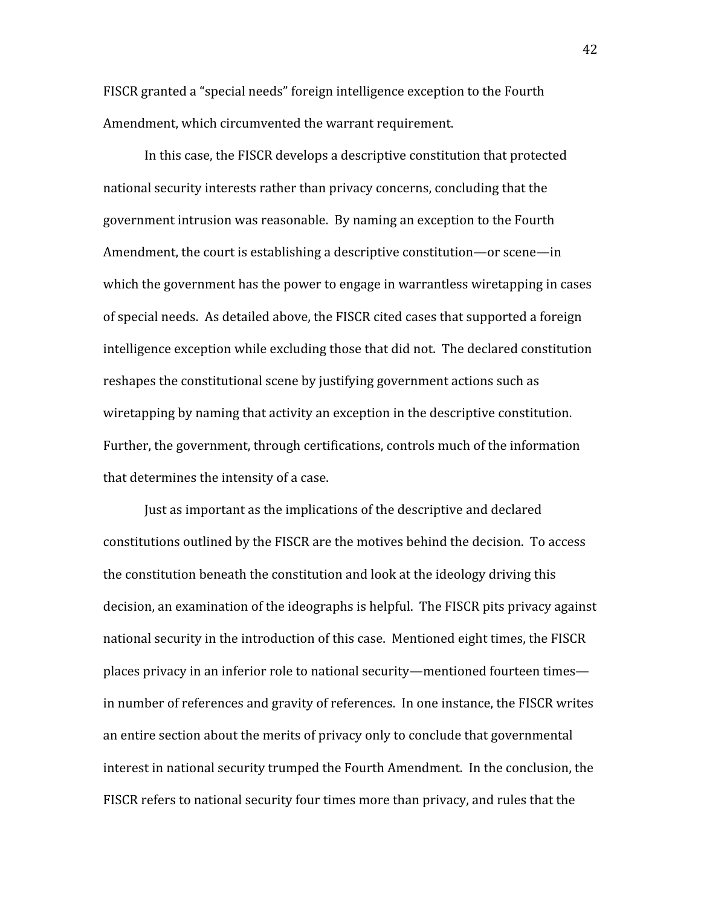FISCR granted a "special needs" foreign intelligence exception to the Fourth Amendment, which circumvented the warrant requirement.

In this case, the FISCR develops a descriptive constitution that protected national security interests rather than privacy concerns, concluding that the government intrusion was reasonable. By naming an exception to the Fourth Amendment, the court is establishing a descriptive constitution—or scene—in which the government has the power to engage in warrantless wiretapping in cases of special needs. As detailed above, the FISCR cited cases that supported a foreign intelligence exception while excluding those that did not. The declared constitution reshapes the constitutional scene by justifying government actions such as wiretapping by naming that activity an exception in the descriptive constitution. Further, the government, through certifications, controls much of the information that determines the intensity of a case.

Just as important as the implications of the descriptive and declared constitutions outlined by the FISCR are the motives behind the decision. To access the constitution beneath the constitution and look at the ideology driving this decision, an examination of the ideographs is helpful. The FISCR pits privacy against national security in the introduction of this case. Mentioned eight times, the FISCR places privacy in an inferior role to national security—mentioned fourteen times—in number of references and gravity of references. In one instance, the FISCR writes an entire section about the merits of privacy only to conclude that governmental interest in national security trumped the Fourth Amendment. In the conclusion, the FISCR refers to national security four times more than privacy, and rules that the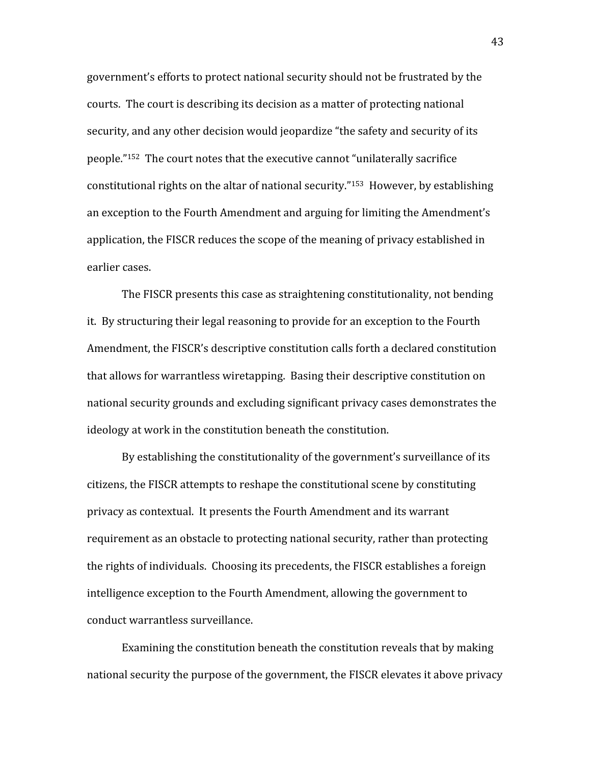government's efforts to protect national security should not be frustrated by the courts. The court is describing its decision as a matter of protecting national security, and any other decision would jeopardize "the safety and security of its people."[152] The court notes that the executive cannot "unilaterally sacrifice constitutional rights on the altar of national security."[153] However, by establishing an exception to the Fourth Amendment and arguing for limiting the Amendment's application, the FISCR reduces the scope of the meaning of privacy established in earlier cases.

The FISCR presents this case as straightening constitutionality, not bending it. By structuring their legal reasoning to provide for an exception to the Fourth Amendment, the FISCR's descriptive constitution calls forth a declared constitution that allows for warrantless wiretapping. Basing their descriptive constitution on national security grounds and excluding significant privacy cases demonstrates the ideology at work in the constitution beneath the constitution.

By establishing the constitutionality of the government's surveillance of its citizens, the FISCR attempts to reshape the constitutional scene by constituting privacy as contextual. It presents the Fourth Amendment and its warrant requirement as an obstacle to protecting national security, rather than protecting the rights of individuals. Choosing its precedents, the FISCR establishes a foreign intelligence exception to the Fourth Amendment, allowing the government to conduct warrantless surveillance.

Examining the constitution beneath the constitution reveals that by making national security the purpose of the government, the FISCR elevates it above privacy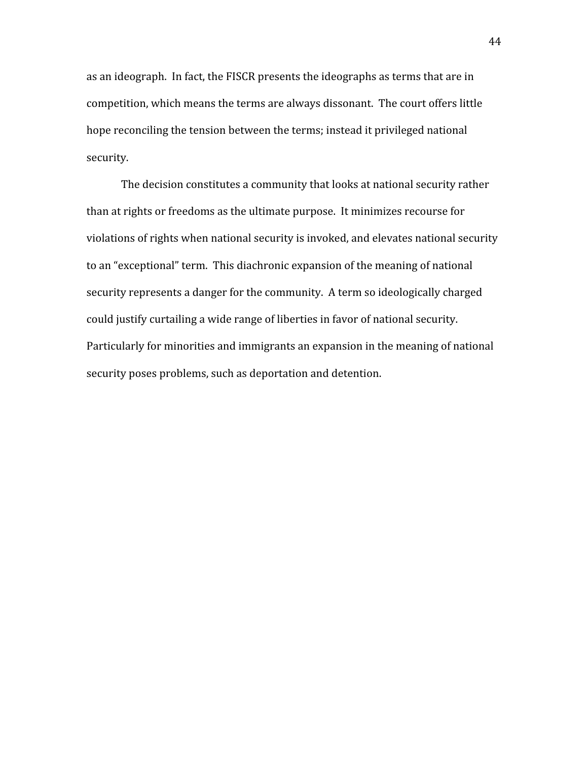as an ideograph. In fact, the FISCR presents the ideographs as terms that are in competition, which means the terms are always dissonant. The court offers little hope reconciling the tension between the terms; instead it privileged national security.

The decision constitutes a community that looks at national security rather than at rights or freedoms as the ultimate purpose. It minimizes recourse for violations of rights when national security is invoked, and elevates national security to an "exceptional" term. This diachronic expansion of the meaning of national security represents a danger for the community. A term so ideologically charged could justify curtailing a wide range of liberties in favor of national security. Particularly for minorities and immigrants an expansion in the meaning of national security poses problems, such as deportation and detention.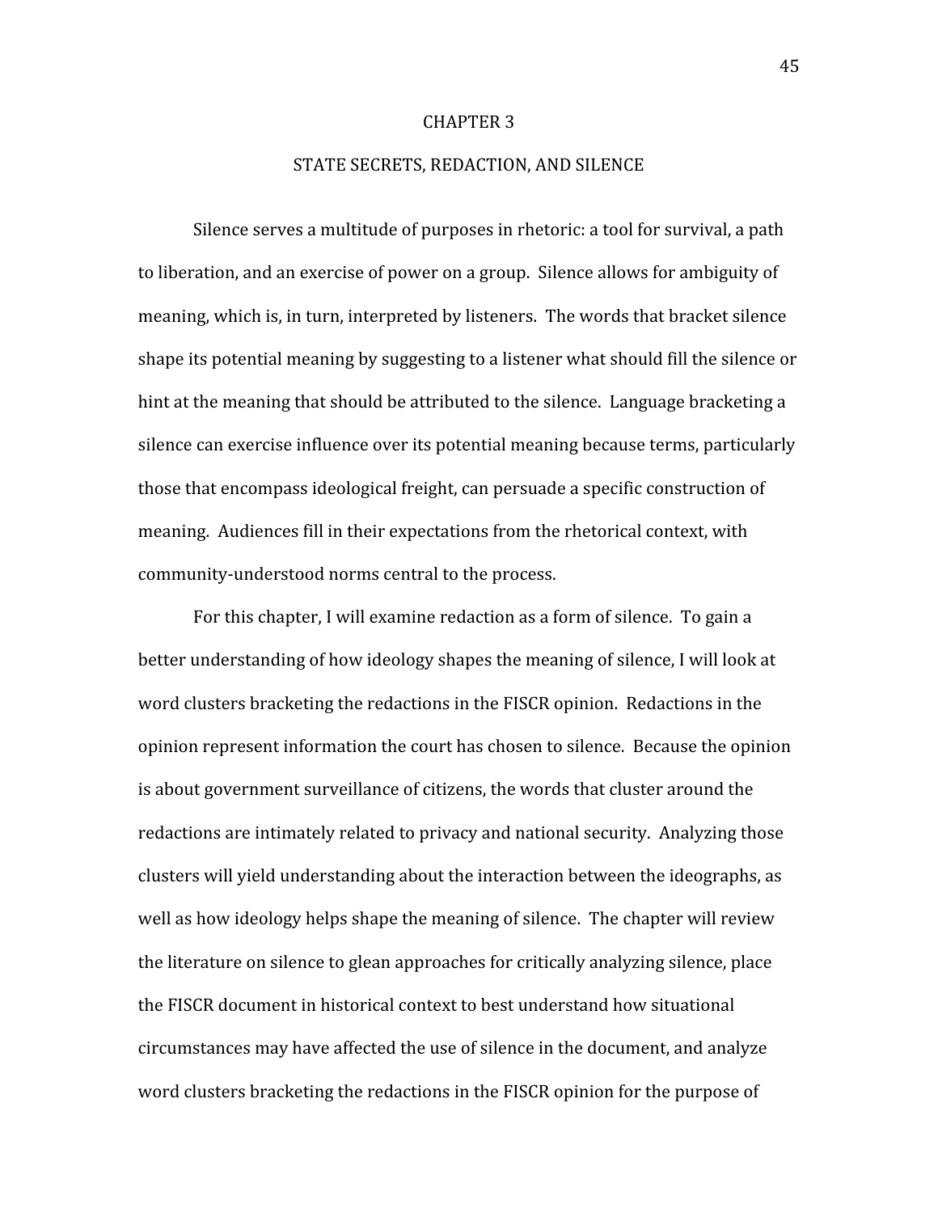# CHAPTER 3

# STATE SECRETS, REDACTION, AND SILENCE

Silence serves a multitude of purposes in rhetoric: a tool for survival, a path to liberation, and an exercise of power on a group. Silence allows for ambiguity of meaning, which is, in turn, interpreted by listeners. The words that bracket silence shape its potential meaning by suggesting to a listener what should fill the silence or hint at the meaning that should be attributed to the silence. Language bracketing a silence can exercise influence over its potential meaning because terms, particularly those that encompass ideological freight, can persuade a specific construction of meaning. Audiences fill in their expectations from the rhetorical context, with community-understood norms central to the process.

For this chapter, I will examine redaction as a form of silence. To gain a better understanding of how ideology shapes the meaning of silence, I will look at word clusters bracketing the redactions in the FISCR opinion. Redactions in the opinion represent information the court has chosen to silence. Because the opinion is about government surveillance of citizens, the words that cluster around the redactions are intimately related to privacy and national security. Analyzing those clusters will yield understanding about the interaction between the ideographs, as well as how ideology helps shape the meaning of silence. The chapter will review the literature on silence to glean approaches for critically analyzing silence, place the FISCR document in historical context to best understand how situational circumstances may have affected the use of silence in the document, and analyze word clusters bracketing the redactions in the FISCR opinion for the purpose of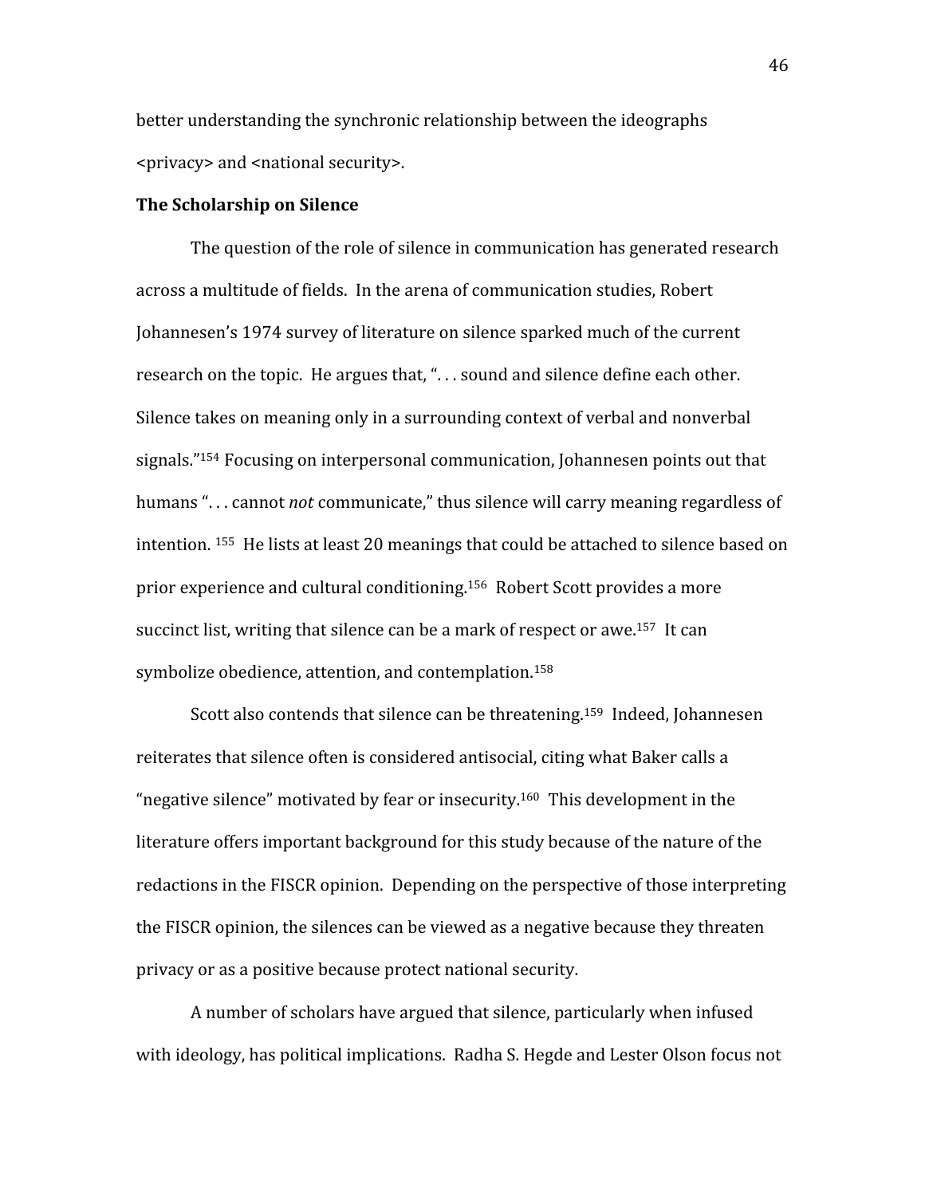better understanding the synchronic relationship between the ideographs <privacy> and <national security>.

**The Scholarship on Silence**

The question of the role of silence in communication has generated research across a multitude of fields. In the arena of communication studies, Robert Johannesen's 1974 survey of literature on silence sparked much of the current research on the topic. He argues that, ". . . sound and silence define each other. Silence takes on meaning only in a surrounding context of verbal and nonverbal signals."[154] Focusing on interpersonal communication, Johannesen points out that humans ". . . cannot *not* communicate," thus silence will carry meaning regardless of intention. [155] He lists at least 20 meanings that could be attached to silence based on prior experience and cultural conditioning.[156] Robert Scott provides a more succinct list, writing that silence can be a mark of respect or awe.[157] It can symbolize obedience, attention, and contemplation.[158]

Scott also contends that silence can be threatening.[159] Indeed, Johannesen reiterates that silence often is considered antisocial, citing what Baker calls a "negative silence" motivated by fear or insecurity.[160] This development in the literature offers important background for this study because of the nature of the redactions in the FISCR opinion. Depending on the perspective of those interpreting the FISCR opinion, the silences can be viewed as a negative because they threaten privacy or as a positive because protect national security.

A number of scholars have argued that silence, particularly when infused with ideology, has political implications. Radha S. Hegde and Lester Olson focus not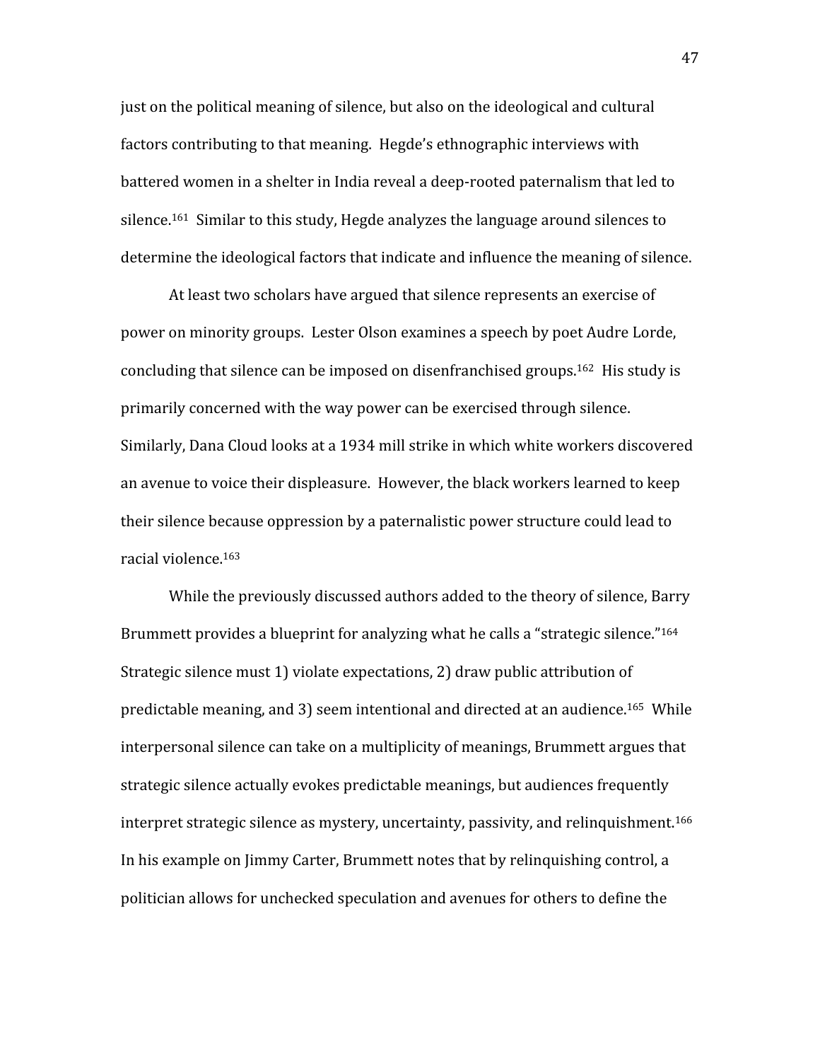just on the political meaning of silence, but also on the ideological and cultural factors contributing to that meaning. Hegde's ethnographic interviews with battered women in a shelter in India reveal a deep-rooted paternalism that led to silence.[161] Similar to this study, Hegde analyzes the language around silences to determine the ideological factors that indicate and influence the meaning of silence.

At least two scholars have argued that silence represents an exercise of power on minority groups. Lester Olson examines a speech by poet Audre Lorde, concluding that silence can be imposed on disenfranchised groups.[162] His study is primarily concerned with the way power can be exercised through silence. Similarly, Dana Cloud looks at a 1934 mill strike in which white workers discovered an avenue to voice their displeasure. However, the black workers learned to keep their silence because oppression by a paternalistic power structure could lead to racial violence.[163]

While the previously discussed authors added to the theory of silence, Barry Brummett provides a blueprint for analyzing what he calls a "strategic silence."[164] Strategic silence must 1) violate expectations, 2) draw public attribution of predictable meaning, and 3) seem intentional and directed at an audience.[165] While interpersonal silence can take on a multiplicity of meanings, Brummett argues that strategic silence actually evokes predictable meanings, but audiences frequently interpret strategic silence as mystery, uncertainty, passivity, and relinquishment.[166] In his example on Jimmy Carter, Brummett notes that by relinquishing control, a politician allows for unchecked speculation and avenues for others to define the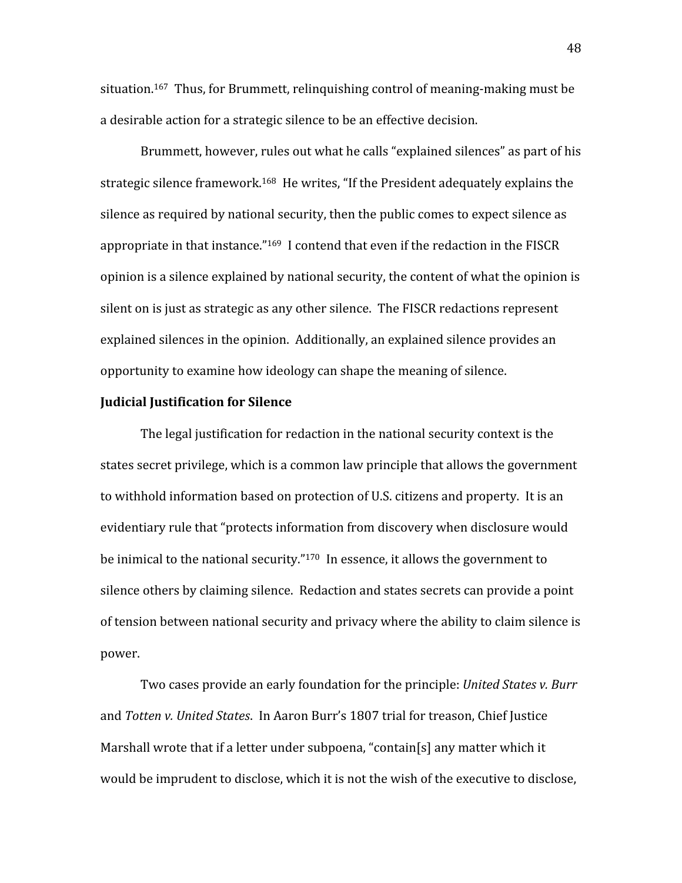situation.[167] Thus, for Brummett, relinquishing control of meaning-making must be a desirable action for a strategic silence to be an effective decision.

Brummett, however, rules out what he calls "explained silences" as part of his strategic silence framework.[168] He writes, "If the President adequately explains the silence as required by national security, then the public comes to expect silence as appropriate in that instance."[169] I contend that even if the redaction in the FISCR opinion is a silence explained by national security, the content of what the opinion is silent on is just as strategic as any other silence. The FISCR redactions represent explained silences in the opinion. Additionally, an explained silence provides an opportunity to examine how ideology can shape the meaning of silence.

**Judicial Justification for Silence**

The legal justification for redaction in the national security context is the states secret privilege, which is a common law principle that allows the government to withhold information based on protection of U.S. citizens and property. It is an evidentiary rule that "protects information from discovery when disclosure would be inimical to the national security."[170] In essence, it allows the government to silence others by claiming silence. Redaction and states secrets can provide a point of tension between national security and privacy where the ability to claim silence is power.

Two cases provide an early foundation for the principle: *United States v. Burr* and *Totten v. United States*. In Aaron Burr's 1807 trial for treason, Chief Justice Marshall wrote that if a letter under subpoena, "contain[s] any matter which it would be imprudent to disclose, which it is not the wish of the executive to disclose,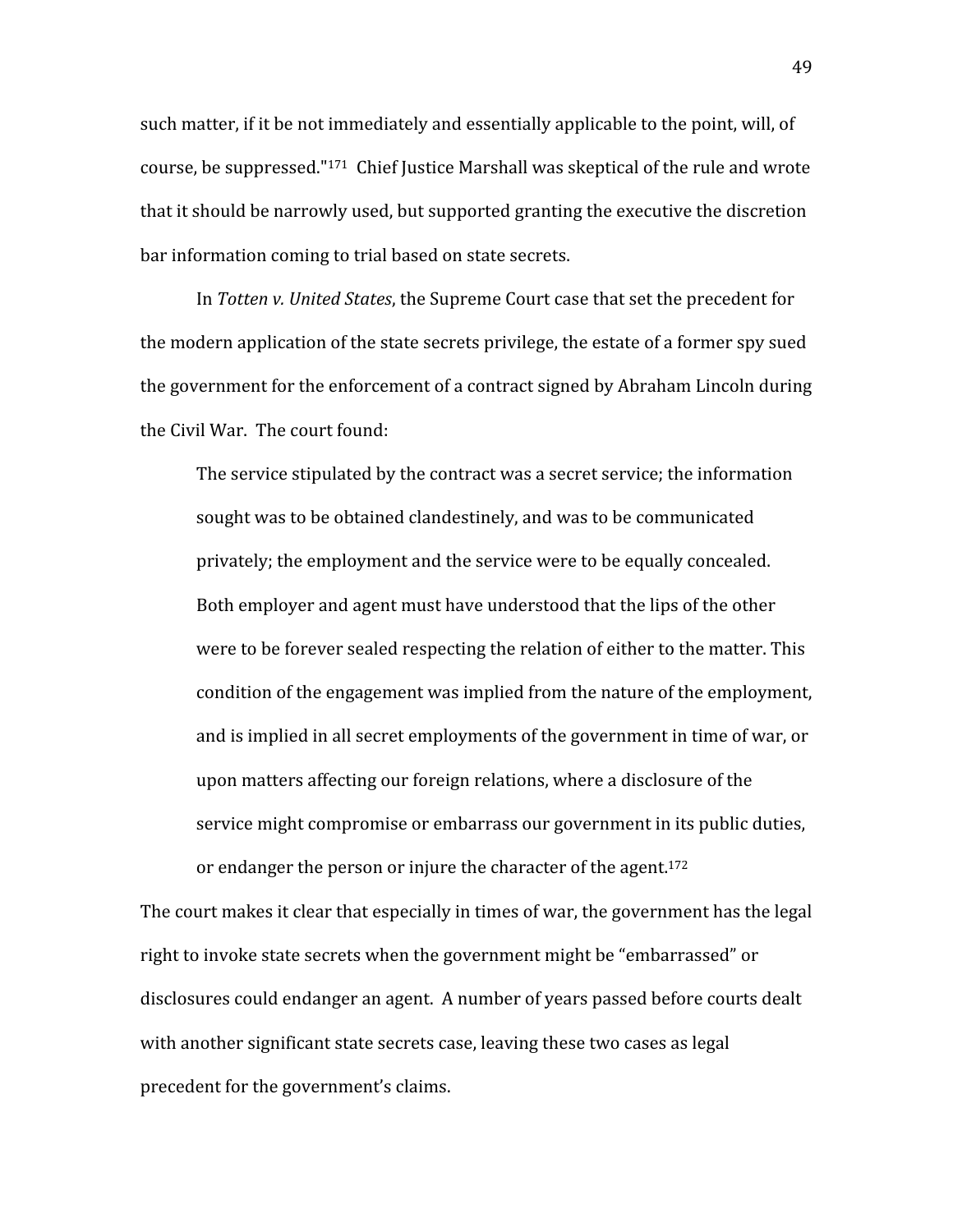such matter, if it be not immediately and essentially applicable to the point, will, of course, be suppressed."[171] Chief Justice Marshall was skeptical of the rule and wrote that it should be narrowly used, but supported granting the executive the discretion bar information coming to trial based on state secrets.

In *Totten v. United States*, the Supreme Court case that set the precedent for the modern application of the state secrets privilege, the estate of a former spy sued the government for the enforcement of a contract signed by Abraham Lincoln during the Civil War. The court found:

> The service stipulated by the contract was a secret service; the information sought was to be obtained clandestinely, and was to be communicated privately; the employment and the service were to be equally concealed. Both employer and agent must have understood that the lips of the other were to be forever sealed respecting the relation of either to the matter. This condition of the engagement was implied from the nature of the employment, and is implied in all secret employments of the government in time of war, or upon matters affecting our foreign relations, where a disclosure of the service might compromise or embarrass our government in its public duties, or endanger the person or injure the character of the agent.[172]

The court makes it clear that especially in times of war, the government has the legal right to invoke state secrets when the government might be "embarrassed" or disclosures could endanger an agent. A number of years passed before courts dealt with another significant state secrets case, leaving these two cases as legal precedent for the government's claims.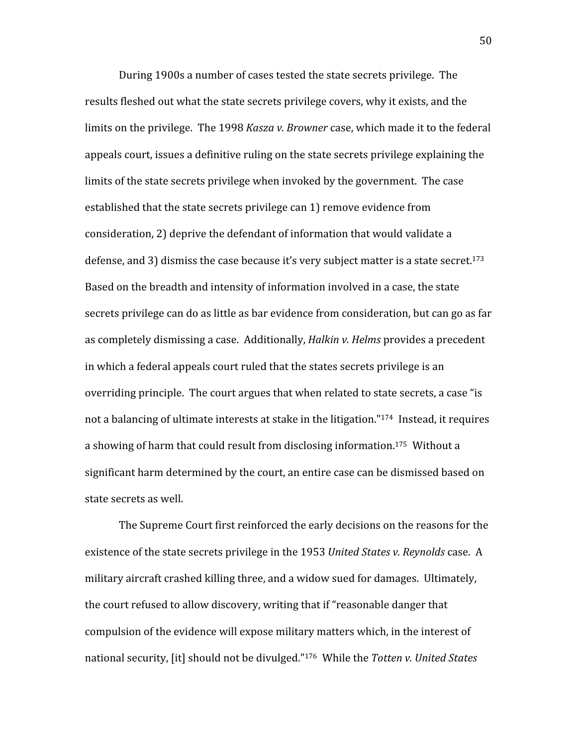During 1900s a number of cases tested the state secrets privilege. The results fleshed out what the state secrets privilege covers, why it exists, and the limits on the privilege. The 1998 *Kasza v. Browner* case, which made it to the federal appeals court, issues a definitive ruling on the state secrets privilege explaining the limits of the state secrets privilege when invoked by the government. The case established that the state secrets privilege can 1) remove evidence from consideration, 2) deprive the defendant of information that would validate a defense, and 3) dismiss the case because it's very subject matter is a state secret.[173] Based on the breadth and intensity of information involved in a case, the state secrets privilege can do as little as bar evidence from consideration, but can go as far as completely dismissing a case. Additionally, *Halkin v. Helms* provides a precedent in which a federal appeals court ruled that the states secrets privilege is an overriding principle. The court argues that when related to state secrets, a case "is not a balancing of ultimate interests at stake in the litigation."[174] Instead, it requires a showing of harm that could result from disclosing information.[175] Without a significant harm determined by the court, an entire case can be dismissed based on state secrets as well.

The Supreme Court first reinforced the early decisions on the reasons for the existence of the state secrets privilege in the 1953 *United States v. Reynolds* case. A military aircraft crashed killing three, and a widow sued for damages. Ultimately, the court refused to allow discovery, writing that if "reasonable danger that compulsion of the evidence will expose military matters which, in the interest of national security, [it] should not be divulged."[176] While the *Totten v. United States*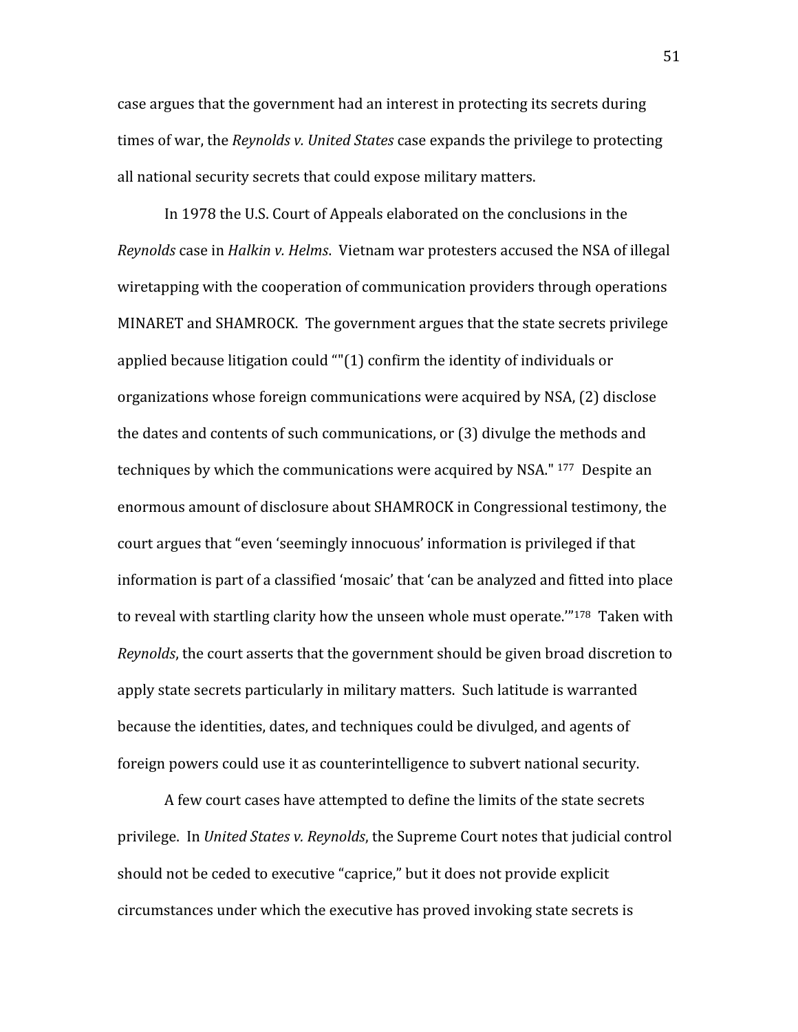case argues that the government had an interest in protecting its secrets during times of war, the *Reynolds v. United States* case expands the privilege to protecting all national security secrets that could expose military matters.

In 1978 the U.S. Court of Appeals elaborated on the conclusions in the *Reynolds* case in *Halkin v. Helms*. Vietnam war protesters accused the NSA of illegal wiretapping with the cooperation of communication providers through operations MINARET and SHAMROCK. The government argues that the state secrets privilege applied because litigation could ""(1) confirm the identity of individuals or organizations whose foreign communications were acquired by NSA, (2) disclose the dates and contents of such communications, or (3) divulge the methods and techniques by which the communications were acquired by NSA." [177] Despite an enormous amount of disclosure about SHAMROCK in Congressional testimony, the court argues that "even 'seemingly innocuous' information is privileged if that information is part of a classified 'mosaic' that 'can be analyzed and fitted into place to reveal with startling clarity how the unseen whole must operate.'"[178] Taken with *Reynolds*, the court asserts that the government should be given broad discretion to apply state secrets particularly in military matters. Such latitude is warranted because the identities, dates, and techniques could be divulged, and agents of foreign powers could use it as counterintelligence to subvert national security.

A few court cases have attempted to define the limits of the state secrets privilege. In *United States v. Reynolds*, the Supreme Court notes that judicial control should not be ceded to executive "caprice," but it does not provide explicit circumstances under which the executive has proved invoking state secrets is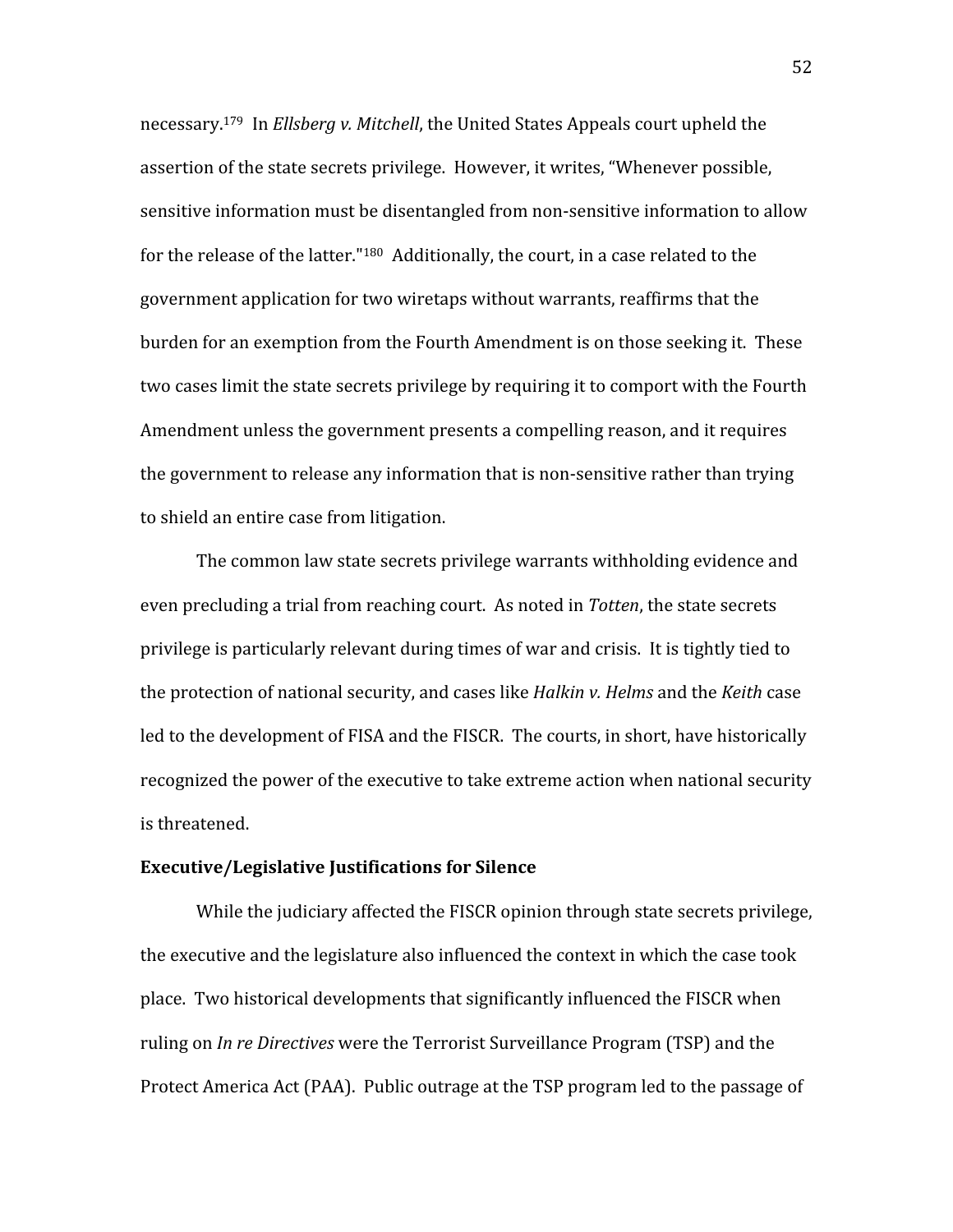necessary.[179] In *Ellsberg v. Mitchell*, the United States Appeals court upheld the assertion of the state secrets privilege. However, it writes, "Whenever possible, sensitive information must be disentangled from non-sensitive information to allow for the release of the latter."[180] Additionally, the court, in a case related to the government application for two wiretaps without warrants, reaffirms that the burden for an exemption from the Fourth Amendment is on those seeking it. These two cases limit the state secrets privilege by requiring it to comport with the Fourth Amendment unless the government presents a compelling reason, and it requires the government to release any information that is non-sensitive rather than trying to shield an entire case from litigation.

The common law state secrets privilege warrants withholding evidence and even precluding a trial from reaching court. As noted in *Totten*, the state secrets privilege is particularly relevant during times of war and crisis. It is tightly tied to the protection of national security, and cases like *Halkin v. Helms* and the *Keith* case led to the development of FISA and the FISCR. The courts, in short, have historically recognized the power of the executive to take extreme action when national security is threatened.

**Executive/Legislative Justifications for Silence**

While the judiciary affected the FISCR opinion through state secrets privilege, the executive and the legislature also influenced the context in which the case took place. Two historical developments that significantly influenced the FISCR when ruling on *In re Directives* were the Terrorist Surveillance Program (TSP) and the Protect America Act (PAA). Public outrage at the TSP program led to the passage of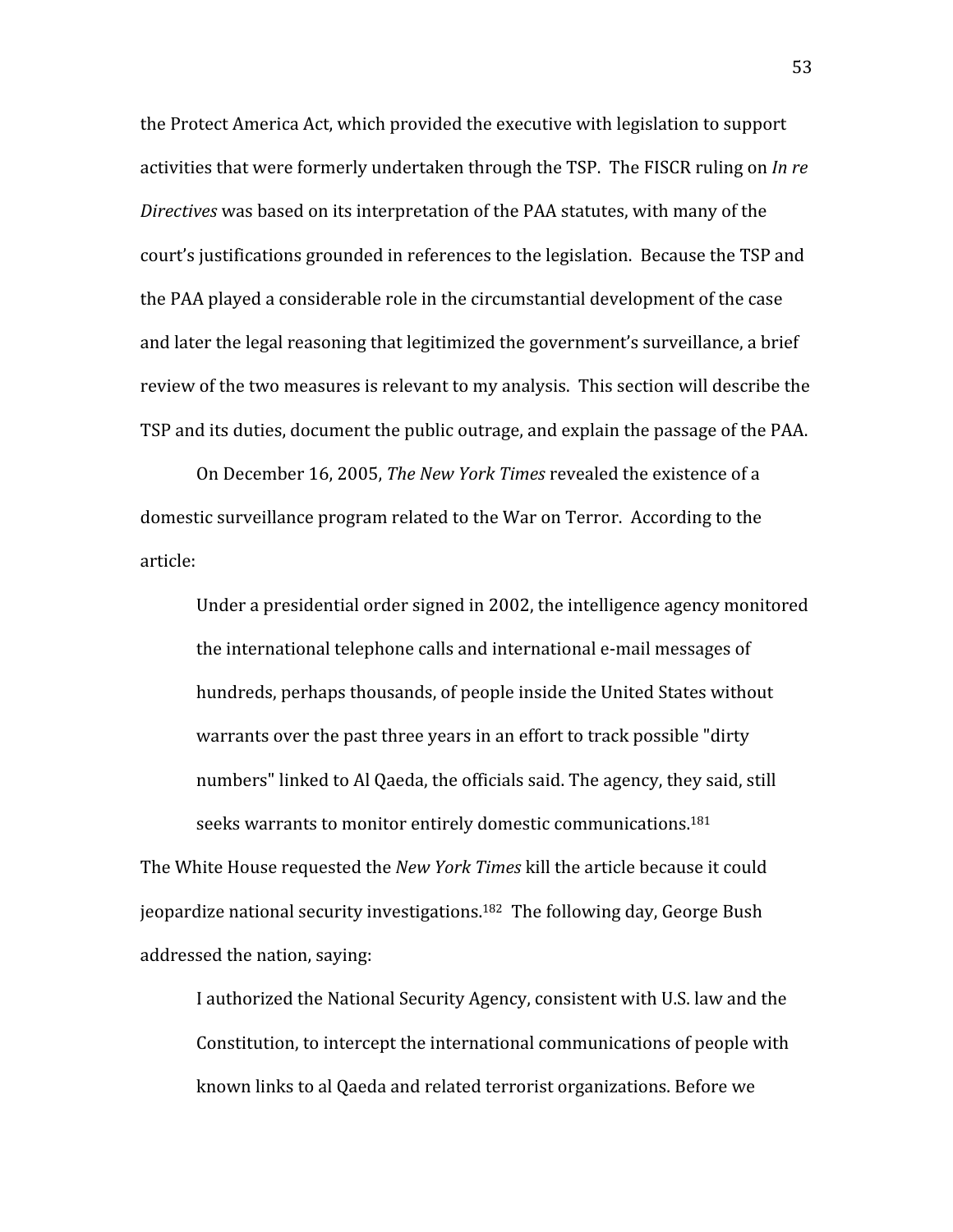the Protect America Act, which provided the executive with legislation to support activities that were formerly undertaken through the TSP. The FISCR ruling on *In re Directives* was based on its interpretation of the PAA statutes, with many of the court's justifications grounded in references to the legislation. Because the TSP and the PAA played a considerable role in the circumstantial development of the case and later the legal reasoning that legitimized the government's surveillance, a brief review of the two measures is relevant to my analysis. This section will describe the TSP and its duties, document the public outrage, and explain the passage of the PAA.

On December 16, 2005, *The New York Times* revealed the existence of a domestic surveillance program related to the War on Terror. According to the article:

> Under a presidential order signed in 2002, the intelligence agency monitored the international telephone calls and international e-mail messages of hundreds, perhaps thousands, of people inside the United States without warrants over the past three years in an effort to track possible "dirty numbers" linked to Al Qaeda, the officials said. The agency, they said, still seeks warrants to monitor entirely domestic communications.[181]

The White House requested the *New York Times* kill the article because it could jeopardize national security investigations.[182] The following day, George Bush addressed the nation, saying:

> I authorized the National Security Agency, consistent with U.S. law and the Constitution, to intercept the international communications of people with known links to al Qaeda and related terrorist organizations. Before we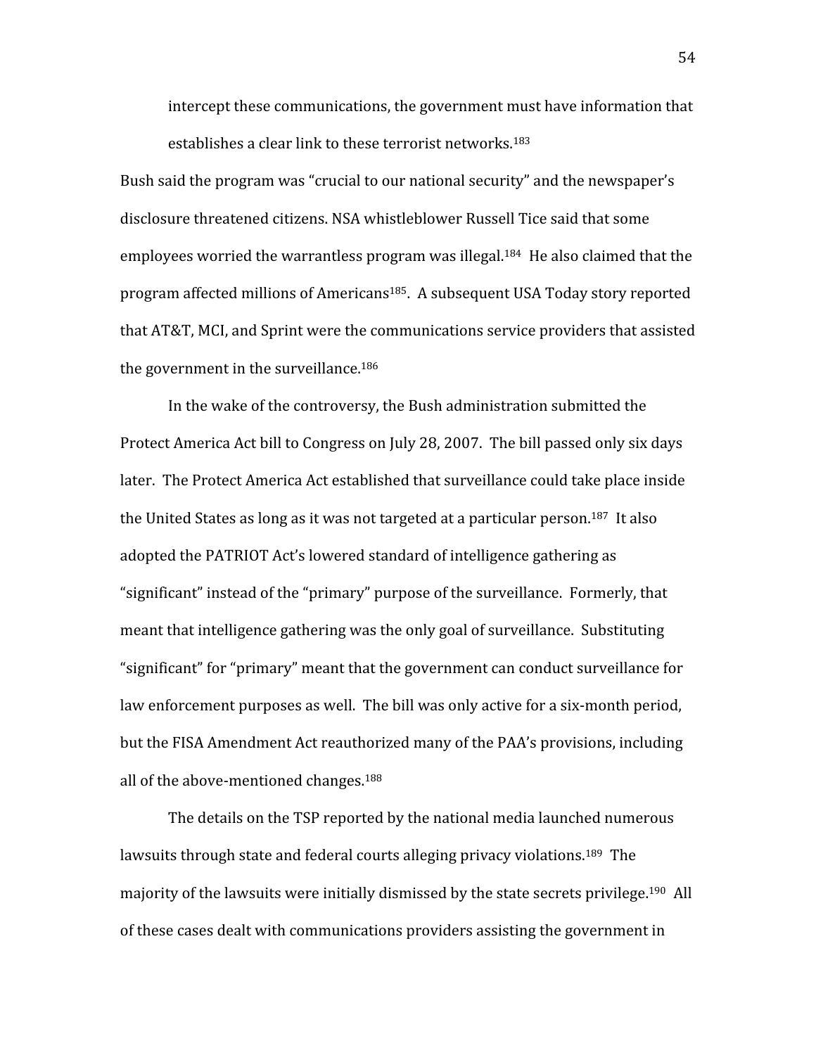intercept these communications, the government must have information that establishes a clear link to these terrorist networks.[183]

Bush said the program was "crucial to our national security" and the newspaper's disclosure threatened citizens. NSA whistleblower Russell Tice said that some employees worried the warrantless program was illegal.[184] He also claimed that the program affected millions of Americans[185]. A subsequent USA Today story reported that AT&T, MCI, and Sprint were the communications service providers that assisted the government in the surveillance.[186]

In the wake of the controversy, the Bush administration submitted the Protect America Act bill to Congress on July 28, 2007. The bill passed only six days later. The Protect America Act established that surveillance could take place inside the United States as long as it was not targeted at a particular person.[187] It also adopted the PATRIOT Act's lowered standard of intelligence gathering as "significant" instead of the "primary" purpose of the surveillance. Formerly, that meant that intelligence gathering was the only goal of surveillance. Substituting "significant" for "primary" meant that the government can conduct surveillance for law enforcement purposes as well. The bill was only active for a six-month period, but the FISA Amendment Act reauthorized many of the PAA's provisions, including all of the above-mentioned changes.[188]

The details on the TSP reported by the national media launched numerous lawsuits through state and federal courts alleging privacy violations.[189] The majority of the lawsuits were initially dismissed by the state secrets privilege.[190] All of these cases dealt with communications providers assisting the government in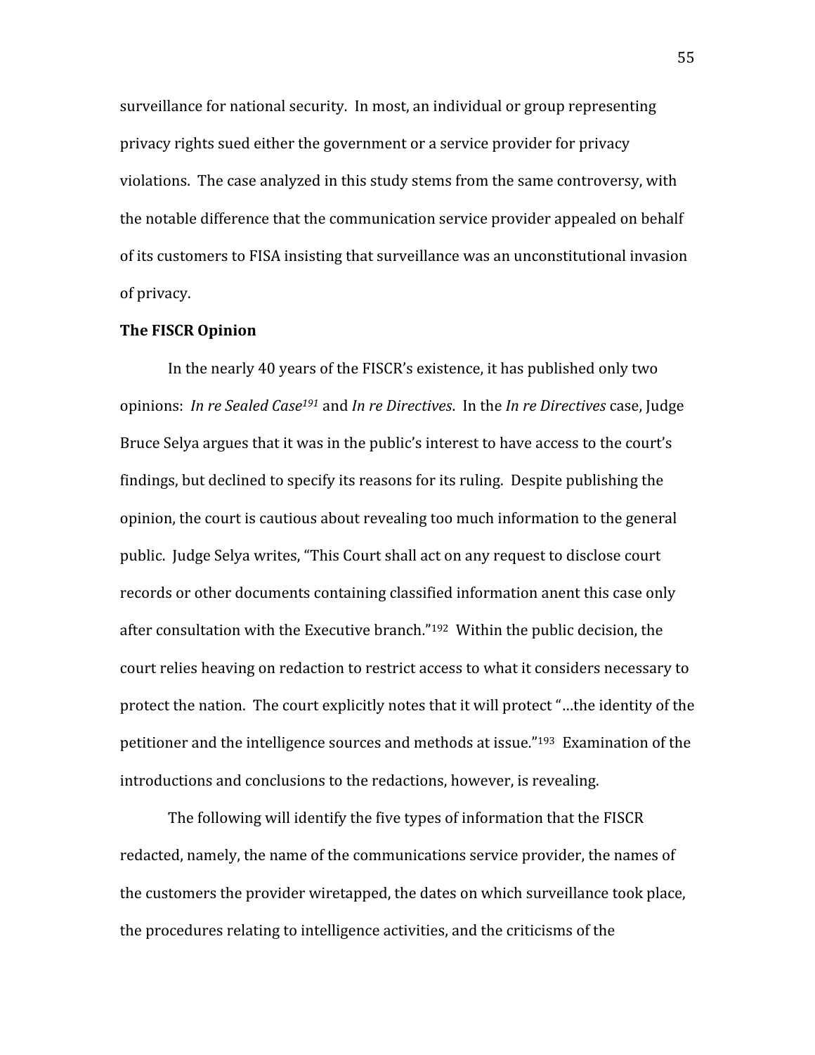surveillance for national security. In most, an individual or group representing privacy rights sued either the government or a service provider for privacy violations. The case analyzed in this study stems from the same controversy, with the notable difference that the communication service provider appealed on behalf of its customers to FISA insisting that surveillance was an unconstitutional invasion of privacy.

**The FISCR Opinion**

In the nearly 40 years of the FISCR's existence, it has published only two opinions: *In re Sealed Case*[191] and *In re Directives*. In the *In re Directives* case, Judge Bruce Selya argues that it was in the public's interest to have access to the court's findings, but declined to specify its reasons for its ruling. Despite publishing the opinion, the court is cautious about revealing too much information to the general public. Judge Selya writes, "This Court shall act on any request to disclose court records or other documents containing classified information anent this case only after consultation with the Executive branch."[192] Within the public decision, the court relies heaving on redaction to restrict access to what it considers necessary to protect the nation. The court explicitly notes that it will protect "…the identity of the petitioner and the intelligence sources and methods at issue."[193] Examination of the introductions and conclusions to the redactions, however, is revealing.

The following will identify the five types of information that the FISCR redacted, namely, the name of the communications service provider, the names of the customers the provider wiretapped, the dates on which surveillance took place, the procedures relating to intelligence activities, and the criticisms of the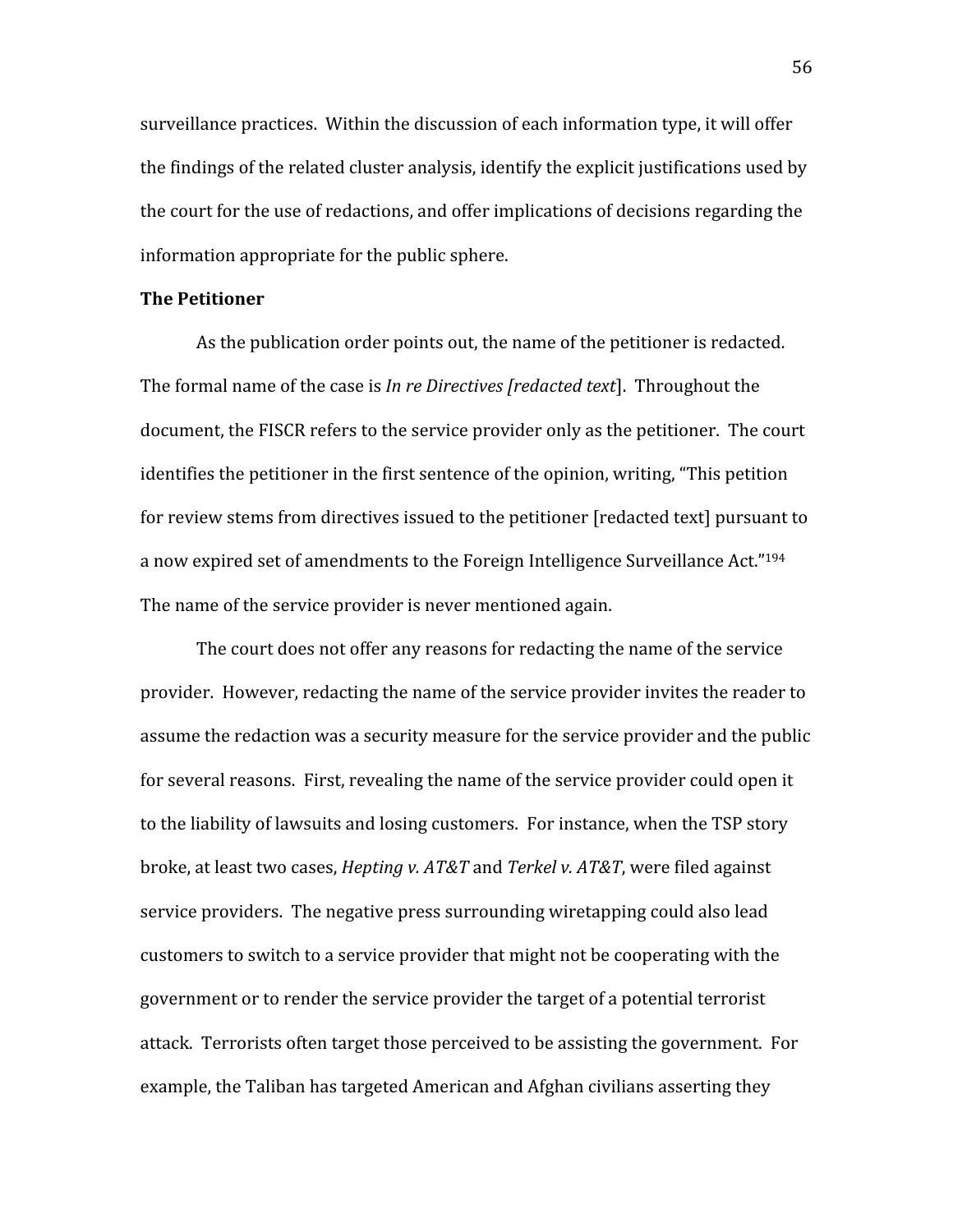surveillance practices. Within the discussion of each information type, it will offer the findings of the related cluster analysis, identify the explicit justifications used by the court for the use of redactions, and offer implications of decisions regarding the information appropriate for the public sphere.

**The Petitioner**

As the publication order points out, the name of the petitioner is redacted. The formal name of the case is *In re Directives [redacted text]*. Throughout the document, the FISCR refers to the service provider only as the petitioner. The court identifies the petitioner in the first sentence of the opinion, writing, "This petition for review stems from directives issued to the petitioner [redacted text] pursuant to a now expired set of amendments to the Foreign Intelligence Surveillance Act."[194] The name of the service provider is never mentioned again.

The court does not offer any reasons for redacting the name of the service provider. However, redacting the name of the service provider invites the reader to assume the redaction was a security measure for the service provider and the public for several reasons. First, revealing the name of the service provider could open it to the liability of lawsuits and losing customers. For instance, when the TSP story broke, at least two cases, *Hepting v. AT&T* and *Terkel v. AT&T*, were filed against service providers. The negative press surrounding wiretapping could also lead customers to switch to a service provider that might not be cooperating with the government or to render the service provider the target of a potential terrorist attack. Terrorists often target those perceived to be assisting the government. For example, the Taliban has targeted American and Afghan civilians asserting they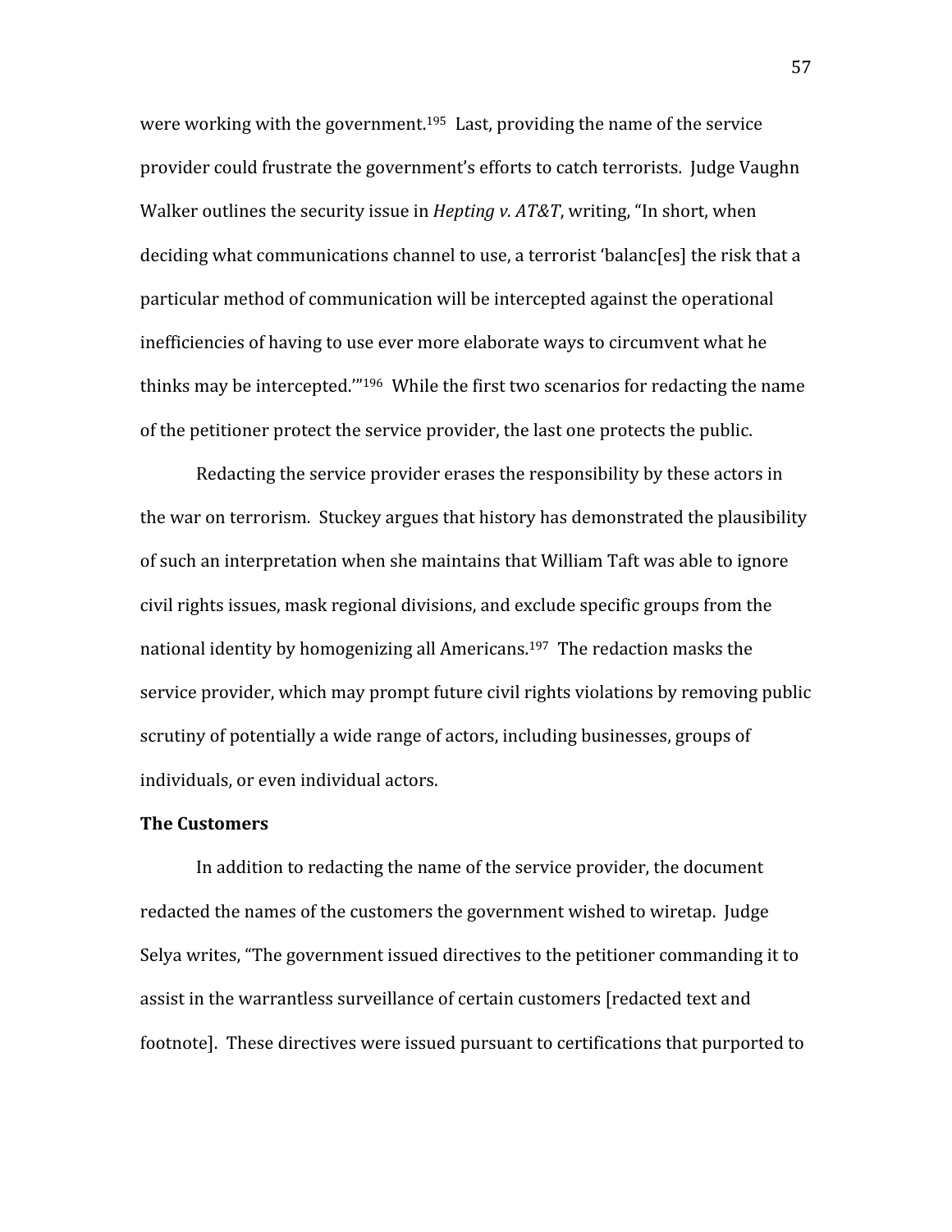were working with the government.[195] Last, providing the name of the service provider could frustrate the government's efforts to catch terrorists. Judge Vaughn Walker outlines the security issue in *Hepting v. AT&T*, writing, "In short, when deciding what communications channel to use, a terrorist 'balanc[es] the risk that a particular method of communication will be intercepted against the operational inefficiencies of having to use ever more elaborate ways to circumvent what he thinks may be intercepted.'"[196] While the first two scenarios for redacting the name of the petitioner protect the service provider, the last one protects the public.

Redacting the service provider erases the responsibility by these actors in the war on terrorism. Stuckey argues that history has demonstrated the plausibility of such an interpretation when she maintains that William Taft was able to ignore civil rights issues, mask regional divisions, and exclude specific groups from the national identity by homogenizing all Americans.[197] The redaction masks the service provider, which may prompt future civil rights violations by removing public scrutiny of potentially a wide range of actors, including businesses, groups of individuals, or even individual actors.

**The Customers**

In addition to redacting the name of the service provider, the document redacted the names of the customers the government wished to wiretap. Judge Selya writes, "The government issued directives to the petitioner commanding it to assist in the warrantless surveillance of certain customers [redacted text and footnote]. These directives were issued pursuant to certifications that purported to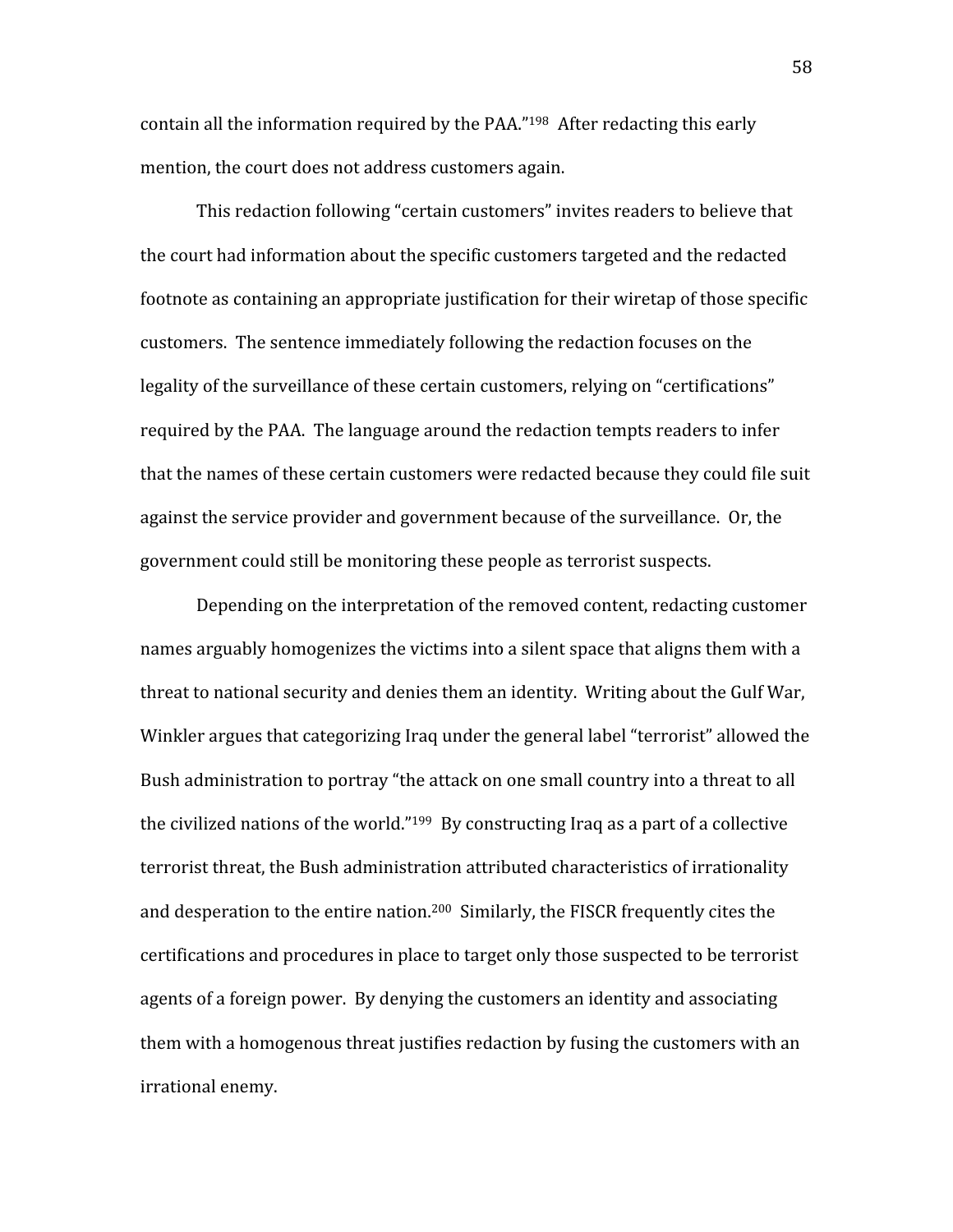contain all the information required by the PAA."[198] After redacting this early mention, the court does not address customers again.

This redaction following "certain customers" invites readers to believe that the court had information about the specific customers targeted and the redacted footnote as containing an appropriate justification for their wiretap of those specific customers. The sentence immediately following the redaction focuses on the legality of the surveillance of these certain customers, relying on "certifications" required by the PAA. The language around the redaction tempts readers to infer that the names of these certain customers were redacted because they could file suit against the service provider and government because of the surveillance. Or, the government could still be monitoring these people as terrorist suspects.

Depending on the interpretation of the removed content, redacting customer names arguably homogenizes the victims into a silent space that aligns them with a threat to national security and denies them an identity. Writing about the Gulf War, Winkler argues that categorizing Iraq under the general label "terrorist" allowed the Bush administration to portray "the attack on one small country into a threat to all the civilized nations of the world."[199] By constructing Iraq as a part of a collective terrorist threat, the Bush administration attributed characteristics of irrationality and desperation to the entire nation.[200] Similarly, the FISCR frequently cites the certifications and procedures in place to target only those suspected to be terrorist agents of a foreign power. By denying the customers an identity and associating them with a homogenous threat justifies redaction by fusing the customers with an irrational enemy.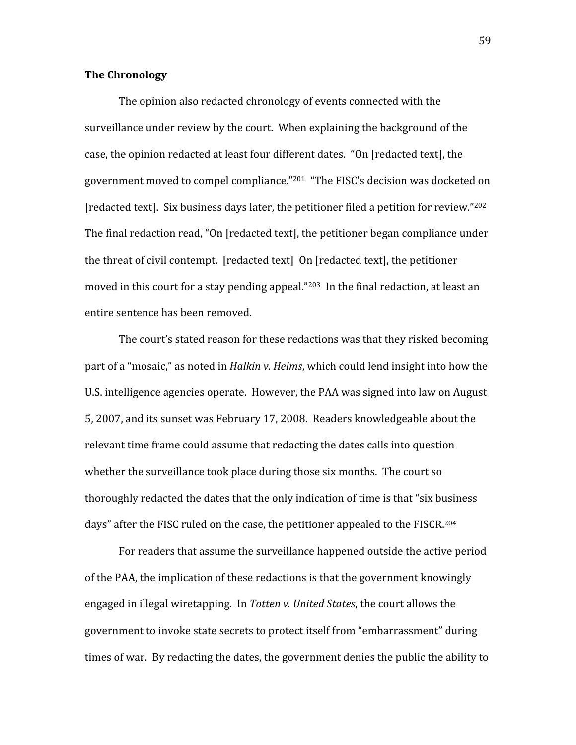**The Chronology**

The opinion also redacted chronology of events connected with the surveillance under review by the court. When explaining the background of the case, the opinion redacted at least four different dates. "On [redacted text], the government moved to compel compliance."[201] "The FISC's decision was docketed on [redacted text]. Six business days later, the petitioner filed a petition for review."[202] The final redaction read, "On [redacted text], the petitioner began compliance under the threat of civil contempt. [redacted text] On [redacted text], the petitioner moved in this court for a stay pending appeal."[203] In the final redaction, at least an entire sentence has been removed.

The court's stated reason for these redactions was that they risked becoming part of a "mosaic," as noted in *Halkin v. Helms*, which could lend insight into how the U.S. intelligence agencies operate. However, the PAA was signed into law on August 5, 2007, and its sunset was February 17, 2008. Readers knowledgeable about the relevant time frame could assume that redacting the dates calls into question whether the surveillance took place during those six months. The court so thoroughly redacted the dates that the only indication of time is that "six business days" after the FISC ruled on the case, the petitioner appealed to the FISCR.[204]

For readers that assume the surveillance happened outside the active period of the PAA, the implication of these redactions is that the government knowingly engaged in illegal wiretapping. In *Totten v. United States*, the court allows the government to invoke state secrets to protect itself from "embarrassment" during times of war. By redacting the dates, the government denies the public the ability to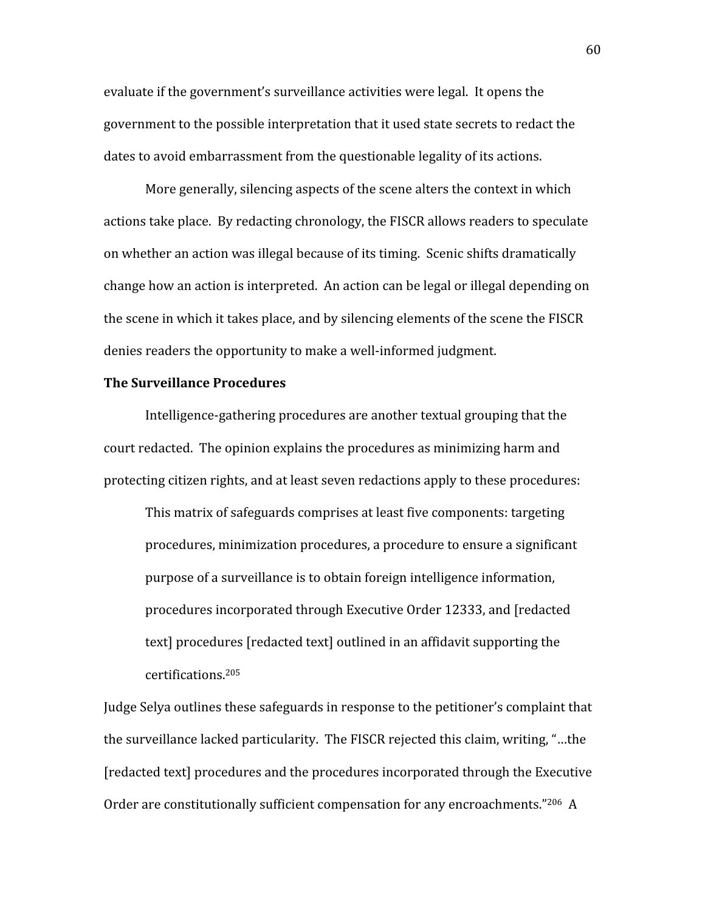evaluate if the government's surveillance activities were legal. It opens the government to the possible interpretation that it used state secrets to redact the dates to avoid embarrassment from the questionable legality of its actions.

More generally, silencing aspects of the scene alters the context in which actions take place. By redacting chronology, the FISCR allows readers to speculate on whether an action was illegal because of its timing. Scenic shifts dramatically change how an action is interpreted. An action can be legal or illegal depending on the scene in which it takes place, and by silencing elements of the scene the FISCR denies readers the opportunity to make a well-informed judgment.

**The Surveillance Procedures**

Intelligence-gathering procedures are another textual grouping that the court redacted. The opinion explains the procedures as minimizing harm and protecting citizen rights, and at least seven redactions apply to these procedures:

> This matrix of safeguards comprises at least five components: targeting procedures, minimization procedures, a procedure to ensure a significant purpose of a surveillance is to obtain foreign intelligence information, procedures incorporated through Executive Order 12333, and [redacted text] procedures [redacted text] outlined in an affidavit supporting the certifications.[205]

Judge Selya outlines these safeguards in response to the petitioner's complaint that the surveillance lacked particularity. The FISCR rejected this claim, writing, "…the [redacted text] procedures and the procedures incorporated through the Executive Order are constitutionally sufficient compensation for any encroachments."[206] A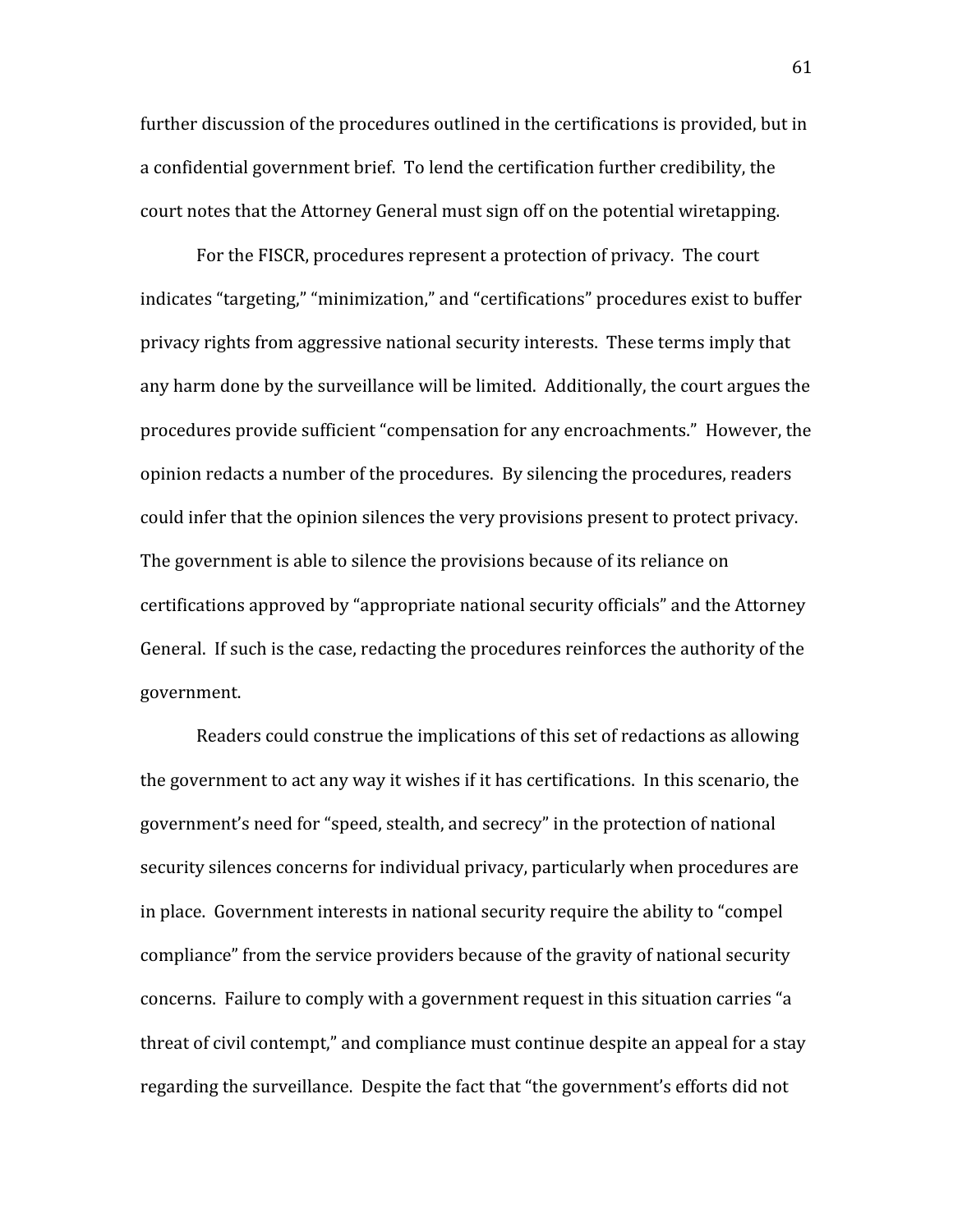further discussion of the procedures outlined in the certifications is provided, but in a confidential government brief. To lend the certification further credibility, the court notes that the Attorney General must sign off on the potential wiretapping.

For the FISCR, procedures represent a protection of privacy. The court indicates "targeting," "minimization," and "certifications" procedures exist to buffer privacy rights from aggressive national security interests. These terms imply that any harm done by the surveillance will be limited. Additionally, the court argues the procedures provide sufficient "compensation for any encroachments." However, the opinion redacts a number of the procedures. By silencing the procedures, readers could infer that the opinion silences the very provisions present to protect privacy. The government is able to silence the provisions because of its reliance on certifications approved by "appropriate national security officials" and the Attorney General. If such is the case, redacting the procedures reinforces the authority of the government.

Readers could construe the implications of this set of redactions as allowing the government to act any way it wishes if it has certifications. In this scenario, the government's need for "speed, stealth, and secrecy" in the protection of national security silences concerns for individual privacy, particularly when procedures are in place. Government interests in national security require the ability to "compel compliance" from the service providers because of the gravity of national security concerns. Failure to comply with a government request in this situation carries "a threat of civil contempt," and compliance must continue despite an appeal for a stay regarding the surveillance. Despite the fact that "the government's efforts did not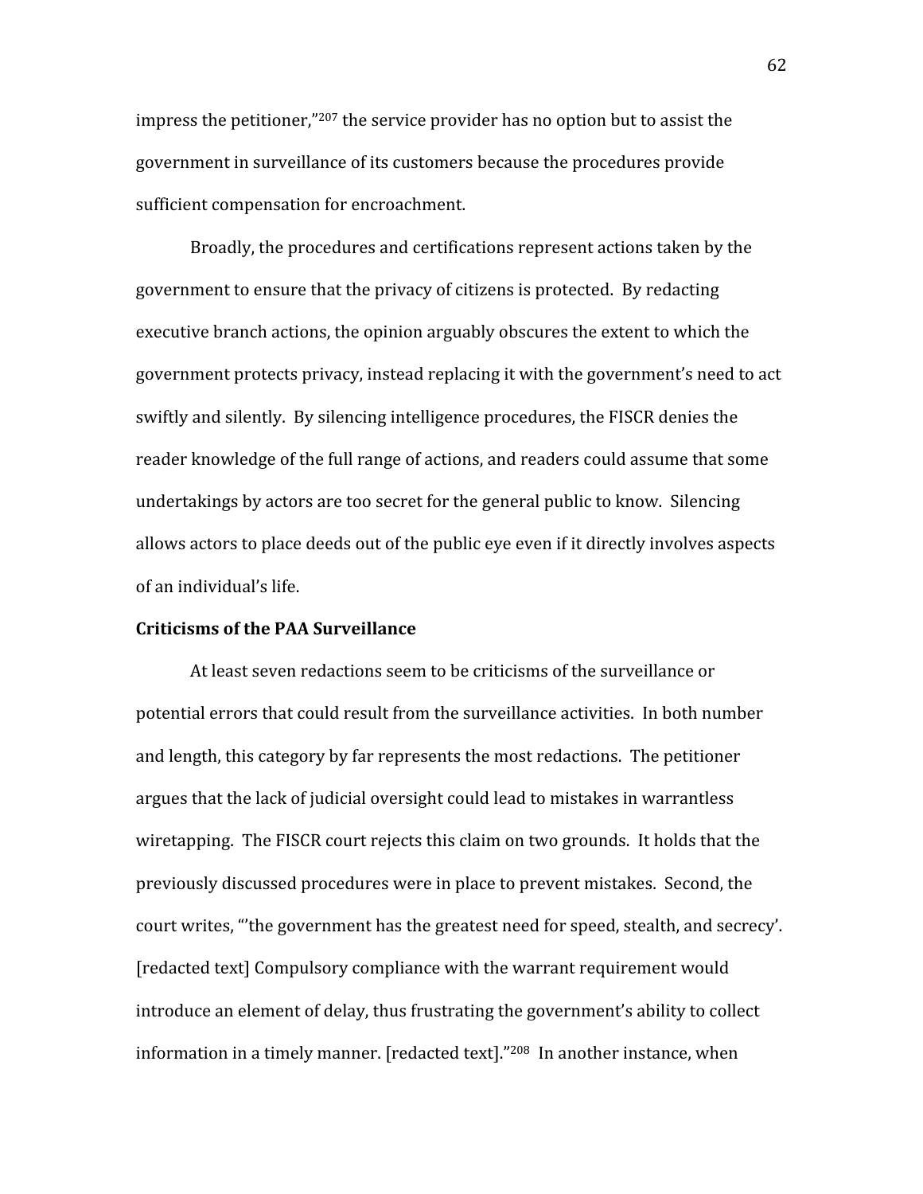impress the petitioner,"[207] the service provider has no option but to assist the government in surveillance of its customers because the procedures provide sufficient compensation for encroachment.

Broadly, the procedures and certifications represent actions taken by the government to ensure that the privacy of citizens is protected. By redacting executive branch actions, the opinion arguably obscures the extent to which the government protects privacy, instead replacing it with the government's need to act swiftly and silently. By silencing intelligence procedures, the FISCR denies the reader knowledge of the full range of actions, and readers could assume that some undertakings by actors are too secret for the general public to know. Silencing allows actors to place deeds out of the public eye even if it directly involves aspects of an individual's life.

**Criticisms of the PAA Surveillance**

At least seven redactions seem to be criticisms of the surveillance or potential errors that could result from the surveillance activities. In both number and length, this category by far represents the most redactions. The petitioner argues that the lack of judicial oversight could lead to mistakes in warrantless wiretapping. The FISCR court rejects this claim on two grounds. It holds that the previously discussed procedures were in place to prevent mistakes. Second, the court writes, "'the government has the greatest need for speed, stealth, and secrecy'. [redacted text] Compulsory compliance with the warrant requirement would introduce an element of delay, thus frustrating the government's ability to collect information in a timely manner. [redacted text]."[208] In another instance, when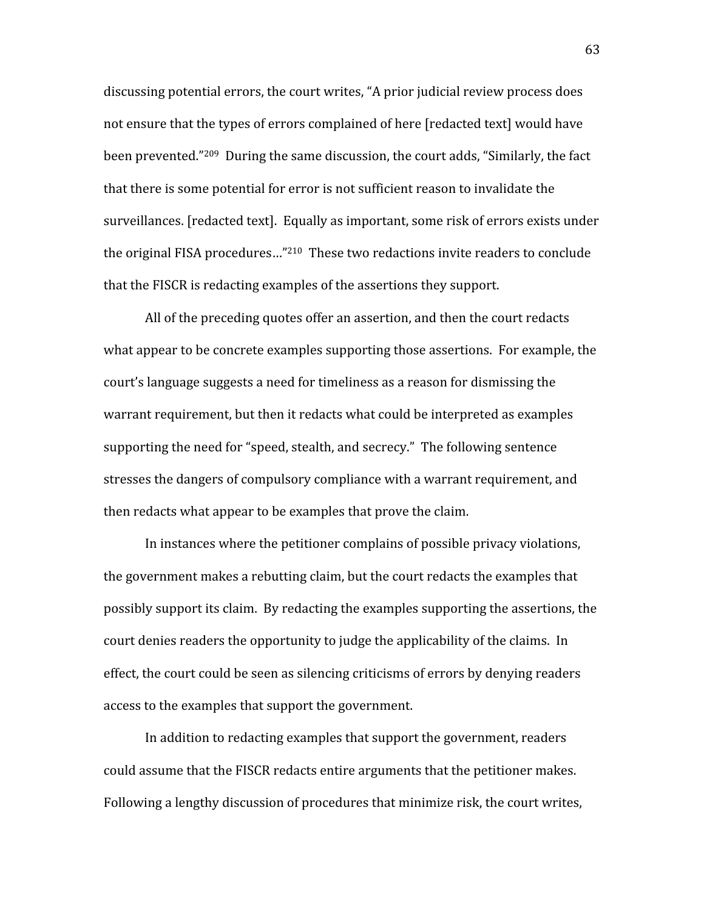discussing potential errors, the court writes, "A prior judicial review process does not ensure that the types of errors complained of here [redacted text] would have been prevented."[209] During the same discussion, the court adds, "Similarly, the fact that there is some potential for error is not sufficient reason to invalidate the surveillances. [redacted text]. Equally as important, some risk of errors exists under the original FISA procedures…"[210] These two redactions invite readers to conclude that the FISCR is redacting examples of the assertions they support.

All of the preceding quotes offer an assertion, and then the court redacts what appear to be concrete examples supporting those assertions. For example, the court's language suggests a need for timeliness as a reason for dismissing the warrant requirement, but then it redacts what could be interpreted as examples supporting the need for "speed, stealth, and secrecy." The following sentence stresses the dangers of compulsory compliance with a warrant requirement, and then redacts what appear to be examples that prove the claim.

In instances where the petitioner complains of possible privacy violations, the government makes a rebutting claim, but the court redacts the examples that possibly support its claim. By redacting the examples supporting the assertions, the court denies readers the opportunity to judge the applicability of the claims. In effect, the court could be seen as silencing criticisms of errors by denying readers access to the examples that support the government.

In addition to redacting examples that support the government, readers could assume that the FISCR redacts entire arguments that the petitioner makes. Following a lengthy discussion of procedures that minimize risk, the court writes,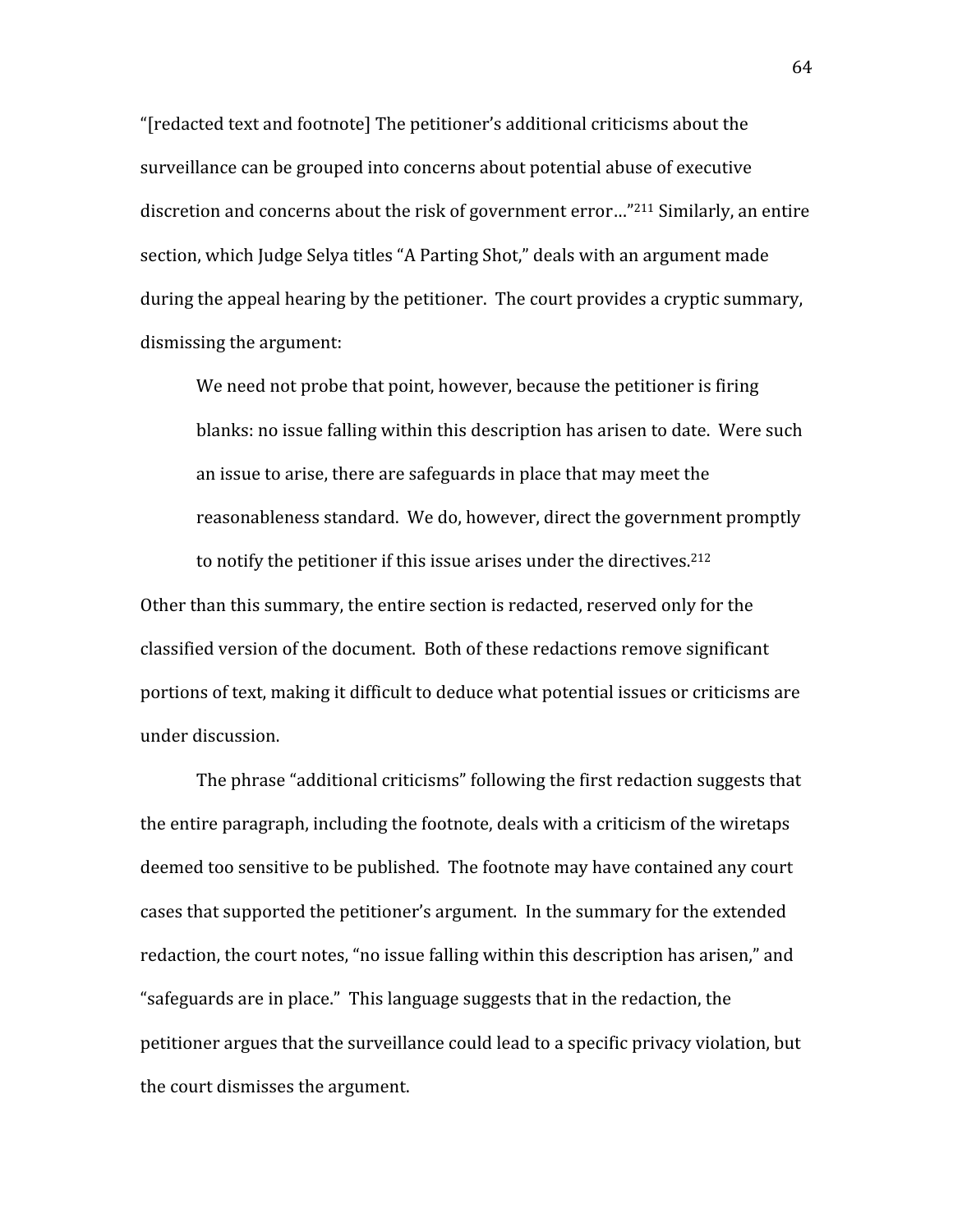"[redacted text and footnote] The petitioner's additional criticisms about the surveillance can be grouped into concerns about potential abuse of executive discretion and concerns about the risk of government error…"[211] Similarly, an entire section, which Judge Selya titles "A Parting Shot," deals with an argument made during the appeal hearing by the petitioner. The court provides a cryptic summary, dismissing the argument:

> We need not probe that point, however, because the petitioner is firing blanks: no issue falling within this description has arisen to date. Were such an issue to arise, there are safeguards in place that may meet the reasonableness standard. We do, however, direct the government promptly to notify the petitioner if this issue arises under the directives.[212]

Other than this summary, the entire section is redacted, reserved only for the classified version of the document. Both of these redactions remove significant portions of text, making it difficult to deduce what potential issues or criticisms are under discussion.

The phrase "additional criticisms" following the first redaction suggests that the entire paragraph, including the footnote, deals with a criticism of the wiretaps deemed too sensitive to be published. The footnote may have contained any court cases that supported the petitioner's argument. In the summary for the extended redaction, the court notes, "no issue falling within this description has arisen," and "safeguards are in place." This language suggests that in the redaction, the petitioner argues that the surveillance could lead to a specific privacy violation, but the court dismisses the argument.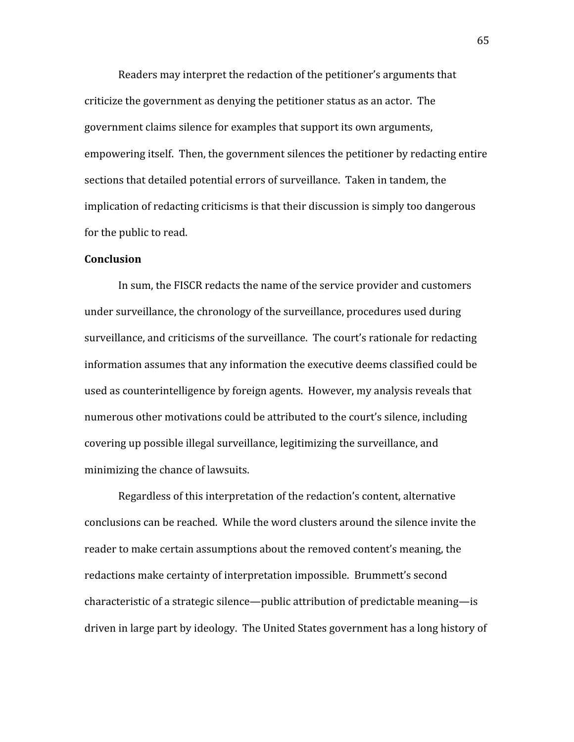Readers may interpret the redaction of the petitioner's arguments that criticize the government as denying the petitioner status as an actor. The government claims silence for examples that support its own arguments, empowering itself. Then, the government silences the petitioner by redacting entire sections that detailed potential errors of surveillance. Taken in tandem, the implication of redacting criticisms is that their discussion is simply too dangerous for the public to read.

**Conclusion**

In sum, the FISCR redacts the name of the service provider and customers under surveillance, the chronology of the surveillance, procedures used during surveillance, and criticisms of the surveillance. The court's rationale for redacting information assumes that any information the executive deems classified could be used as counterintelligence by foreign agents. However, my analysis reveals that numerous other motivations could be attributed to the court's silence, including covering up possible illegal surveillance, legitimizing the surveillance, and minimizing the chance of lawsuits.

Regardless of this interpretation of the redaction's content, alternative conclusions can be reached. While the word clusters around the silence invite the reader to make certain assumptions about the removed content's meaning, the redactions make certainty of interpretation impossible. Brummett's second characteristic of a strategic silence—public attribution of predictable meaning—is driven in large part by ideology. The United States government has a long history of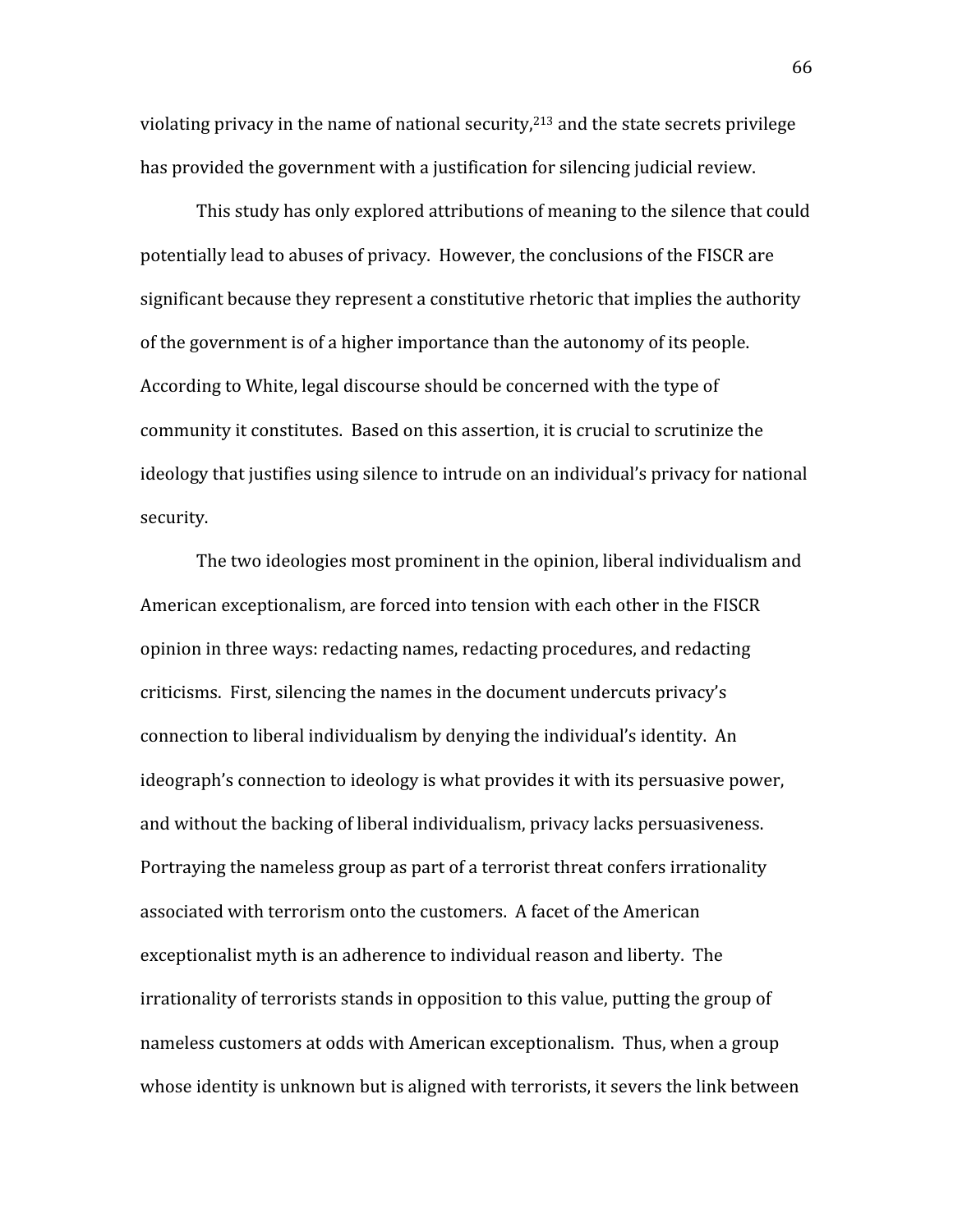violating privacy in the name of national security,[213] and the state secrets privilege has provided the government with a justification for silencing judicial review.

This study has only explored attributions of meaning to the silence that could potentially lead to abuses of privacy. However, the conclusions of the FISCR are significant because they represent a constitutive rhetoric that implies the authority of the government is of a higher importance than the autonomy of its people. According to White, legal discourse should be concerned with the type of community it constitutes. Based on this assertion, it is crucial to scrutinize the ideology that justifies using silence to intrude on an individual's privacy for national security.

The two ideologies most prominent in the opinion, liberal individualism and American exceptionalism, are forced into tension with each other in the FISCR opinion in three ways: redacting names, redacting procedures, and redacting criticisms. First, silencing the names in the document undercuts privacy's connection to liberal individualism by denying the individual's identity. An ideograph's connection to ideology is what provides it with its persuasive power, and without the backing of liberal individualism, privacy lacks persuasiveness. Portraying the nameless group as part of a terrorist threat confers irrationality associated with terrorism onto the customers. A facet of the American exceptionalist myth is an adherence to individual reason and liberty. The irrationality of terrorists stands in opposition to this value, putting the group of nameless customers at odds with American exceptionalism. Thus, when a group whose identity is unknown but is aligned with terrorists, it severs the link between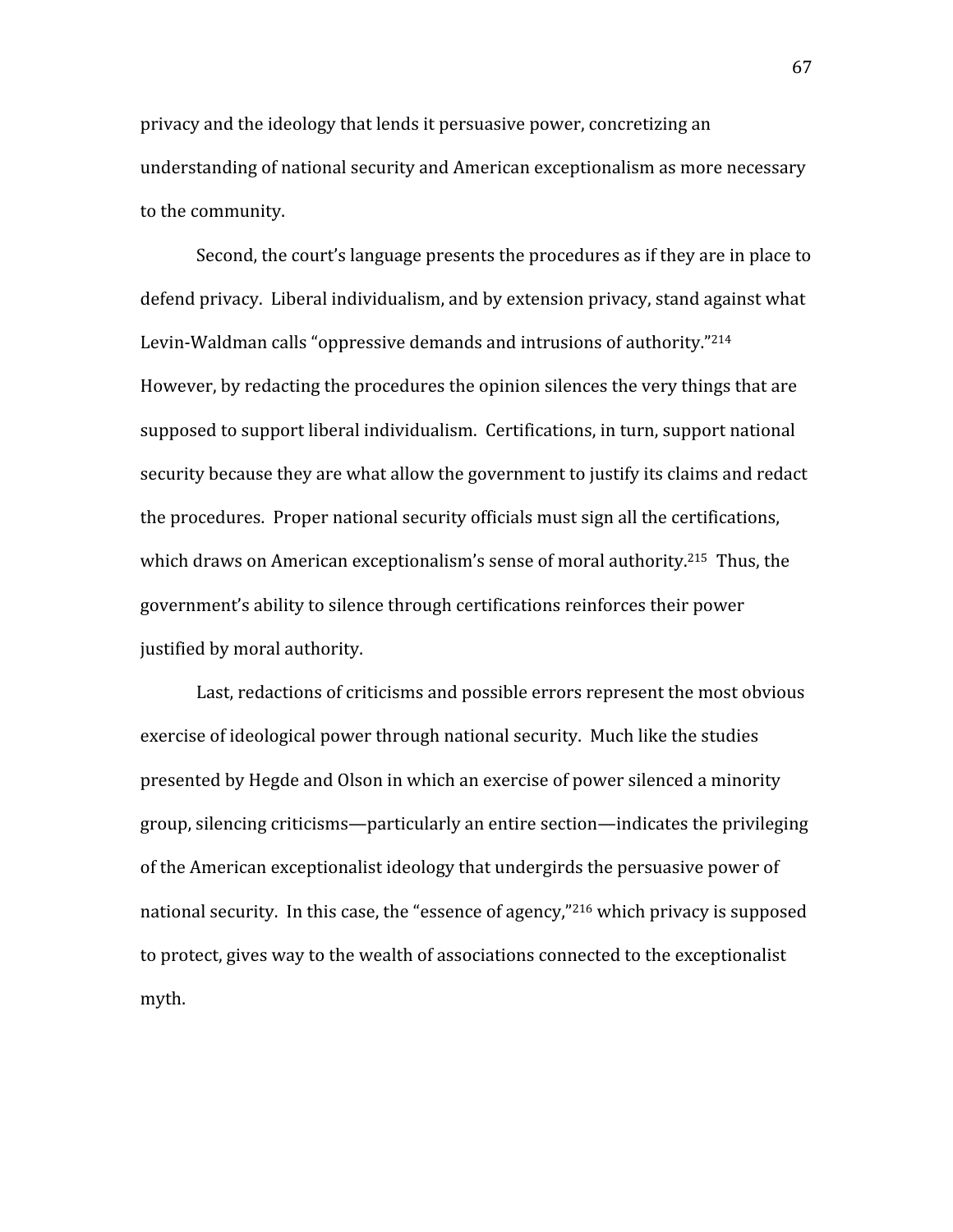privacy and the ideology that lends it persuasive power, concretizing an understanding of national security and American exceptionalism as more necessary to the community.

Second, the court's language presents the procedures as if they are in place to defend privacy. Liberal individualism, and by extension privacy, stand against what Levin-Waldman calls "oppressive demands and intrusions of authority."[214] However, by redacting the procedures the opinion silences the very things that are supposed to support liberal individualism. Certifications, in turn, support national security because they are what allow the government to justify its claims and redact the procedures. Proper national security officials must sign all the certifications, which draws on American exceptionalism's sense of moral authority.[215] Thus, the government's ability to silence through certifications reinforces their power justified by moral authority.

Last, redactions of criticisms and possible errors represent the most obvious exercise of ideological power through national security. Much like the studies presented by Hegde and Olson in which an exercise of power silenced a minority group, silencing criticisms—particularly an entire section—indicates the privileging of the American exceptionalist ideology that undergirds the persuasive power of national security. In this case, the "essence of agency,"[216] which privacy is supposed to protect, gives way to the wealth of associations connected to the exceptionalist myth.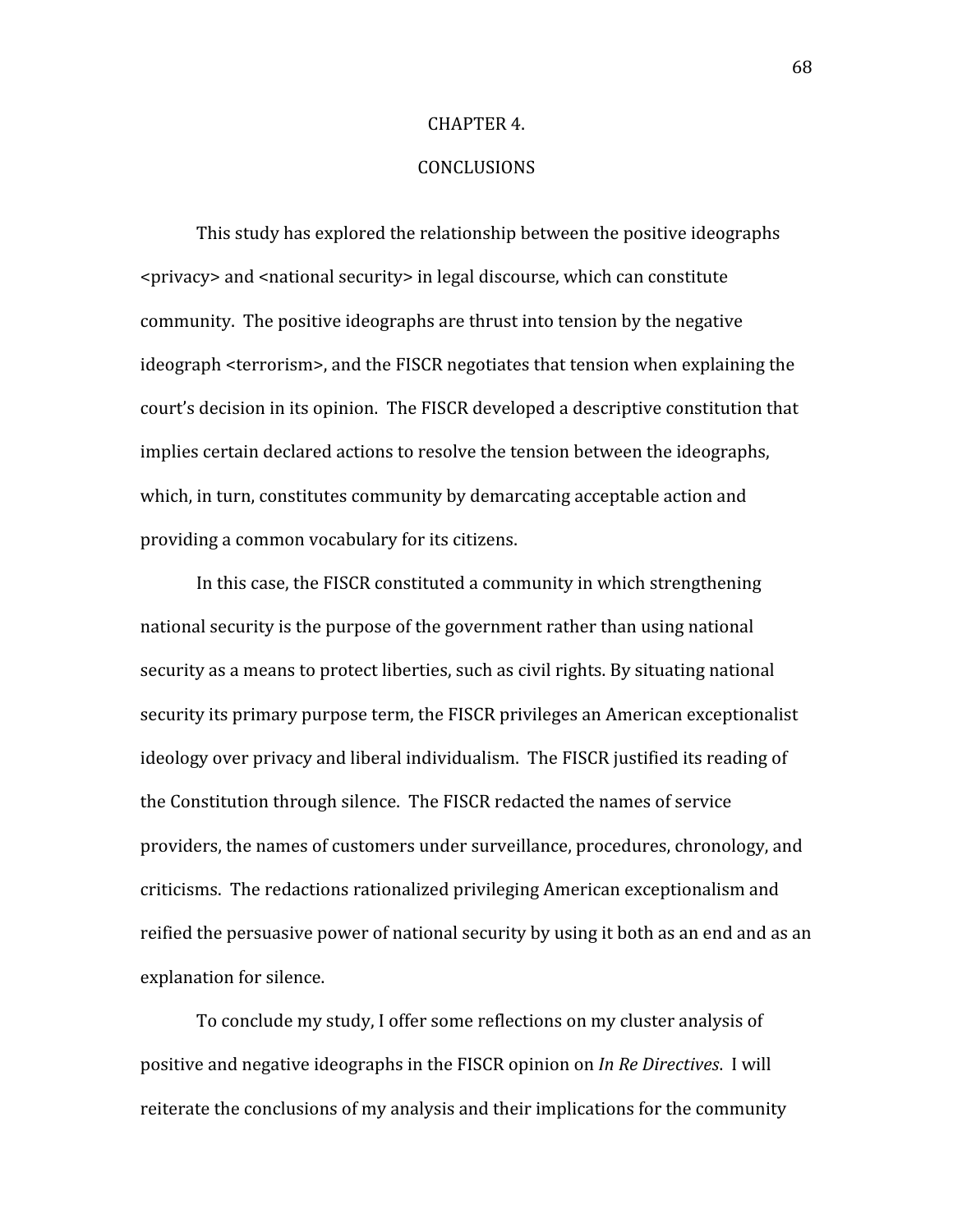# CHAPTER 4.

# CONCLUSIONS

This study has explored the relationship between the positive ideographs <privacy> and <national security> in legal discourse, which can constitute community. The positive ideographs are thrust into tension by the negative ideograph <terrorism>, and the FISCR negotiates that tension when explaining the court's decision in its opinion. The FISCR developed a descriptive constitution that implies certain declared actions to resolve the tension between the ideographs, which, in turn, constitutes community by demarcating acceptable action and providing a common vocabulary for its citizens.

In this case, the FISCR constituted a community in which strengthening national security is the purpose of the government rather than using national security as a means to protect liberties, such as civil rights. By situating national security its primary purpose term, the FISCR privileges an American exceptionalist ideology over privacy and liberal individualism. The FISCR justified its reading of the Constitution through silence. The FISCR redacted the names of service providers, the names of customers under surveillance, procedures, chronology, and criticisms. The redactions rationalized privileging American exceptionalism and reified the persuasive power of national security by using it both as an end and as an explanation for silence.

To conclude my study, I offer some reflections on my cluster analysis of positive and negative ideographs in the FISCR opinion on *In Re Directives*. I will reiterate the conclusions of my analysis and their implications for the community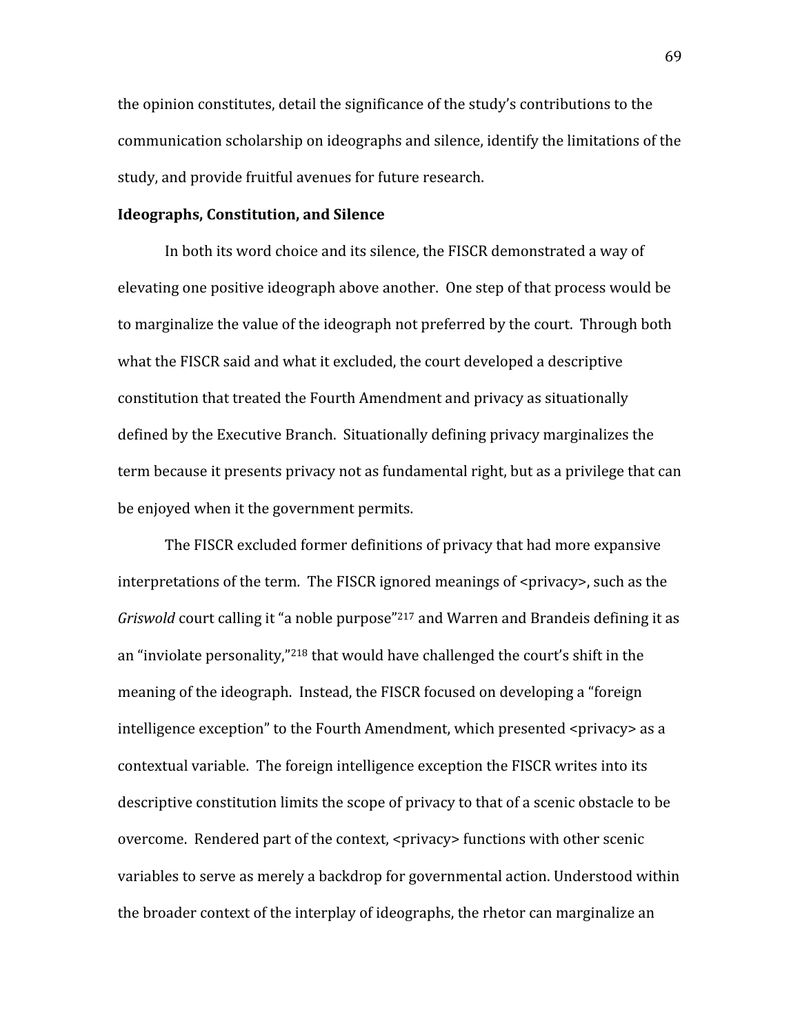the opinion constitutes, detail the significance of the study's contributions to the communication scholarship on ideographs and silence, identify the limitations of the study, and provide fruitful avenues for future research.

**Ideographs, Constitution, and Silence**

In both its word choice and its silence, the FISCR demonstrated a way of elevating one positive ideograph above another. One step of that process would be to marginalize the value of the ideograph not preferred by the court. Through both what the FISCR said and what it excluded, the court developed a descriptive constitution that treated the Fourth Amendment and privacy as situationally defined by the Executive Branch. Situationally defining privacy marginalizes the term because it presents privacy not as fundamental right, but as a privilege that can be enjoyed when it the government permits.

The FISCR excluded former definitions of privacy that had more expansive interpretations of the term. The FISCR ignored meanings of <privacy>, such as the *Griswold* court calling it "a noble purpose"[217] and Warren and Brandeis defining it as an "inviolate personality,"[218] that would have challenged the court's shift in the meaning of the ideograph. Instead, the FISCR focused on developing a "foreign intelligence exception" to the Fourth Amendment, which presented <privacy> as a contextual variable. The foreign intelligence exception the FISCR writes into its descriptive constitution limits the scope of privacy to that of a scenic obstacle to be overcome. Rendered part of the context, <privacy> functions with other scenic variables to serve as merely a backdrop for governmental action. Understood within the broader context of the interplay of ideographs, the rhetor can marginalize an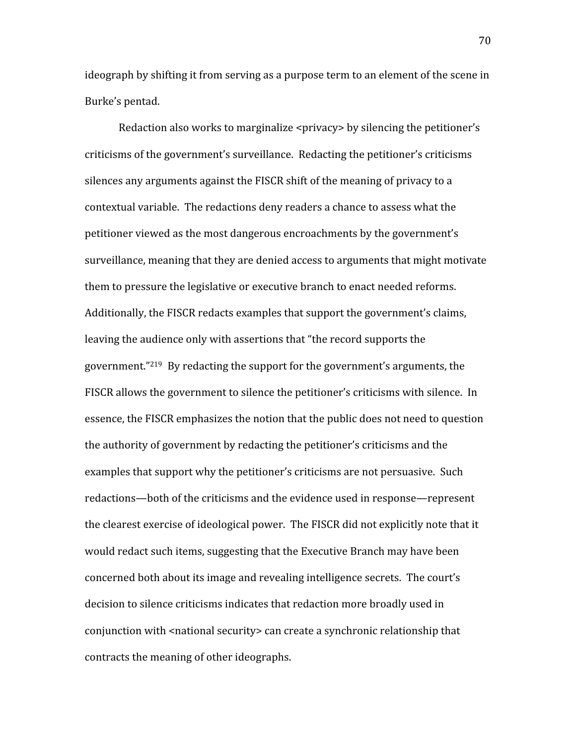ideograph by shifting it from serving as a purpose term to an element of the scene in Burke's pentad.

Redaction also works to marginalize <privacy> by silencing the petitioner's criticisms of the government's surveillance. Redacting the petitioner's criticisms silences any arguments against the FISCR shift of the meaning of privacy to a contextual variable. The redactions deny readers a chance to assess what the petitioner viewed as the most dangerous encroachments by the government's surveillance, meaning that they are denied access to arguments that might motivate them to pressure the legislative or executive branch to enact needed reforms. Additionally, the FISCR redacts examples that support the government's claims, leaving the audience only with assertions that "the record supports the government."[219] By redacting the support for the government's arguments, the FISCR allows the government to silence the petitioner's criticisms with silence. In essence, the FISCR emphasizes the notion that the public does not need to question the authority of government by redacting the petitioner's criticisms and the examples that support why the petitioner's criticisms are not persuasive. Such redactions—both of the criticisms and the evidence used in response—represent the clearest exercise of ideological power. The FISCR did not explicitly note that it would redact such items, suggesting that the Executive Branch may have been concerned both about its image and revealing intelligence secrets. The court's decision to silence criticisms indicates that redaction more broadly used in conjunction with <national security> can create a synchronic relationship that contracts the meaning of other ideographs.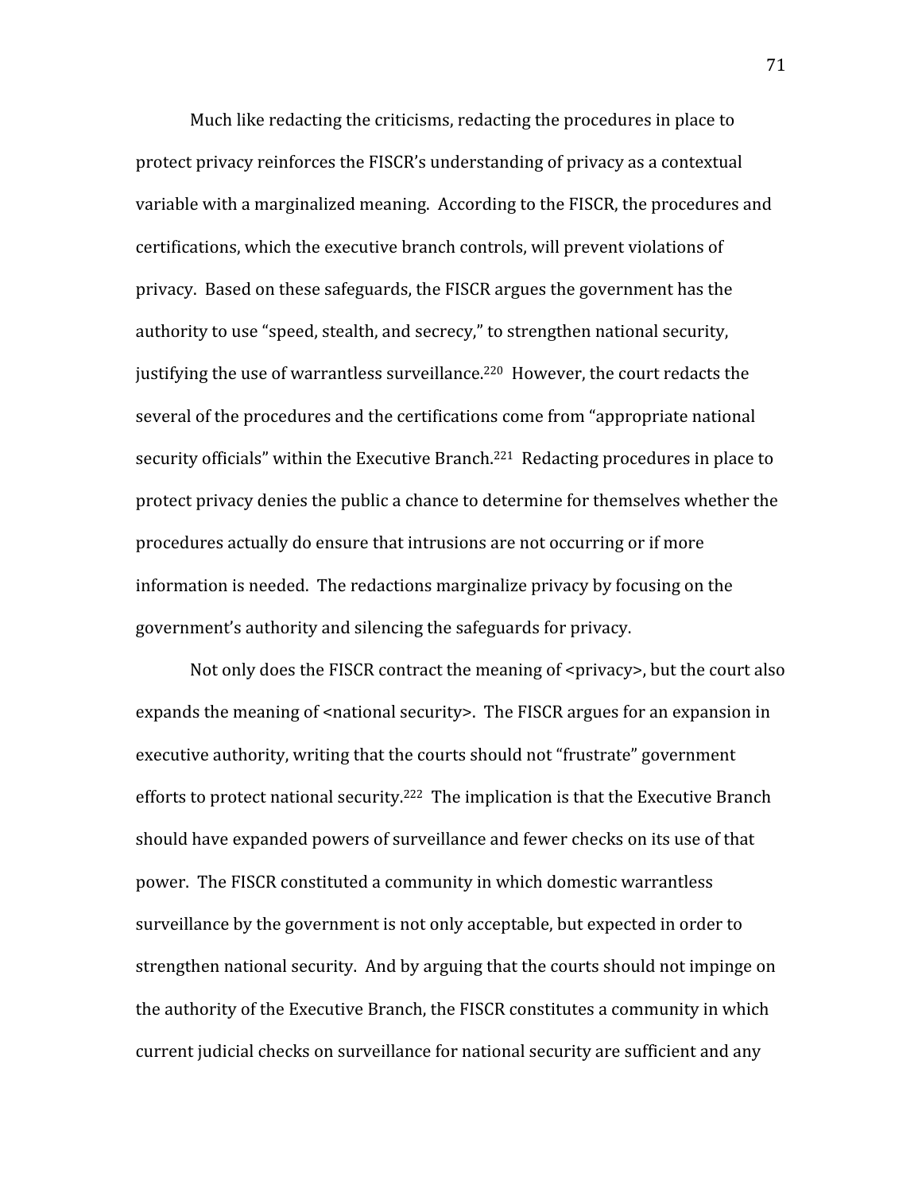Much like redacting the criticisms, redacting the procedures in place to protect privacy reinforces the FISCR's understanding of privacy as a contextual variable with a marginalized meaning. According to the FISCR, the procedures and certifications, which the executive branch controls, will prevent violations of privacy. Based on these safeguards, the FISCR argues the government has the authority to use "speed, stealth, and secrecy," to strengthen national security, justifying the use of warrantless surveillance.[220] However, the court redacts the several of the procedures and the certifications come from "appropriate national security officials" within the Executive Branch.[221] Redacting procedures in place to protect privacy denies the public a chance to determine for themselves whether the procedures actually do ensure that intrusions are not occurring or if more information is needed. The redactions marginalize privacy by focusing on the government's authority and silencing the safeguards for privacy.

Not only does the FISCR contract the meaning of <privacy>, but the court also expands the meaning of <national security>. The FISCR argues for an expansion in executive authority, writing that the courts should not "frustrate" government efforts to protect national security.[222] The implication is that the Executive Branch should have expanded powers of surveillance and fewer checks on its use of that power. The FISCR constituted a community in which domestic warrantless surveillance by the government is not only acceptable, but expected in order to strengthen national security. And by arguing that the courts should not impinge on the authority of the Executive Branch, the FISCR constitutes a community in which current judicial checks on surveillance for national security are sufficient and any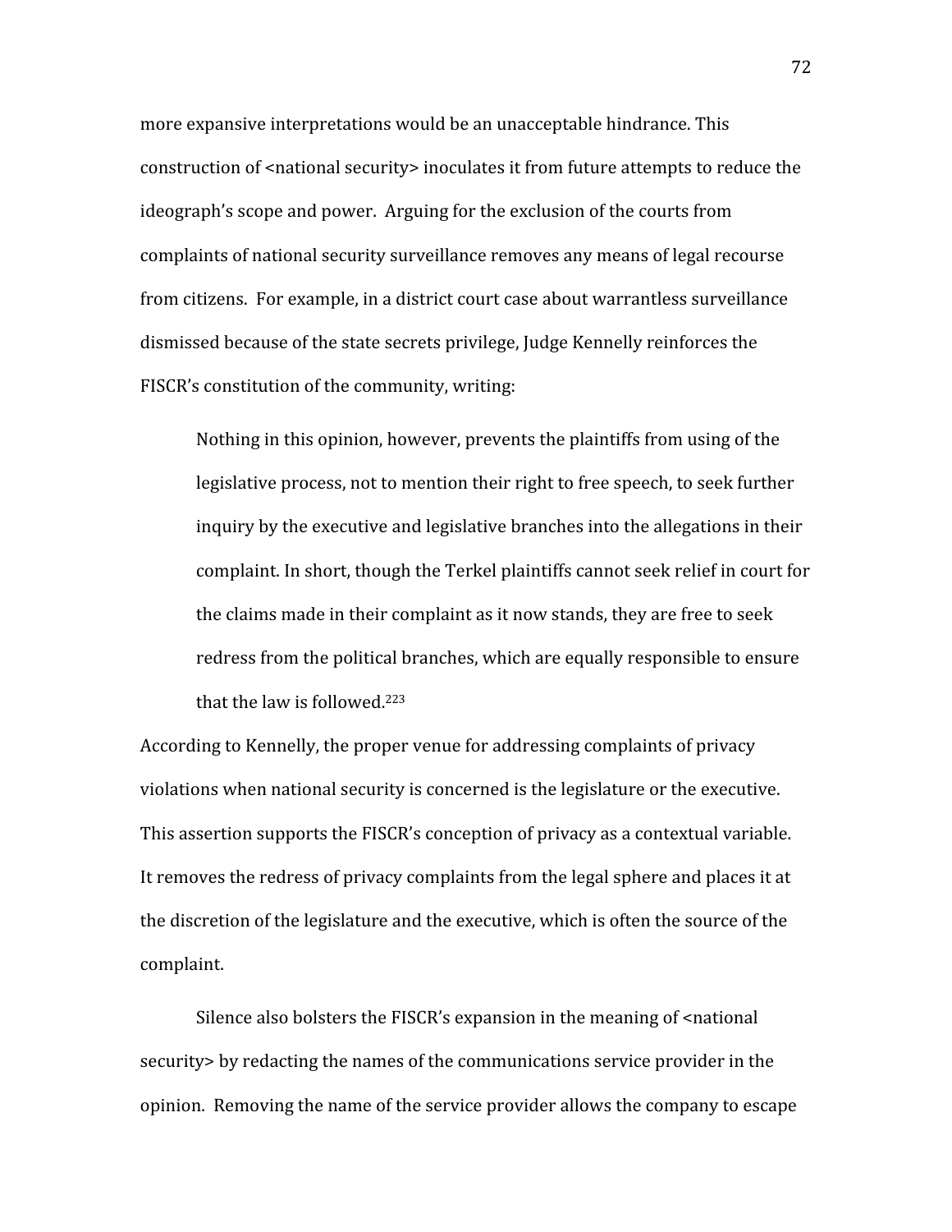more expansive interpretations would be an unacceptable hindrance. This construction of <national security> inoculates it from future attempts to reduce the ideograph's scope and power. Arguing for the exclusion of the courts from complaints of national security surveillance removes any means of legal recourse from citizens. For example, in a district court case about warrantless surveillance dismissed because of the state secrets privilege, Judge Kennelly reinforces the FISCR's constitution of the community, writing:

> Nothing in this opinion, however, prevents the plaintiffs from using of the legislative process, not to mention their right to free speech, to seek further inquiry by the executive and legislative branches into the allegations in their complaint. In short, though the Terkel plaintiffs cannot seek relief in court for the claims made in their complaint as it now stands, they are free to seek redress from the political branches, which are equally responsible to ensure that the law is followed.[223]

According to Kennelly, the proper venue for addressing complaints of privacy violations when national security is concerned is the legislature or the executive. This assertion supports the FISCR's conception of privacy as a contextual variable. It removes the redress of privacy complaints from the legal sphere and places it at the discretion of the legislature and the executive, which is often the source of the complaint.

Silence also bolsters the FISCR's expansion in the meaning of <national security> by redacting the names of the communications service provider in the opinion. Removing the name of the service provider allows the company to escape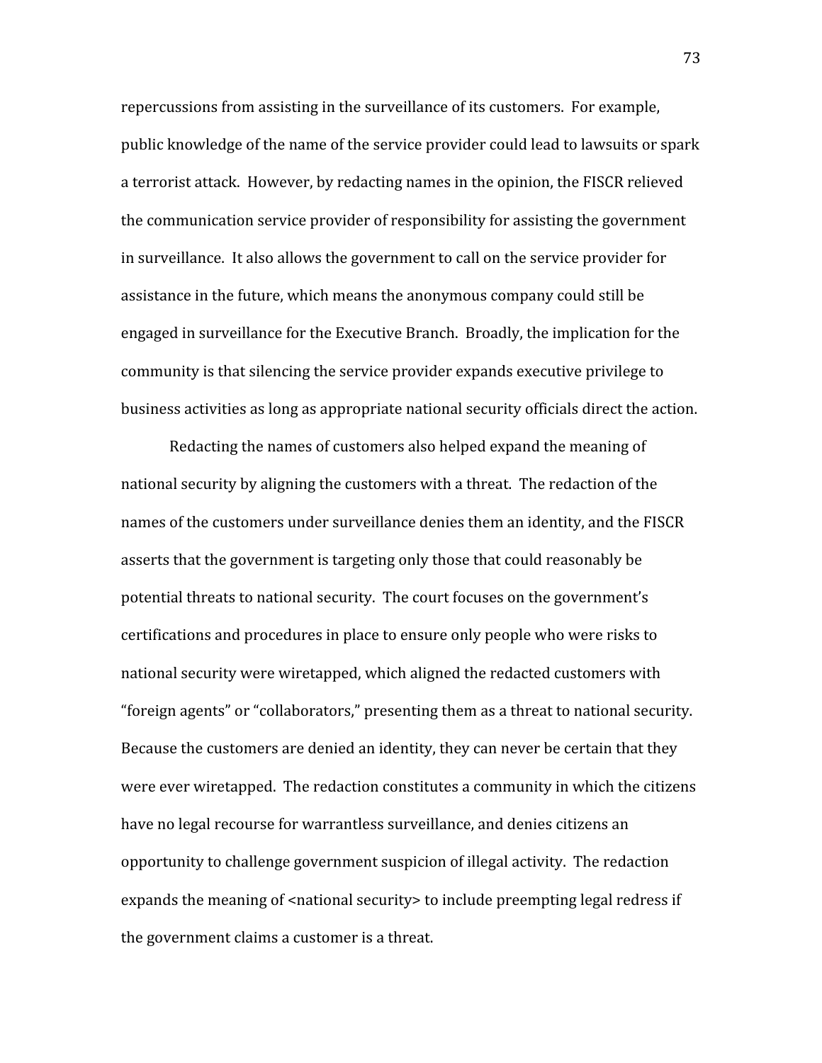repercussions from assisting in the surveillance of its customers. For example, public knowledge of the name of the service provider could lead to lawsuits or spark a terrorist attack. However, by redacting names in the opinion, the FISCR relieved the communication service provider of responsibility for assisting the government in surveillance. It also allows the government to call on the service provider for assistance in the future, which means the anonymous company could still be engaged in surveillance for the Executive Branch. Broadly, the implication for the community is that silencing the service provider expands executive privilege to business activities as long as appropriate national security officials direct the action.

Redacting the names of customers also helped expand the meaning of national security by aligning the customers with a threat. The redaction of the names of the customers under surveillance denies them an identity, and the FISCR asserts that the government is targeting only those that could reasonably be potential threats to national security. The court focuses on the government's certifications and procedures in place to ensure only people who were risks to national security were wiretapped, which aligned the redacted customers with "foreign agents" or "collaborators," presenting them as a threat to national security. Because the customers are denied an identity, they can never be certain that they were ever wiretapped. The redaction constitutes a community in which the citizens have no legal recourse for warrantless surveillance, and denies citizens an opportunity to challenge government suspicion of illegal activity. The redaction expands the meaning of <national security> to include preempting legal redress if the government claims a customer is a threat.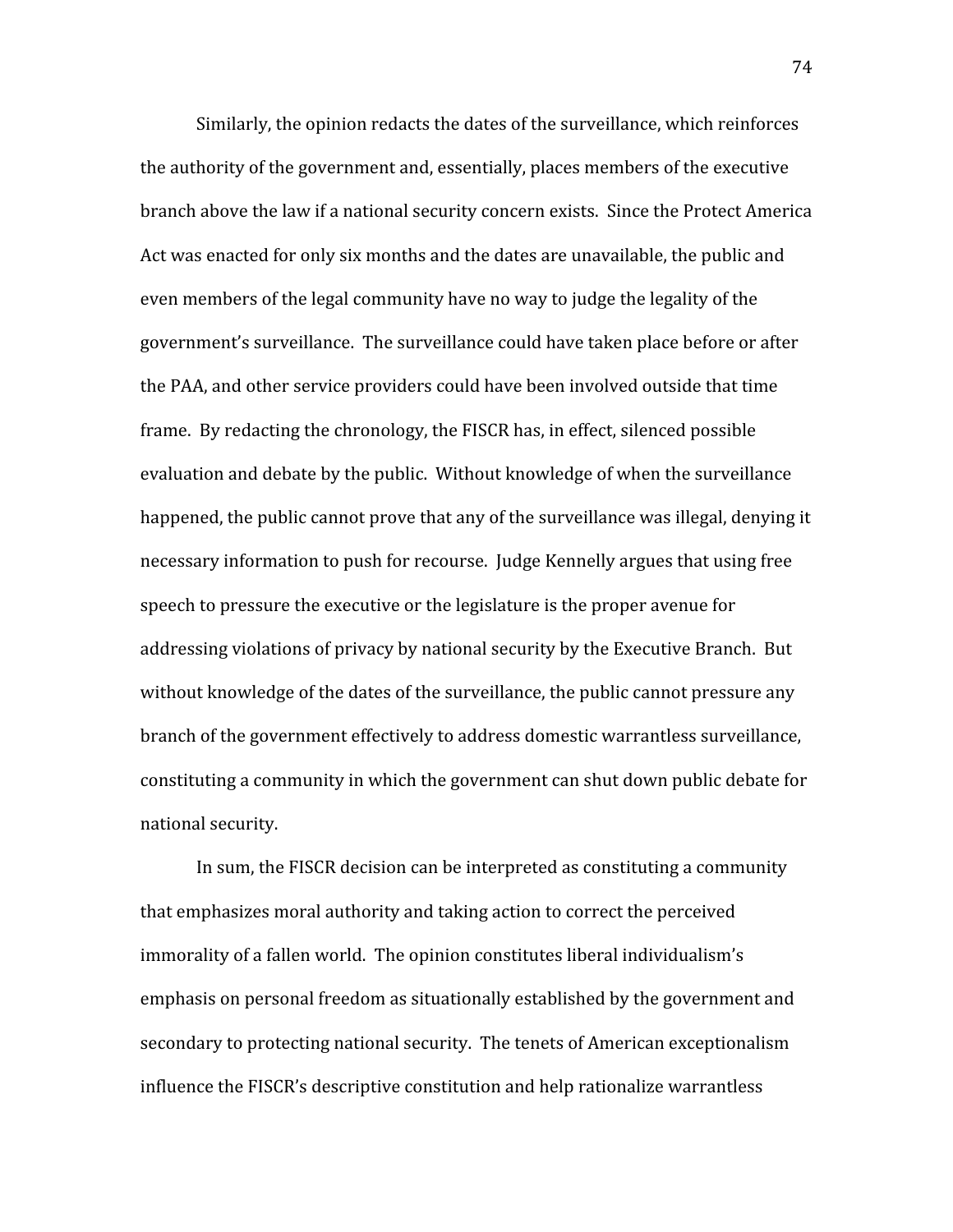Similarly, the opinion redacts the dates of the surveillance, which reinforces the authority of the government and, essentially, places members of the executive branch above the law if a national security concern exists. Since the Protect America Act was enacted for only six months and the dates are unavailable, the public and even members of the legal community have no way to judge the legality of the government's surveillance. The surveillance could have taken place before or after the PAA, and other service providers could have been involved outside that time frame. By redacting the chronology, the FISCR has, in effect, silenced possible evaluation and debate by the public. Without knowledge of when the surveillance happened, the public cannot prove that any of the surveillance was illegal, denying it necessary information to push for recourse. Judge Kennelly argues that using free speech to pressure the executive or the legislature is the proper avenue for addressing violations of privacy by national security by the Executive Branch. But without knowledge of the dates of the surveillance, the public cannot pressure any branch of the government effectively to address domestic warrantless surveillance, constituting a community in which the government can shut down public debate for national security.

In sum, the FISCR decision can be interpreted as constituting a community that emphasizes moral authority and taking action to correct the perceived immorality of a fallen world. The opinion constitutes liberal individualism's emphasis on personal freedom as situationally established by the government and secondary to protecting national security. The tenets of American exceptionalism influence the FISCR's descriptive constitution and help rationalize warrantless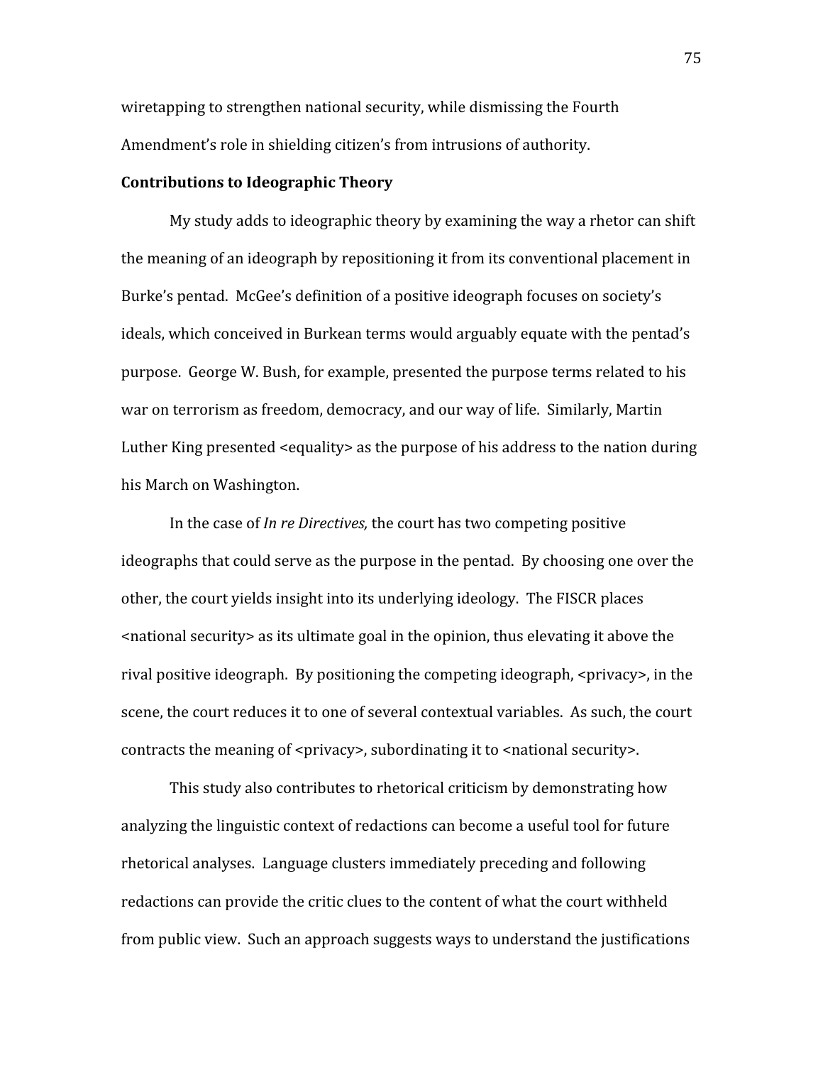wiretapping to strengthen national security, while dismissing the Fourth Amendment's role in shielding citizen's from intrusions of authority.

**Contributions to Ideographic Theory**

My study adds to ideographic theory by examining the way a rhetor can shift the meaning of an ideograph by repositioning it from its conventional placement in Burke's pentad. McGee's definition of a positive ideograph focuses on society's ideals, which conceived in Burkean terms would arguably equate with the pentad's purpose. George W. Bush, for example, presented the purpose terms related to his war on terrorism as freedom, democracy, and our way of life. Similarly, Martin Luther King presented <equality> as the purpose of his address to the nation during his March on Washington.

In the case of *In re Directives,* the court has two competing positive ideographs that could serve as the purpose in the pentad. By choosing one over the other, the court yields insight into its underlying ideology. The FISCR places <national security> as its ultimate goal in the opinion, thus elevating it above the rival positive ideograph. By positioning the competing ideograph, <privacy>, in the scene, the court reduces it to one of several contextual variables. As such, the court contracts the meaning of <privacy>, subordinating it to <national security>.

This study also contributes to rhetorical criticism by demonstrating how analyzing the linguistic context of redactions can become a useful tool for future rhetorical analyses. Language clusters immediately preceding and following redactions can provide the critic clues to the content of what the court withheld from public view. Such an approach suggests ways to understand the justifications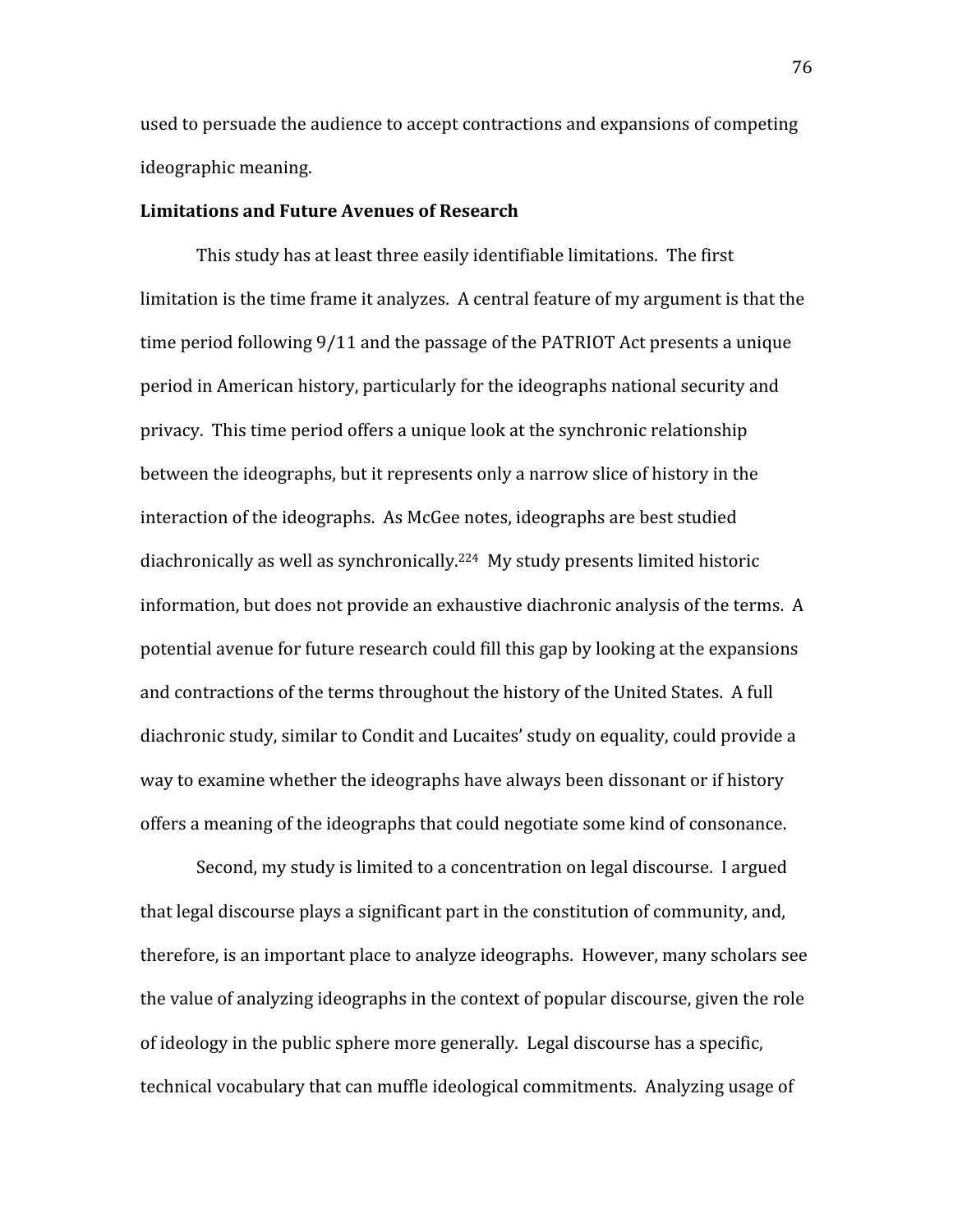used to persuade the audience to accept contractions and expansions of competing ideographic meaning.

**Limitations and Future Avenues of Research**

This study has at least three easily identifiable limitations. The first limitation is the time frame it analyzes. A central feature of my argument is that the time period following 9/11 and the passage of the PATRIOT Act presents a unique period in American history, particularly for the ideographs national security and privacy. This time period offers a unique look at the synchronic relationship between the ideographs, but it represents only a narrow slice of history in the interaction of the ideographs. As McGee notes, ideographs are best studied diachronically as well as synchronically.[224] My study presents limited historic information, but does not provide an exhaustive diachronic analysis of the terms. A potential avenue for future research could fill this gap by looking at the expansions and contractions of the terms throughout the history of the United States. A full diachronic study, similar to Condit and Lucaites' study on equality, could provide a way to examine whether the ideographs have always been dissonant or if history offers a meaning of the ideographs that could negotiate some kind of consonance.

Second, my study is limited to a concentration on legal discourse. I argued that legal discourse plays a significant part in the constitution of community, and, therefore, is an important place to analyze ideographs. However, many scholars see the value of analyzing ideographs in the context of popular discourse, given the role of ideology in the public sphere more generally. Legal discourse has a specific, technical vocabulary that can muffle ideological commitments. Analyzing usage of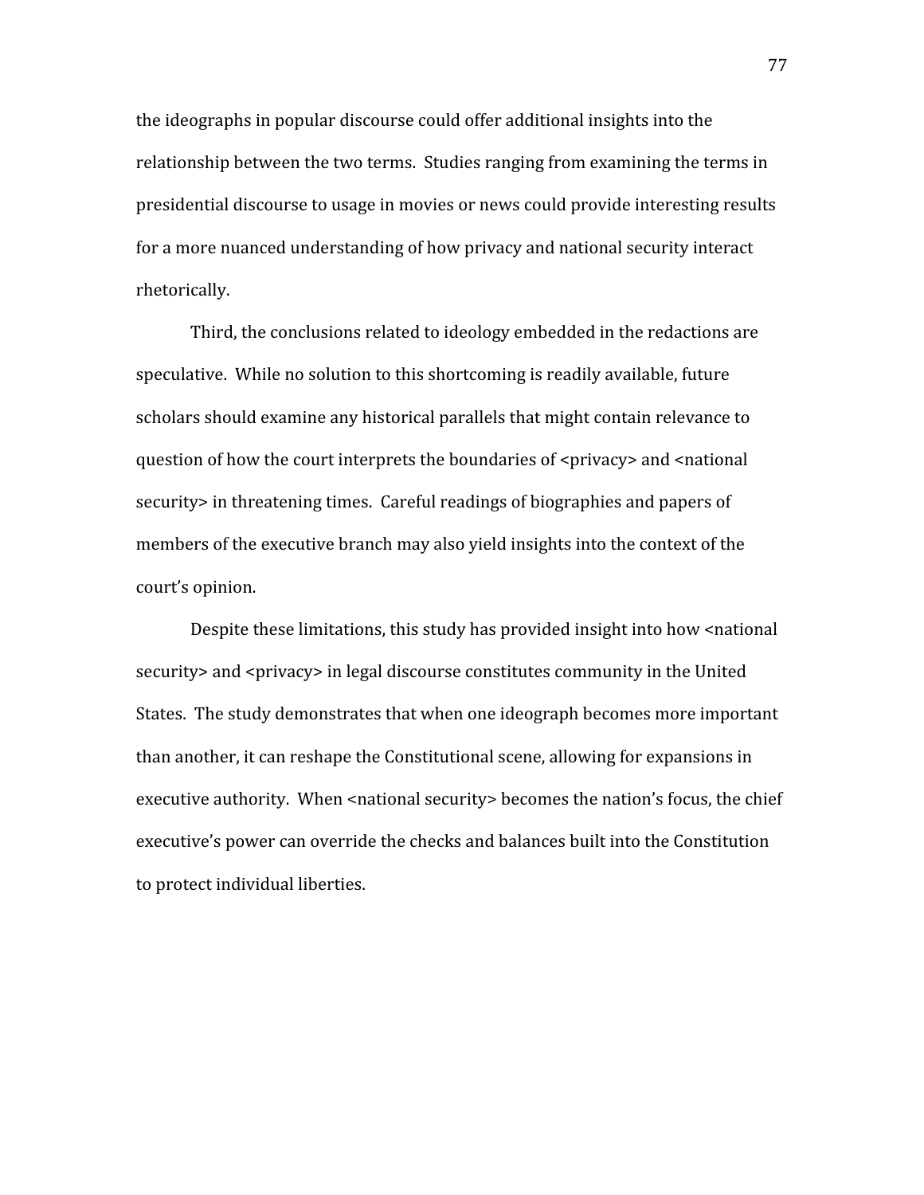the ideographs in popular discourse could offer additional insights into the relationship between the two terms. Studies ranging from examining the terms in presidential discourse to usage in movies or news could provide interesting results for a more nuanced understanding of how privacy and national security interact rhetorically.

Third, the conclusions related to ideology embedded in the redactions are speculative. While no solution to this shortcoming is readily available, future scholars should examine any historical parallels that might contain relevance to question of how the court interprets the boundaries of <privacy> and <national security> in threatening times. Careful readings of biographies and papers of members of the executive branch may also yield insights into the context of the court's opinion.

Despite these limitations, this study has provided insight into how <national security> and <privacy> in legal discourse constitutes community in the United States. The study demonstrates that when one ideograph becomes more important than another, it can reshape the Constitutional scene, allowing for expansions in executive authority. When <national security> becomes the nation's focus, the chief executive's power can override the checks and balances built into the Constitution to protect individual liberties.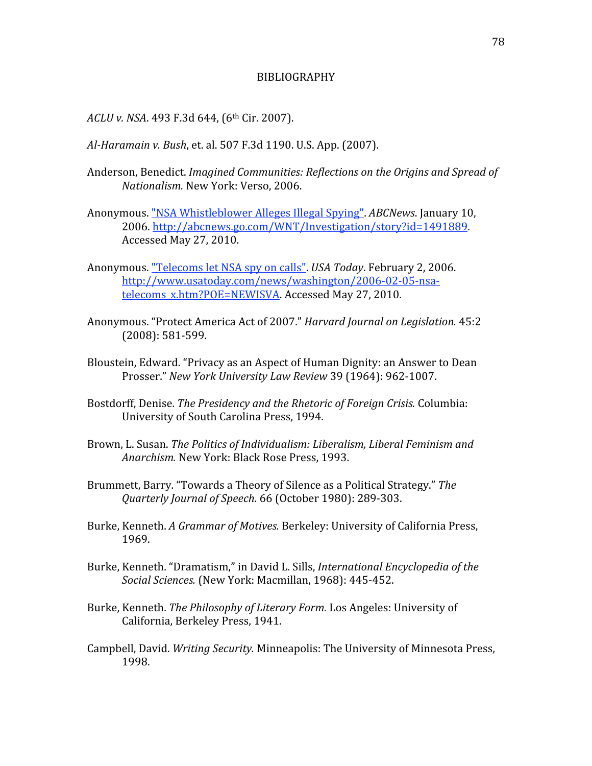# BIBLIOGRAPHY

*ACLU v. NSA*. 493 F.3d 644, (6th Cir. 2007).

*Al-Haramain v. Bush*, et. al. 507 F.3d 1190. U.S. App. (2007).

Anderson, Benedict. *Imagined Communities: Reflections on the Origins and Spread of Nationalism.* New York: Verso, 2006.

Anonymous. "NSA Whistleblower Alleges Illegal Spying". *ABCNews*. January 10, 2006. http://abcnews.go.com/WNT/Investigation/story?id=1491889. Accessed May 27, 2010.

Anonymous. "Telecoms let NSA spy on calls". *USA Today*. February 2, 2006. http://www.usatoday.com/news/washington/2006-02-05-nsa-telecoms_x.htm?POE=NEWISVA. Accessed May 27, 2010.

Anonymous. "Protect America Act of 2007." *Harvard Journal on Legislation.* 45:2 (2008): 581-599.

Bloustein, Edward. "Privacy as an Aspect of Human Dignity: an Answer to Dean Prosser." *New York University Law Review* 39 (1964): 962-1007.

Bostdorff, Denise. *The Presidency and the Rhetoric of Foreign Crisis.* Columbia: University of South Carolina Press, 1994.

Brown, L. Susan. *The Politics of Individualism: Liberalism, Liberal Feminism and Anarchism.* New York: Black Rose Press, 1993.

Brummett, Barry. "Towards a Theory of Silence as a Political Strategy." *The Quarterly Journal of Speech.* 66 (October 1980): 289-303.

Burke, Kenneth. *A Grammar of Motives.* Berkeley: University of California Press, 1969.

Burke, Kenneth. "Dramatism," in David L. Sills, *International Encyclopedia of the Social Sciences.* (New York: Macmillan, 1968): 445-452.

Burke, Kenneth. *The Philosophy of Literary Form.* Los Angeles: University of California, Berkeley Press, 1941.

Campbell, David. *Writing Security.* Minneapolis: The University of Minnesota Press, 1998.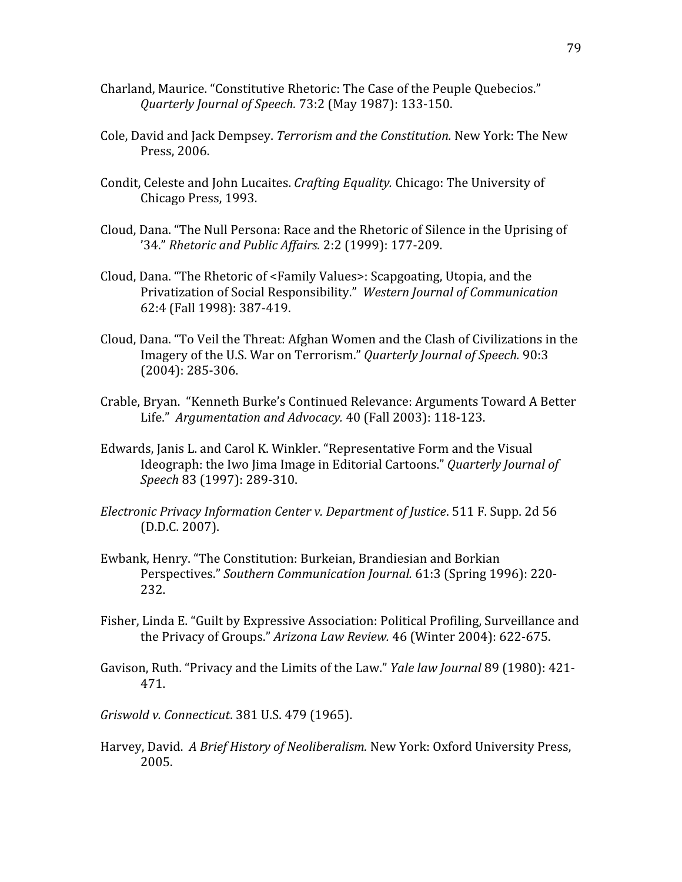Charland, Maurice. “Constitutive Rhetoric: The Case of the Peuple Quebecios.” *Quarterly Journal of Speech.* 73:2 (May 1987): 133-150.

Cole, David and Jack Dempsey. *Terrorism and the Constitution.* New York: The New Press, 2006.

Condit, Celeste and John Lucaites. *Crafting Equality.* Chicago: The University of Chicago Press, 1993.

Cloud, Dana. “The Null Persona: Race and the Rhetoric of Silence in the Uprising of ’34.” *Rhetoric and Public Affairs.* 2:2 (1999): 177-209.

Cloud, Dana. “The Rhetoric of <Family Values>: Scapgoating, Utopia, and the Privatization of Social Responsibility.” *Western Journal of Communication* 62:4 (Fall 1998): 387-419.

Cloud, Dana. “To Veil the Threat: Afghan Women and the Clash of Civilizations in the Imagery of the U.S. War on Terrorism.” *Quarterly Journal of Speech.* 90:3 (2004): 285-306.

Crable, Bryan. “Kenneth Burke’s Continued Relevance: Arguments Toward A Better Life.” *Argumentation and Advocacy.* 40 (Fall 2003): 118-123.

Edwards, Janis L. and Carol K. Winkler. “Representative Form and the Visual Ideograph: the Iwo Jima Image in Editorial Cartoons.” *Quarterly Journal of Speech* 83 (1997): 289-310.

*Electronic Privacy Information Center v. Department of Justice*. 511 F. Supp. 2d 56 (D.D.C. 2007).

Ewbank, Henry. “The Constitution: Burkeian, Brandiesian and Borkian Perspectives.” *Southern Communication Journal.* 61:3 (Spring 1996): 220-232.

Fisher, Linda E. “Guilt by Expressive Association: Political Profiling, Surveillance and the Privacy of Groups.” *Arizona Law Review.* 46 (Winter 2004): 622-675.

Gavison, Ruth. “Privacy and the Limits of the Law.” *Yale law Journal* 89 (1980): 421-471.

*Griswold v. Connecticut*. 381 U.S. 479 (1965).

Harvey, David. *A Brief History of Neoliberalism.* New York: Oxford University Press, 2005.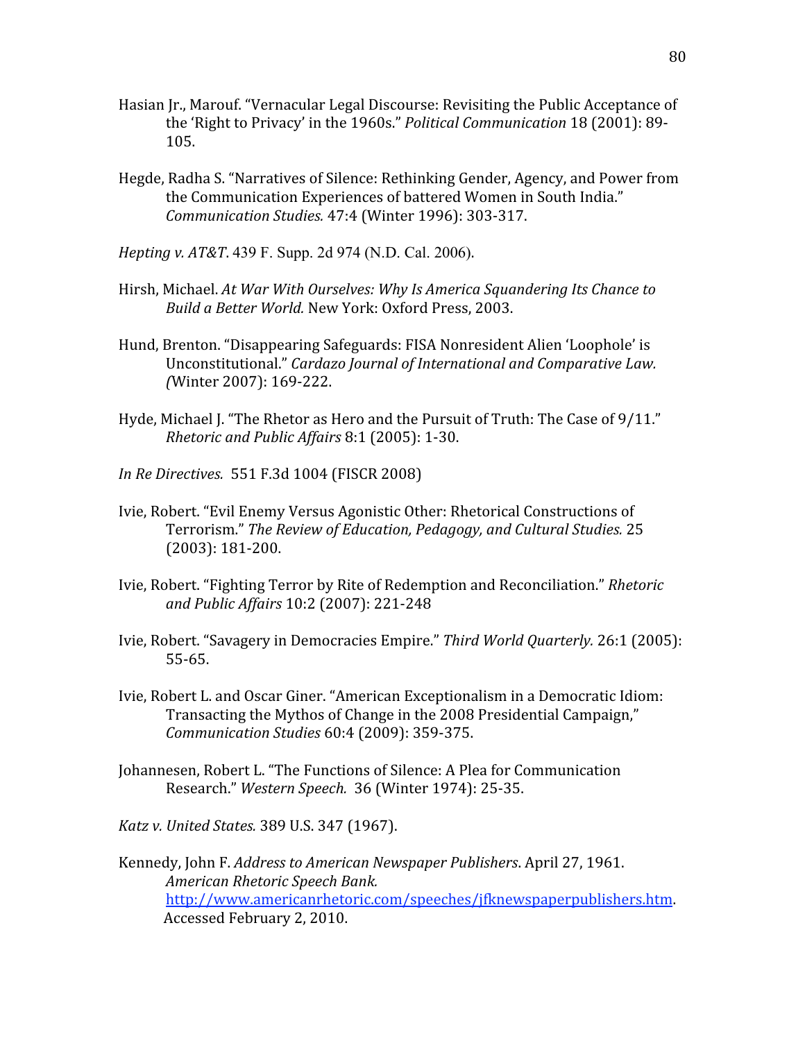Hasian Jr., Marouf. "Vernacular Legal Discourse: Revisiting the Public Acceptance of the 'Right to Privacy' in the 1960s." *Political Communication* 18 (2001): 89-105.

Hegde, Radha S. "Narratives of Silence: Rethinking Gender, Agency, and Power from the Communication Experiences of battered Women in South India." *Communication Studies.* 47:4 (Winter 1996): 303-317.

*Hepting v. AT&T*. 439 F. Supp. 2d 974 (N.D. Cal. 2006).

Hirsh, Michael. *At War With Ourselves: Why Is America Squandering Its Chance to Build a Better World.* New York: Oxford Press, 2003.

Hund, Brenton. "Disappearing Safeguards: FISA Nonresident Alien 'Loophole' is Unconstitutional." *Cardazo Journal of International and Comparative Law. (*Winter 2007): 169-222.

Hyde, Michael J. "The Rhetor as Hero and the Pursuit of Truth: The Case of 9/11." *Rhetoric and Public Affairs* 8:1 (2005): 1-30.

*In Re Directives.* 551 F.3d 1004 (FISCR 2008)

Ivie, Robert. "Evil Enemy Versus Agonistic Other: Rhetorical Constructions of Terrorism." *The Review of Education, Pedagogy, and Cultural Studies.* 25 (2003): 181-200.

Ivie, Robert. "Fighting Terror by Rite of Redemption and Reconciliation." *Rhetoric and Public Affairs* 10:2 (2007): 221-248

Ivie, Robert. "Savagery in Democracies Empire." *Third World Quarterly.* 26:1 (2005): 55-65.

Ivie, Robert L. and Oscar Giner. "American Exceptionalism in a Democratic Idiom: Transacting the Mythos of Change in the 2008 Presidential Campaign," *Communication Studies* 60:4 (2009): 359-375.

Johannesen, Robert L. "The Functions of Silence: A Plea for Communication Research." *Western Speech.* 36 (Winter 1974): 25-35.

*Katz v. United States.* 389 U.S. 347 (1967).

Kennedy, John F. *Address to American Newspaper Publishers*. April 27, 1961. *American Rhetoric Speech Bank.* http://www.americanrhetoric.com/speeches/jfknewspaperpublishers.htm. Accessed February 2, 2010.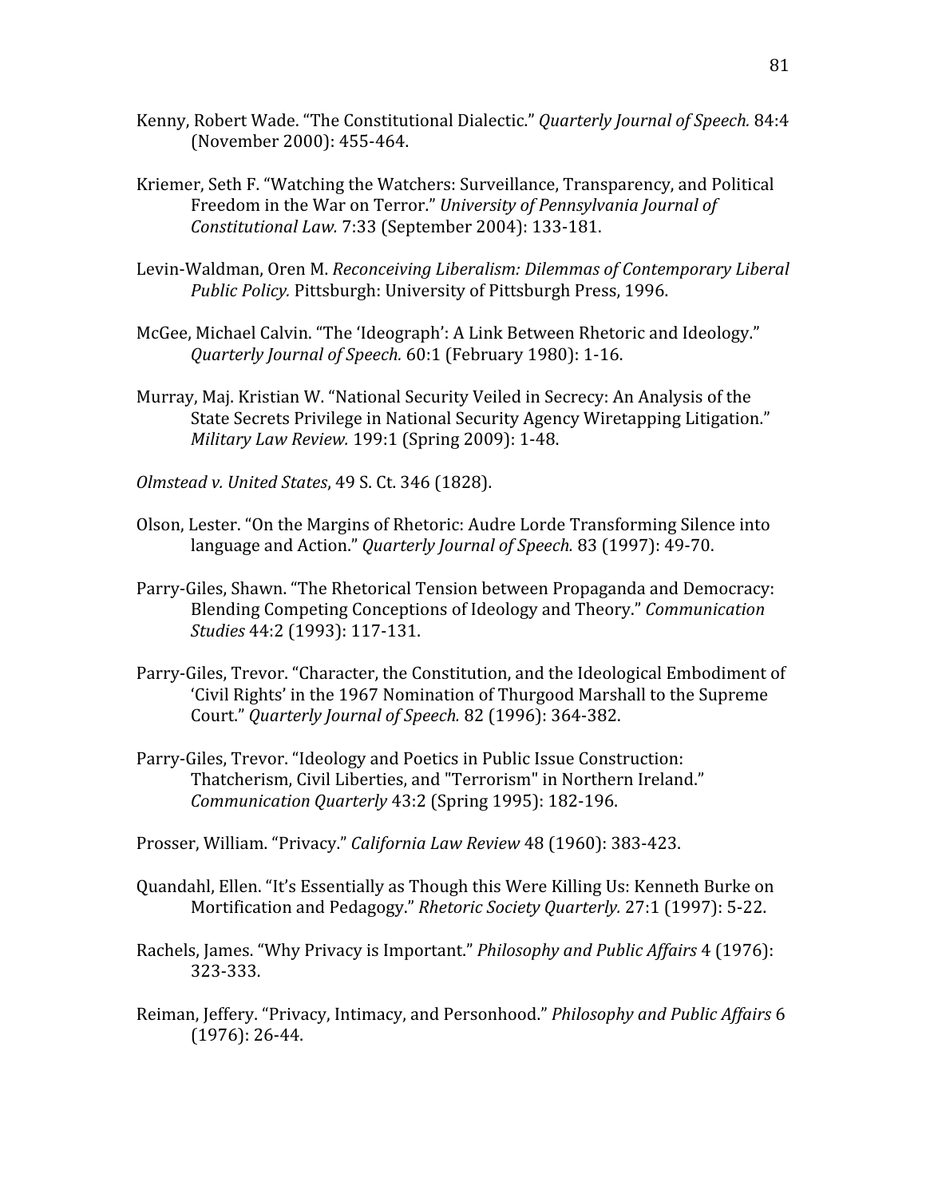Kenny, Robert Wade. "The Constitutional Dialectic." *Quarterly Journal of Speech.* 84:4 (November 2000): 455-464.

Kriemer, Seth F. "Watching the Watchers: Surveillance, Transparency, and Political Freedom in the War on Terror." *University of Pennsylvania Journal of Constitutional Law.* 7:33 (September 2004): 133-181.

Levin-Waldman, Oren M. *Reconceiving Liberalism: Dilemmas of Contemporary Liberal Public Policy.* Pittsburgh: University of Pittsburgh Press, 1996.

McGee, Michael Calvin. "The 'Ideograph': A Link Between Rhetoric and Ideology." *Quarterly Journal of Speech.* 60:1 (February 1980): 1-16.

Murray, Maj. Kristian W. "National Security Veiled in Secrecy: An Analysis of the State Secrets Privilege in National Security Agency Wiretapping Litigation." *Military Law Review.* 199:1 (Spring 2009): 1-48.

*Olmstead v. United States*, 49 S. Ct. 346 (1828).

Olson, Lester. "On the Margins of Rhetoric: Audre Lorde Transforming Silence into language and Action." *Quarterly Journal of Speech.* 83 (1997): 49-70.

Parry-Giles, Shawn. "The Rhetorical Tension between Propaganda and Democracy: Blending Competing Conceptions of Ideology and Theory." *Communication Studies* 44:2 (1993): 117-131.

Parry-Giles, Trevor. "Character, the Constitution, and the Ideological Embodiment of 'Civil Rights' in the 1967 Nomination of Thurgood Marshall to the Supreme Court." *Quarterly Journal of Speech.* 82 (1996): 364-382.

Parry-Giles, Trevor. "Ideology and Poetics in Public Issue Construction: Thatcherism, Civil Liberties, and "Terrorism" in Northern Ireland." *Communication Quarterly* 43:2 (Spring 1995): 182-196.

Prosser, William. "Privacy." *California Law Review* 48 (1960): 383-423.

Quandahl, Ellen. "It's Essentially as Though this Were Killing Us: Kenneth Burke on Mortification and Pedagogy." *Rhetoric Society Quarterly.* 27:1 (1997): 5-22.

Rachels, James. "Why Privacy is Important." *Philosophy and Public Affairs* 4 (1976): 323-333.

Reiman, Jeffery. "Privacy, Intimacy, and Personhood." *Philosophy and Public Affairs* 6 (1976): 26-44.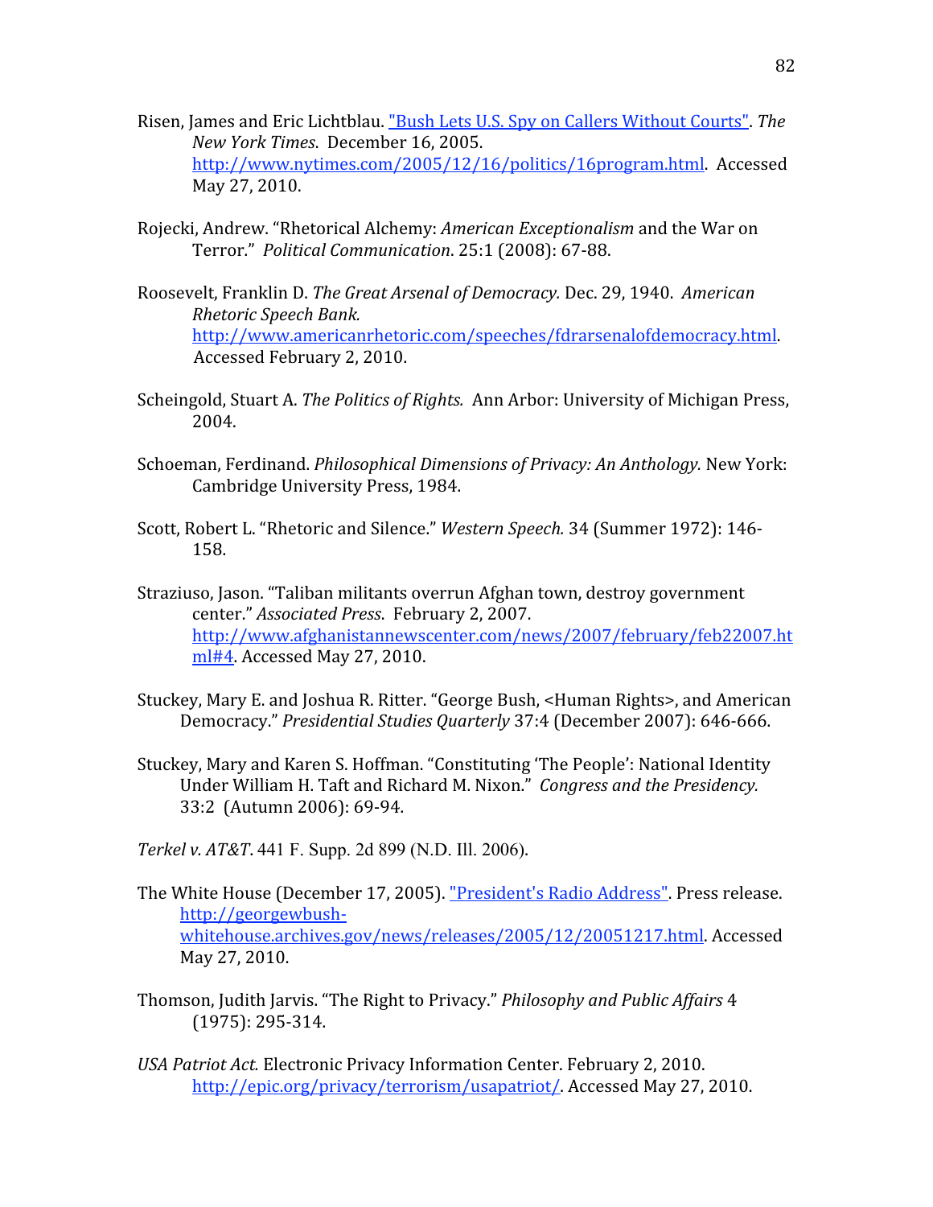Risen, James and Eric Lichtblau. ["Bush Lets U.S. Spy on Callers Without Courts"](http://www.nytimes.com/2005/12/16/politics/16program.html). *The New York Times*. December 16, 2005. http://www.nytimes.com/2005/12/16/politics/16program.html. Accessed May 27, 2010.

Rojecki, Andrew. "Rhetorical Alchemy: *American Exceptionalism* and the War on Terror." *Political Communication*. 25:1 (2008): 67-88.

Roosevelt, Franklin D. *The Great Arsenal of Democracy.* Dec. 29, 1940. *American Rhetoric Speech Bank.* http://www.americanrhetoric.com/speeches/fdrarsenalofdemocracy.html. Accessed February 2, 2010.

Scheingold, Stuart A. *The Politics of Rights.* Ann Arbor: University of Michigan Press, 2004.

Schoeman, Ferdinand. *Philosophical Dimensions of Privacy: An Anthology.* New York: Cambridge University Press, 1984.

Scott, Robert L. "Rhetoric and Silence." *Western Speech.* 34 (Summer 1972): 146-158.

Straziuso, Jason. "Taliban militants overrun Afghan town, destroy government center." *Associated Press.* February 2, 2007. http://www.afghanistannewscenter.com/news/2007/february/feb22007.html#4. Accessed May 27, 2010.

Stuckey, Mary E. and Joshua R. Ritter. "George Bush, <Human Rights>, and American Democracy." *Presidential Studies Quarterly* 37:4 (December 2007): 646-666.

Stuckey, Mary and Karen S. Hoffman. "Constituting 'The People': National Identity Under William H. Taft and Richard M. Nixon." *Congress and the Presidency.* 33:2 (Autumn 2006): 69-94.

*Terkel v. AT&T*. 441 F. Supp. 2d 899 (N.D. Ill. 2006).

The White House (December 17, 2005). ["President's Radio Address"](http://georgewbush-whitehouse.archives.gov/news/releases/2005/12/20051217.html). Press release. http://georgewbush-whitehouse.archives.gov/news/releases/2005/12/20051217.html. Accessed May 27, 2010.

Thomson, Judith Jarvis. "The Right to Privacy." *Philosophy and Public Affairs* 4 (1975): 295-314.

*USA Patriot Act.* Electronic Privacy Information Center. February 2, 2010. http://epic.org/privacy/terrorism/usapatriot/. Accessed May 27, 2010.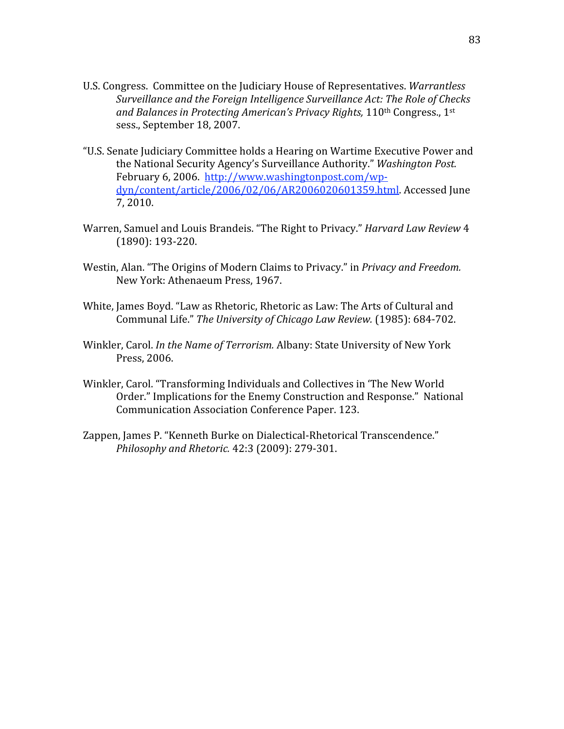U.S. Congress. Committee on the Judiciary House of Representatives. *Warrantless Surveillance and the Foreign Intelligence Surveillance Act: The Role of Checks and Balances in Protecting American's Privacy Rights,* 110th Congress., 1st sess., September 18, 2007.

"U.S. Senate Judiciary Committee holds a Hearing on Wartime Executive Power and the National Security Agency's Surveillance Authority." *Washington Post.* February 6, 2006. http://www.washingtonpost.com/wp-dyn/content/article/2006/02/06/AR2006020601359.html. Accessed June 7, 2010.

Warren, Samuel and Louis Brandeis. "The Right to Privacy." *Harvard Law Review* 4 (1890): 193-220.

Westin, Alan. "The Origins of Modern Claims to Privacy." in *Privacy and Freedom.* New York: Athenaeum Press, 1967.

White, James Boyd. "Law as Rhetoric, Rhetoric as Law: The Arts of Cultural and Communal Life." *The University of Chicago Law Review.* (1985): 684-702.

Winkler, Carol. *In the Name of Terrorism.* Albany: State University of New York Press, 2006.

Winkler, Carol. "Transforming Individuals and Collectives in 'The New World Order." Implications for the Enemy Construction and Response." National Communication Association Conference Paper. 123.

Zappen, James P. "Kenneth Burke on Dialectical-Rhetorical Transcendence." *Philosophy and Rhetoric.* 42:3 (2009): 279-301.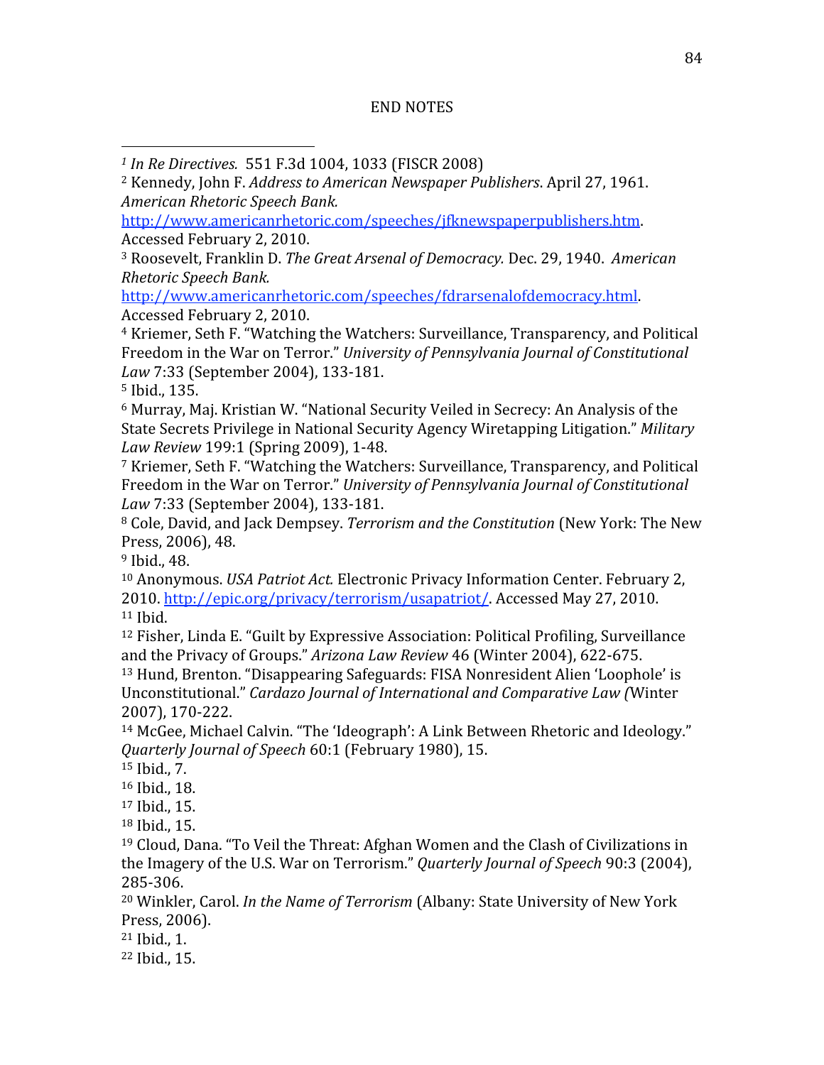# END NOTES

[1] *In Re Directives.* 551 F.3d 1004, 1033 (FISCR 2008)

[2] Kennedy, John F. *Address to American Newspaper Publishers*. April 27, 1961. *American Rhetoric Speech Bank.* http://www.americanrhetoric.com/speeches/jfknewspaperpublishers.htm. Accessed February 2, 2010.

[3] Roosevelt, Franklin D. *The Great Arsenal of Democracy.* Dec. 29, 1940. *American Rhetoric Speech Bank.* http://www.americanrhetoric.com/speeches/fdrarsenalofdemocracy.html. Accessed February 2, 2010.

[4] Kriemer, Seth F. "Watching the Watchers: Surveillance, Transparency, and Political Freedom in the War on Terror." *University of Pennsylvania Journal of Constitutional Law* 7:33 (September 2004), 133-181.

[5] Ibid., 135.

[6] Murray, Maj. Kristian W. "National Security Veiled in Secrecy: An Analysis of the State Secrets Privilege in National Security Agency Wiretapping Litigation." *Military Law Review* 199:1 (Spring 2009), 1-48.

[7] Kriemer, Seth F. "Watching the Watchers: Surveillance, Transparency, and Political Freedom in the War on Terror." *University of Pennsylvania Journal of Constitutional Law* 7:33 (September 2004), 133-181.

[8] Cole, David, and Jack Dempsey. *Terrorism and the Constitution* (New York: The New Press, 2006), 48.

[9] Ibid., 48.

[10] Anonymous. *USA Patriot Act.* Electronic Privacy Information Center. February 2, 2010. http://epic.org/privacy/terrorism/usapatriot/. Accessed May 27, 2010.

[11] Ibid.

[12] Fisher, Linda E. "Guilt by Expressive Association: Political Profiling, Surveillance and the Privacy of Groups." *Arizona Law Review* 46 (Winter 2004), 622-675.

[13] Hund, Brenton. "Disappearing Safeguards: FISA Nonresident Alien 'Loophole' is Unconstitutional." *Cardazo Journal of International and Comparative Law (*Winter 2007), 170-222.

[14] McGee, Michael Calvin. "The 'Ideograph': A Link Between Rhetoric and Ideology." *Quarterly Journal of Speech* 60:1 (February 1980), 15.

[15] Ibid., 7.

[16] Ibid., 18.

[17] Ibid., 15.

[18] Ibid., 15.

[19] Cloud, Dana. "To Veil the Threat: Afghan Women and the Clash of Civilizations in the Imagery of the U.S. War on Terrorism." *Quarterly Journal of Speech* 90:3 (2004), 285-306.

[20] Winkler, Carol. *In the Name of Terrorism* (Albany: State University of New York Press, 2006).

[21] Ibid., 1.

[22] Ibid., 15.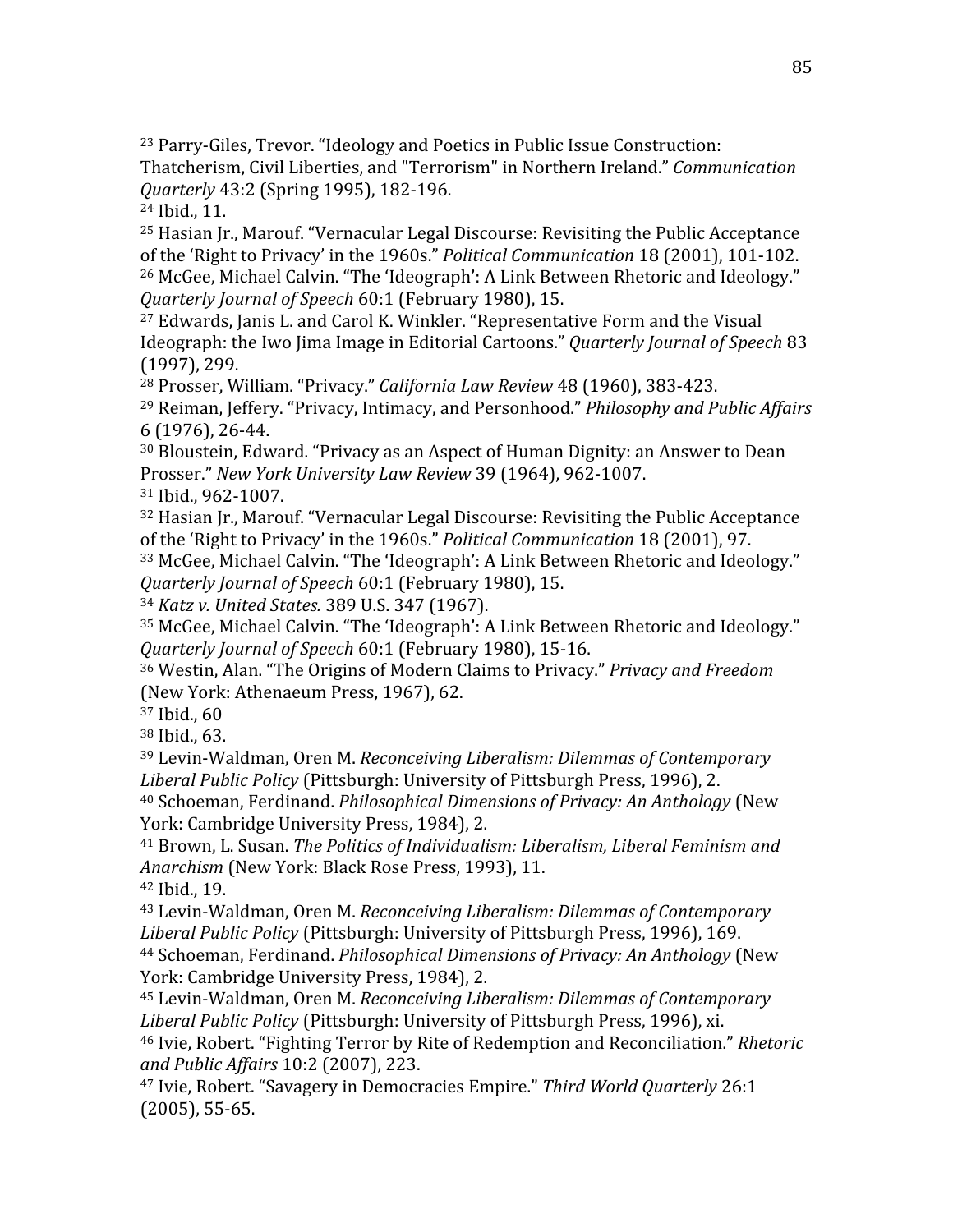[23] Parry-Giles, Trevor. “Ideology and Poetics in Public Issue Construction: Thatcherism, Civil Liberties, and "Terrorism" in Northern Ireland.” *Communication Quarterly* 43:2 (Spring 1995), 182-196.

[24] Ibid., 11.

[25] Hasian Jr., Marouf. “Vernacular Legal Discourse: Revisiting the Public Acceptance of the ‘Right to Privacy’ in the 1960s.” *Political Communication* 18 (2001), 101-102.

[26] McGee, Michael Calvin. “The ‘Ideograph’: A Link Between Rhetoric and Ideology.” *Quarterly Journal of Speech* 60:1 (February 1980), 15.

[27] Edwards, Janis L. and Carol K. Winkler. “Representative Form and the Visual Ideograph: the Iwo Jima Image in Editorial Cartoons.” *Quarterly Journal of Speech* 83 (1997), 299.

[28] Prosser, William. “Privacy.” *California Law Review* 48 (1960), 383-423.

[29] Reiman, Jeffery. “Privacy, Intimacy, and Personhood.” *Philosophy and Public Affairs* 6 (1976), 26-44.

[30] Bloustein, Edward. “Privacy as an Aspect of Human Dignity: an Answer to Dean Prosser.” *New York University Law Review* 39 (1964), 962-1007.

[31] Ibid., 962-1007.

[32] Hasian Jr., Marouf. “Vernacular Legal Discourse: Revisiting the Public Acceptance of the ‘Right to Privacy’ in the 1960s.” *Political Communication* 18 (2001), 97.

[33] McGee, Michael Calvin. “The ‘Ideograph’: A Link Between Rhetoric and Ideology.” *Quarterly Journal of Speech* 60:1 (February 1980), 15.

[34] *Katz v. United States.* 389 U.S. 347 (1967).

[35] McGee, Michael Calvin. “The ‘Ideograph’: A Link Between Rhetoric and Ideology.” *Quarterly Journal of Speech* 60:1 (February 1980), 15-16.

[36] Westin, Alan. “The Origins of Modern Claims to Privacy.” *Privacy and Freedom* (New York: Athenaeum Press, 1967), 62.

[37] Ibid., 60

[38] Ibid., 63.

[39] Levin-Waldman, Oren M. *Reconceiving Liberalism: Dilemmas of Contemporary Liberal Public Policy* (Pittsburgh: University of Pittsburgh Press, 1996), 2.

[40] Schoeman, Ferdinand. *Philosophical Dimensions of Privacy: An Anthology* (New York: Cambridge University Press, 1984), 2.

[41] Brown, L. Susan. *The Politics of Individualism: Liberalism, Liberal Feminism and Anarchism* (New York: Black Rose Press, 1993), 11.

[42] Ibid., 19.

[43] Levin-Waldman, Oren M. *Reconceiving Liberalism: Dilemmas of Contemporary Liberal Public Policy* (Pittsburgh: University of Pittsburgh Press, 1996), 169.

[44] Schoeman, Ferdinand. *Philosophical Dimensions of Privacy: An Anthology* (New York: Cambridge University Press, 1984), 2.

[45] Levin-Waldman, Oren M. *Reconceiving Liberalism: Dilemmas of Contemporary Liberal Public Policy* (Pittsburgh: University of Pittsburgh Press, 1996), xi.

[46] Ivie, Robert. “Fighting Terror by Rite of Redemption and Reconciliation.” *Rhetoric and Public Affairs* 10:2 (2007), 223.

[47] Ivie, Robert. “Savagery in Democracies Empire.” *Third World Quarterly* 26:1 (2005), 55-65.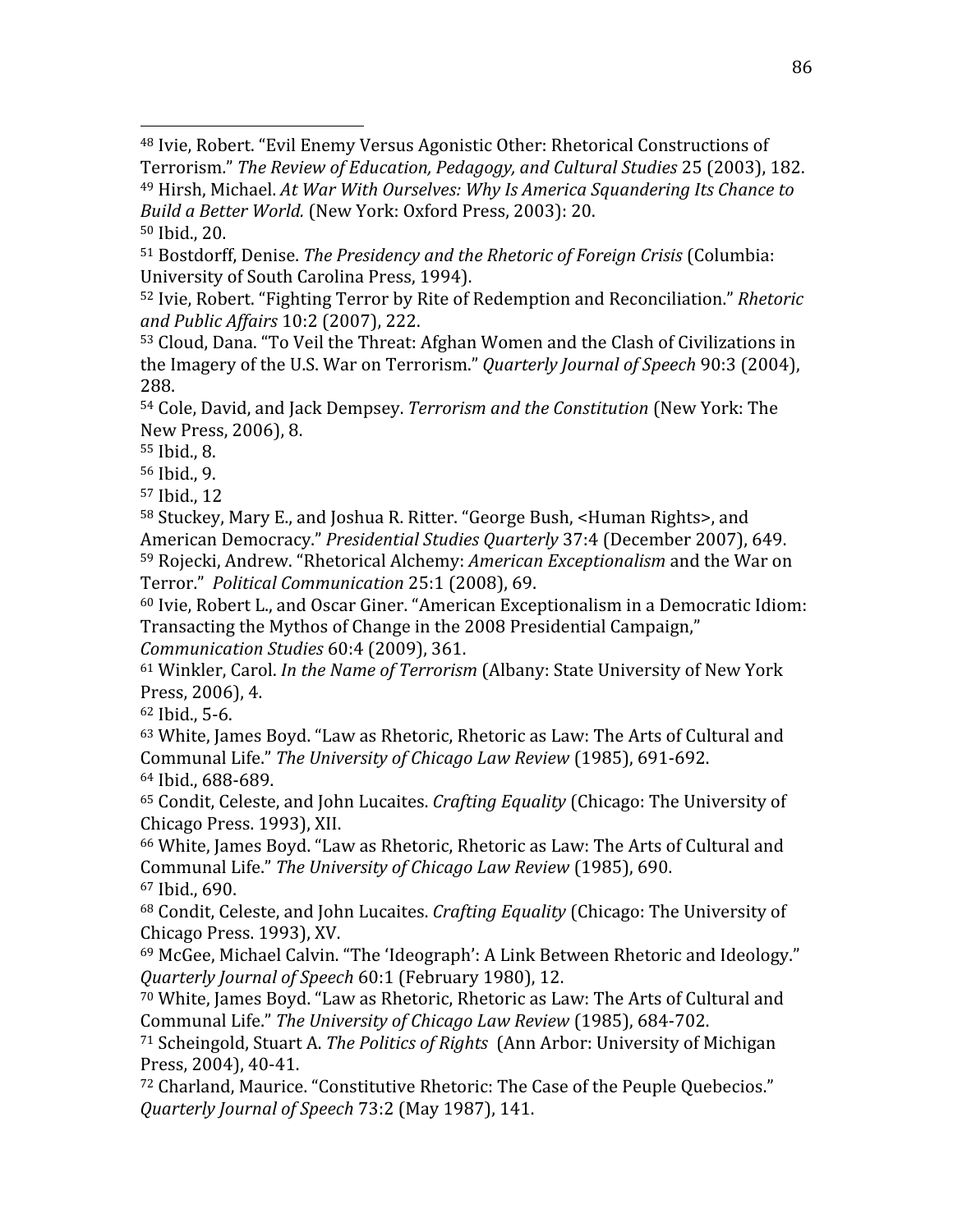[48] Ivie, Robert. "Evil Enemy Versus Agonistic Other: Rhetorical Constructions of Terrorism." *The Review of Education, Pedagogy, and Cultural Studies* 25 (2003), 182.

[49] Hirsh, Michael. *At War With Ourselves: Why Is America Squandering Its Chance to Build a Better World.* (New York: Oxford Press, 2003): 20.

[50] Ibid., 20.

[51] Bostdorff, Denise. *The Presidency and the Rhetoric of Foreign Crisis* (Columbia: University of South Carolina Press, 1994).

[52] Ivie, Robert. "Fighting Terror by Rite of Redemption and Reconciliation." *Rhetoric and Public Affairs* 10:2 (2007), 222.

[53] Cloud, Dana. "To Veil the Threat: Afghan Women and the Clash of Civilizations in the Imagery of the U.S. War on Terrorism." *Quarterly Journal of Speech* 90:3 (2004), 288.

[54] Cole, David, and Jack Dempsey. *Terrorism and the Constitution* (New York: The New Press, 2006), 8.

[55] Ibid., 8.

[56] Ibid., 9.

[57] Ibid., 12

[58] Stuckey, Mary E., and Joshua R. Ritter. "George Bush, <Human Rights>, and American Democracy." *Presidential Studies Quarterly* 37:4 (December 2007), 649.

[59] Rojecki, Andrew. "Rhetorical Alchemy: *American Exceptionalism* and the War on Terror." *Political Communication* 25:1 (2008), 69.

[60] Ivie, Robert L., and Oscar Giner. "American Exceptionalism in a Democratic Idiom: Transacting the Mythos of Change in the 2008 Presidential Campaign," *Communication Studies* 60:4 (2009), 361.

[61] Winkler, Carol. *In the Name of Terrorism* (Albany: State University of New York Press, 2006), 4.

[62] Ibid., 5-6.

[63] White, James Boyd. "Law as Rhetoric, Rhetoric as Law: The Arts of Cultural and Communal Life." *The University of Chicago Law Review* (1985), 691-692.

[64] Ibid., 688-689.

[65] Condit, Celeste, and John Lucaites. *Crafting Equality* (Chicago: The University of Chicago Press. 1993), XII.

[66] White, James Boyd. "Law as Rhetoric, Rhetoric as Law: The Arts of Cultural and Communal Life." *The University of Chicago Law Review* (1985), 690.

[67] Ibid., 690.

[68] Condit, Celeste, and John Lucaites. *Crafting Equality* (Chicago: The University of Chicago Press. 1993), XV.

[69] McGee, Michael Calvin. "The 'Ideograph': A Link Between Rhetoric and Ideology." *Quarterly Journal of Speech* 60:1 (February 1980), 12.

[70] White, James Boyd. "Law as Rhetoric, Rhetoric as Law: The Arts of Cultural and Communal Life." *The University of Chicago Law Review* (1985), 684-702.

[71] Scheingold, Stuart A. *The Politics of Rights* (Ann Arbor: University of Michigan Press, 2004), 40-41.

[72] Charland, Maurice. "Constitutive Rhetoric: The Case of the Peuple Quebecios." *Quarterly Journal of Speech* 73:2 (May 1987), 141.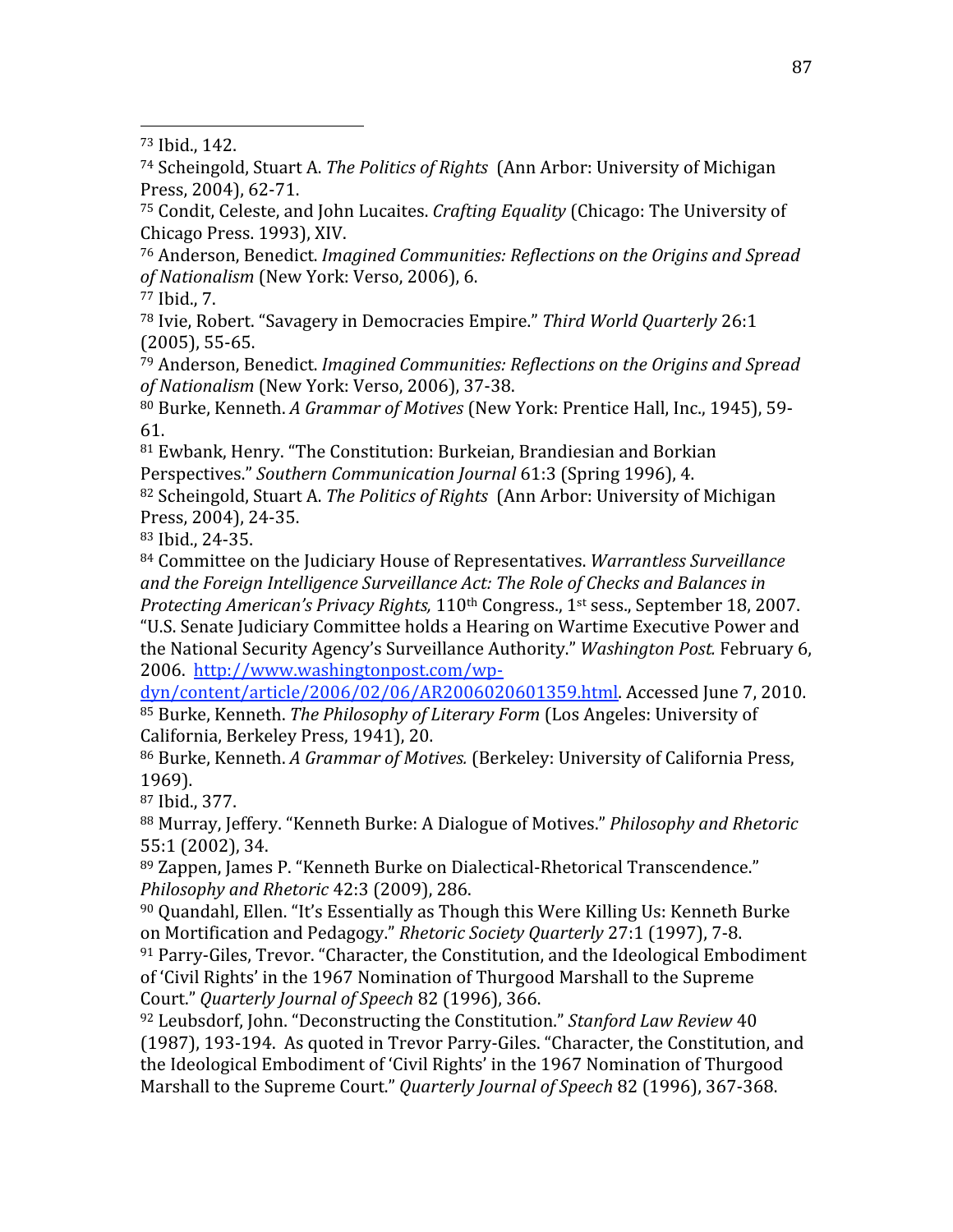[73] Ibid., 142.

[74] Scheingold, Stuart A. *The Politics of Rights* (Ann Arbor: University of Michigan Press, 2004), 62-71.

[75] Condit, Celeste, and John Lucaites. *Crafting Equality* (Chicago: The University of Chicago Press. 1993), XIV.

[76] Anderson, Benedict. *Imagined Communities: Reflections on the Origins and Spread of Nationalism* (New York: Verso, 2006), 6.

[77] Ibid., 7.

[78] Ivie, Robert. "Savagery in Democracies Empire." *Third World Quarterly* 26:1 (2005), 55-65.

[79] Anderson, Benedict. *Imagined Communities: Reflections on the Origins and Spread of Nationalism* (New York: Verso, 2006), 37-38.

[80] Burke, Kenneth. *A Grammar of Motives* (New York: Prentice Hall, Inc., 1945), 59-61.

[81] Ewbank, Henry. "The Constitution: Burkeian, Brandiesian and Borkian Perspectives." *Southern Communication Journal* 61:3 (Spring 1996), 4.

[82] Scheingold, Stuart A. *The Politics of Rights* (Ann Arbor: University of Michigan Press, 2004), 24-35.

[83] Ibid., 24-35.

[84] Committee on the Judiciary House of Representatives. *Warrantless Surveillance and the Foreign Intelligence Surveillance Act: The Role of Checks and Balances in Protecting American's Privacy Rights,* 110th Congress., 1st sess., September 18, 2007. "U.S. Senate Judiciary Committee holds a Hearing on Wartime Executive Power and the National Security Agency's Surveillance Authority." *Washington Post.* February 6, 2006. http://www.washingtonpost.com/wp-dyn/content/article/2006/02/06/AR2006020601359.html. Accessed June 7, 2010.

[85] Burke, Kenneth. *The Philosophy of Literary Form* (Los Angeles: University of California, Berkeley Press, 1941), 20.

[86] Burke, Kenneth. *A Grammar of Motives.* (Berkeley: University of California Press, 1969).

[87] Ibid., 377.

[88] Murray, Jeffery. "Kenneth Burke: A Dialogue of Motives." *Philosophy and Rhetoric* 55:1 (2002), 34.

[89] Zappen, James P. "Kenneth Burke on Dialectical-Rhetorical Transcendence." *Philosophy and Rhetoric* 42:3 (2009), 286.

[90] Quandahl, Ellen. "It's Essentially as Though this Were Killing Us: Kenneth Burke on Mortification and Pedagogy." *Rhetoric Society Quarterly* 27:1 (1997), 7-8.

[91] Parry-Giles, Trevor. "Character, the Constitution, and the Ideological Embodiment of 'Civil Rights' in the 1967 Nomination of Thurgood Marshall to the Supreme Court." *Quarterly Journal of Speech* 82 (1996), 366.

[92] Leubsdorf, John. "Deconstructing the Constitution." *Stanford Law Review* 40 (1987), 193-194. As quoted in Trevor Parry-Giles. "Character, the Constitution, and the Ideological Embodiment of 'Civil Rights' in the 1967 Nomination of Thurgood Marshall to the Supreme Court." *Quarterly Journal of Speech* 82 (1996), 367-368.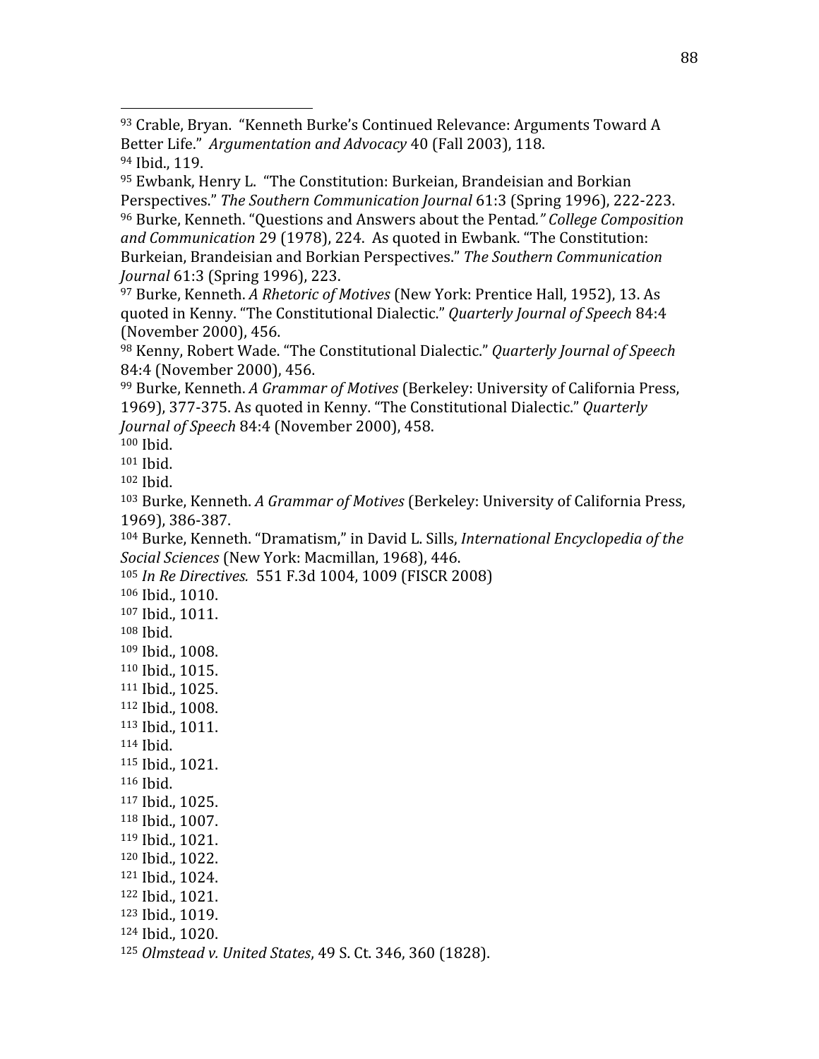[93] Crable, Bryan. "Kenneth Burke's Continued Relevance: Arguments Toward A Better Life." *Argumentation and Advocacy* 40 (Fall 2003), 118.

[94] Ibid., 119.

[95] Ewbank, Henry L. "The Constitution: Burkeian, Brandeisian and Borkian Perspectives." *The Southern Communication Journal* 61:3 (Spring 1996), 222-223.

[96] Burke, Kenneth. "Questions and Answers about the Pentad*." College Composition and Communication* 29 (1978), 224. As quoted in Ewbank. "The Constitution: Burkeian, Brandeisian and Borkian Perspectives." *The Southern Communication Journal* 61:3 (Spring 1996), 223.

[97] Burke, Kenneth. *A Rhetoric of Motives* (New York: Prentice Hall, 1952), 13. As quoted in Kenny. "The Constitutional Dialectic." *Quarterly Journal of Speech* 84:4 (November 2000), 456.

[98] Kenny, Robert Wade. "The Constitutional Dialectic." *Quarterly Journal of Speech* 84:4 (November 2000), 456.

[99] Burke, Kenneth. *A Grammar of Motives* (Berkeley: University of California Press, 1969), 377-375. As quoted in Kenny. "The Constitutional Dialectic." *Quarterly Journal of Speech* 84:4 (November 2000), 458.

[100] Ibid.

[101] Ibid.

[102] Ibid.

[103] Burke, Kenneth. *A Grammar of Motives* (Berkeley: University of California Press, 1969), 386-387.

[104] Burke, Kenneth. "Dramatism," in David L. Sills, *International Encyclopedia of the Social Sciences* (New York: Macmillan, 1968), 446.

[105] *In Re Directives.* 551 F.3d 1004, 1009 (FISCR 2008)

[106] Ibid., 1010.

[107] Ibid., 1011.

[108] Ibid.

[109] Ibid., 1008.

[110] Ibid., 1015.

[111] Ibid., 1025.

[112] Ibid., 1008.

[113] Ibid., 1011.

[114] Ibid.

[115] Ibid., 1021.

[116] Ibid.

[117] Ibid., 1025.

[118] Ibid., 1007.

[119] Ibid., 1021.

[120] Ibid., 1022.

[121] Ibid., 1024.

[122] Ibid., 1021.

[123] Ibid., 1019.

[124] Ibid., 1020.

[125] *Olmstead v. United States*, 49 S. Ct. 346, 360 (1828).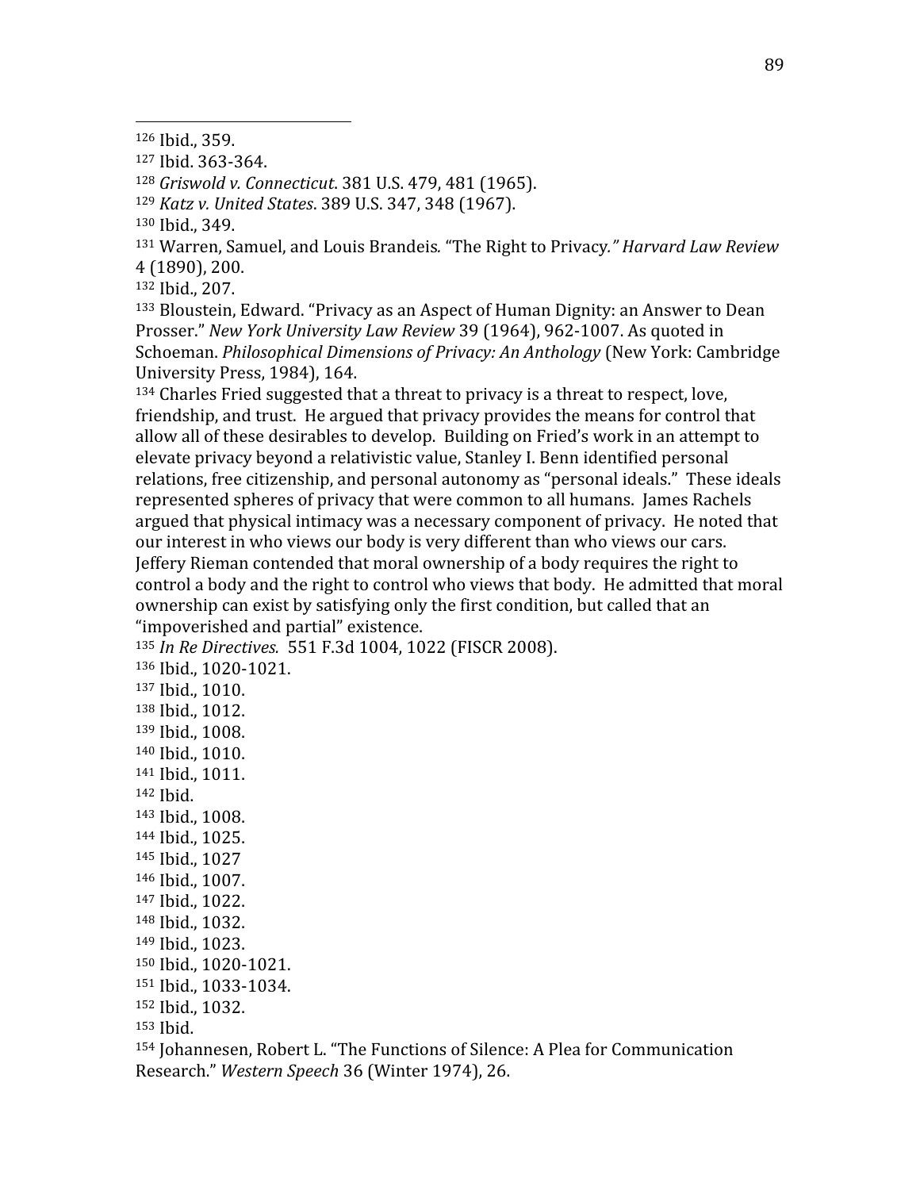[126] Ibid., 359.

[127] Ibid. 363-364.

[128] *Griswold v. Connecticut*. 381 U.S. 479, 481 (1965).

[129] *Katz v. United States*. 389 U.S. 347, 348 (1967).

[130] Ibid., 349.

[131] Warren, Samuel, and Louis Brandeis*.* "The Right to Privacy*." Harvard Law Review* 4 (1890), 200.

[132] Ibid., 207.

[133] Bloustein, Edward. "Privacy as an Aspect of Human Dignity: an Answer to Dean Prosser." *New York University Law Review* 39 (1964), 962-1007. As quoted in Schoeman. *Philosophical Dimensions of Privacy: An Anthology* (New York: Cambridge University Press, 1984), 164.

[134] Charles Fried suggested that a threat to privacy is a threat to respect, love, friendship, and trust. He argued that privacy provides the means for control that allow all of these desirables to develop. Building on Fried's work in an attempt to elevate privacy beyond a relativistic value, Stanley I. Benn identified personal relations, free citizenship, and personal autonomy as "personal ideals." These ideals represented spheres of privacy that were common to all humans. James Rachels argued that physical intimacy was a necessary component of privacy. He noted that our interest in who views our body is very different than who views our cars. Jeffery Rieman contended that moral ownership of a body requires the right to control a body and the right to control who views that body. He admitted that moral ownership can exist by satisfying only the first condition, but called that an "impoverished and partial" existence.

[135] *In Re Directives.* 551 F.3d 1004, 1022 (FISCR 2008).

[136] Ibid., 1020-1021.

[137] Ibid., 1010.

[138] Ibid., 1012.

[139] Ibid., 1008.

[140] Ibid., 1010.

[141] Ibid., 1011.

[142] Ibid.

[143] Ibid., 1008.

[144] Ibid., 1025.

[145] Ibid., 1027

[146] Ibid., 1007.

[147] Ibid., 1022.

[148] Ibid., 1032.

[149] Ibid., 1023.

[150] Ibid., 1020-1021.

[151] Ibid., 1033-1034.

[152] Ibid., 1032.

[153] Ibid.

[154] Johannesen, Robert L. "The Functions of Silence: A Plea for Communication Research." *Western Speech* 36 (Winter 1974), 26.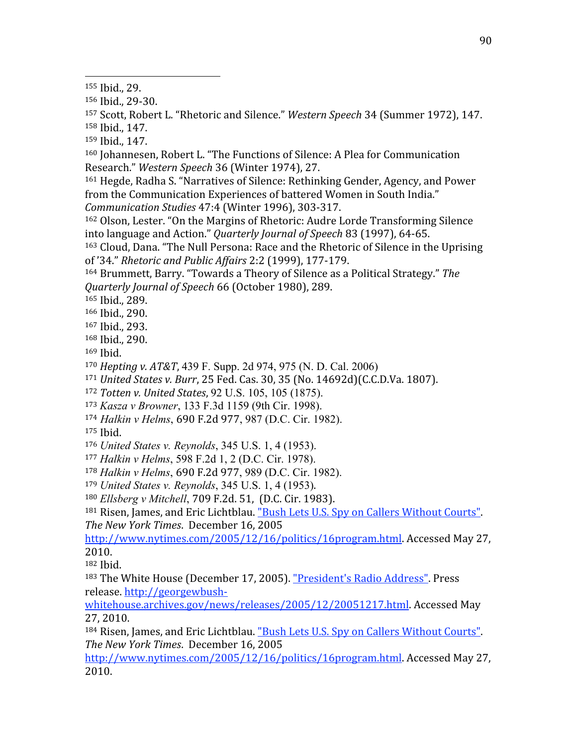[155] Ibid., 29.

[156] Ibid., 29-30.

[157] Scott, Robert L. "Rhetoric and Silence." *Western Speech* 34 (Summer 1972), 147.

[158] Ibid., 147.

[159] Ibid., 147.

[160] Johannesen, Robert L. "The Functions of Silence: A Plea for Communication Research." *Western Speech* 36 (Winter 1974), 27.

[161] Hegde, Radha S. "Narratives of Silence: Rethinking Gender, Agency, and Power from the Communication Experiences of battered Women in South India." *Communication Studies* 47:4 (Winter 1996), 303-317.

[162] Olson, Lester. "On the Margins of Rhetoric: Audre Lorde Transforming Silence into language and Action." *Quarterly Journal of Speech* 83 (1997), 64-65.

[163] Cloud, Dana. "The Null Persona: Race and the Rhetoric of Silence in the Uprising of '34." *Rhetoric and Public Affairs* 2:2 (1999), 177-179.

[164] Brummett, Barry. "Towards a Theory of Silence as a Political Strategy." *The Quarterly Journal of Speech* 66 (October 1980), 289.

[165] Ibid., 289.

[166] Ibid., 290.

[167] Ibid., 293.

[168] Ibid., 290.

[169] Ibid.

[170] *Hepting v. AT&T*, 439 F. Supp. 2d 974, 975 (N. D. Cal. 2006)

[171] *United States v. Burr*, 25 Fed. Cas. 30, 35 (No. 14692d)(C.C.D.Va. 1807).

[172] *Totten v. United States*, 92 U.S. 105, 105 (1875).

[173] *Kasza v Browner*, 133 F.3d 1159 (9th Cir. 1998).

[174] *Halkin v Helms*, 690 F.2d 977, 987 (D.C. Cir. 1982).

[175] Ibid.

[176] *United States v. Reynolds*, 345 U.S. 1, 4 (1953).

[177] *Halkin v Helms*, 598 F.2d 1, 2 (D.C. Cir. 1978).

[178] *Halkin v Helms*, 690 F.2d 977, 989 (D.C. Cir. 1982).

[179] *United States v. Reynolds*, 345 U.S. 1, 4 (1953).

[180] *Ellsberg v Mitchell*, 709 F.2d. 51, (D.C. Cir. 1983).

[181] Risen, James, and Eric Lichtblau. "Bush Lets U.S. Spy on Callers Without Courts". *The New York Times*. December 16, 2005 http://www.nytimes.com/2005/12/16/politics/16program.html. Accessed May 27, 2010.

[182] Ibid.

[183] The White House (December 17, 2005). "President's Radio Address". Press release. http://georgewbush-whitehouse.archives.gov/news/releases/2005/12/20051217.html. Accessed May 27, 2010.

[184] Risen, James, and Eric Lichtblau. "Bush Lets U.S. Spy on Callers Without Courts". *The New York Times*. December 16, 2005 http://www.nytimes.com/2005/12/16/politics/16program.html. Accessed May 27, 2010.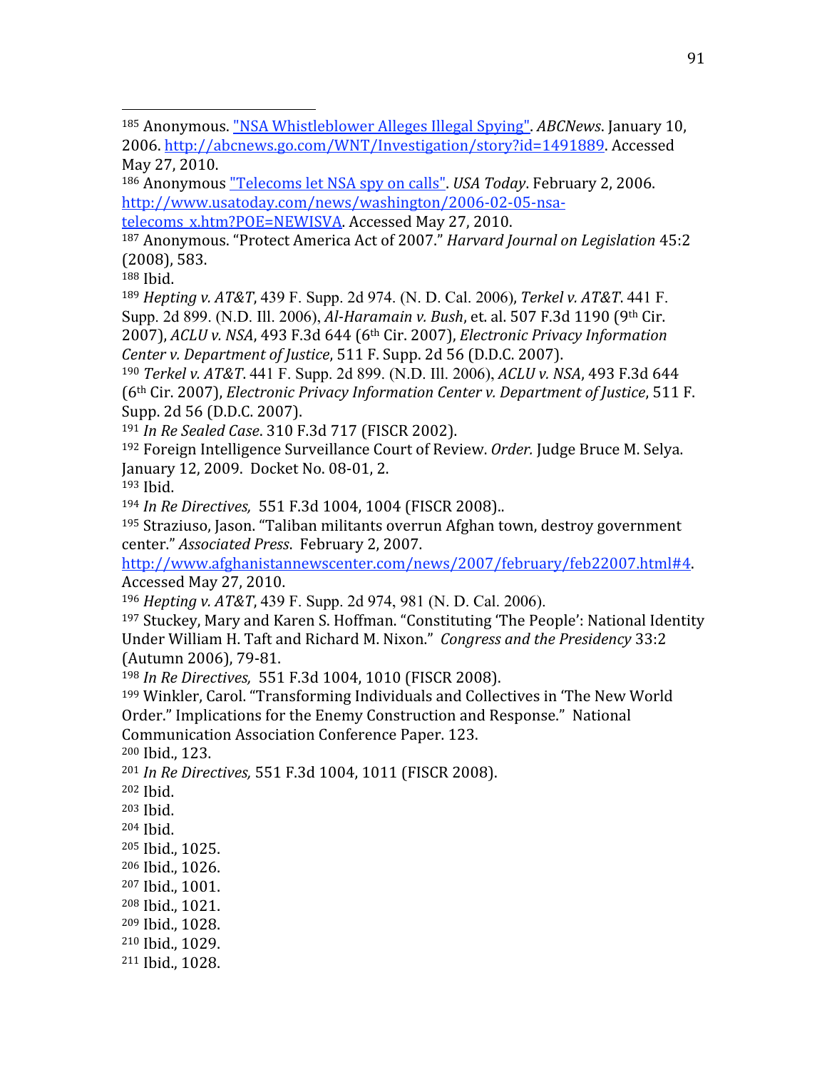185 Anonymous. "NSA Whistleblower Alleges Illegal Spying". *ABCNews*. January 10, 2006. http://abcnews.go.com/WNT/Investigation/story?id=1491889. Accessed May 27, 2010.

186 Anonymous "Telecoms let NSA spy on calls". *USA Today*. February 2, 2006. http://www.usatoday.com/news/washington/2006-02-05-nsa-telecoms_x.htm?POE=NEWISVA. Accessed May 27, 2010.

187 Anonymous. "Protect America Act of 2007." *Harvard Journal on Legislation* 45:2 (2008), 583.

188 Ibid.

189 *Hepting v. AT&T*, 439 F. Supp. 2d 974. (N. D. Cal. 2006), *Terkel v. AT&T*. 441 F. Supp. 2d 899. (N.D. Ill. 2006), *Al-Haramain v. Bush*, et. al. 507 F.3d 1190 (9th Cir. 2007), *ACLU v. NSA*, 493 F.3d 644 (6th Cir. 2007), *Electronic Privacy Information Center v. Department of Justice*, 511 F. Supp. 2d 56 (D.D.C. 2007).

190 *Terkel v. AT&T*. 441 F. Supp. 2d 899. (N.D. Ill. 2006), *ACLU v. NSA*, 493 F.3d 644 (6th Cir. 2007), *Electronic Privacy Information Center v. Department of Justice*, 511 F. Supp. 2d 56 (D.D.C. 2007).

191 *In Re Sealed Case*. 310 F.3d 717 (FISCR 2002).

192 Foreign Intelligence Surveillance Court of Review. *Order.* Judge Bruce M. Selya. January 12, 2009. Docket No. 08-01, 2.

193 Ibid.

194 *In Re Directives,* 551 F.3d 1004, 1004 (FISCR 2008)..

195 Straziuso, Jason. "Taliban militants overrun Afghan town, destroy government center." *Associated Press*. February 2, 2007. http://www.afghanistannewscenter.com/news/2007/february/feb22007.html#4. Accessed May 27, 2010.

196 *Hepting v. AT&T*, 439 F. Supp. 2d 974, 981 (N. D. Cal. 2006).

197 Stuckey, Mary and Karen S. Hoffman. "Constituting 'The People': National Identity Under William H. Taft and Richard M. Nixon." *Congress and the Presidency* 33:2 (Autumn 2006), 79-81.

198 *In Re Directives,* 551 F.3d 1004, 1010 (FISCR 2008).

199 Winkler, Carol. "Transforming Individuals and Collectives in 'The New World Order." Implications for the Enemy Construction and Response." National Communication Association Conference Paper. 123.

200 Ibid., 123.

201 *In Re Directives,* 551 F.3d 1004, 1011 (FISCR 2008).

202 Ibid.

203 Ibid.

204 Ibid.

205 Ibid., 1025.

206 Ibid., 1026.

207 Ibid., 1001.

208 Ibid., 1021.

209 Ibid., 1028.

210 Ibid., 1029.

211 Ibid., 1028.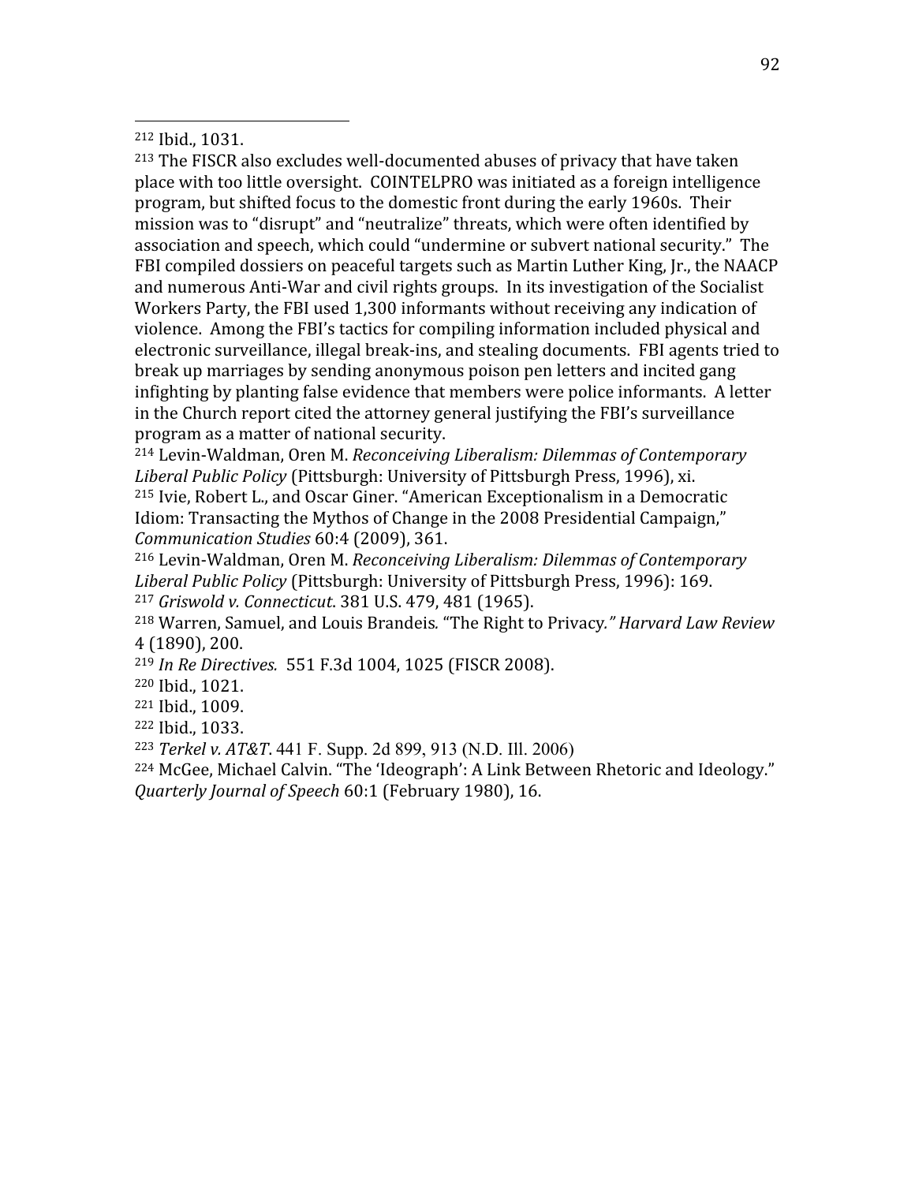[212] Ibid., 1031.

[213] The FISCR also excludes well-documented abuses of privacy that have taken place with too little oversight. COINTELPRO was initiated as a foreign intelligence program, but shifted focus to the domestic front during the early 1960s. Their mission was to "disrupt" and "neutralize" threats, which were often identified by association and speech, which could "undermine or subvert national security." The FBI compiled dossiers on peaceful targets such as Martin Luther King, Jr., the NAACP and numerous Anti-War and civil rights groups. In its investigation of the Socialist Workers Party, the FBI used 1,300 informants without receiving any indication of violence. Among the FBI's tactics for compiling information included physical and electronic surveillance, illegal break-ins, and stealing documents. FBI agents tried to break up marriages by sending anonymous poison pen letters and incited gang infighting by planting false evidence that members were police informants. A letter in the Church report cited the attorney general justifying the FBI's surveillance program as a matter of national security.

[214] Levin-Waldman, Oren M. *Reconceiving Liberalism: Dilemmas of Contemporary Liberal Public Policy* (Pittsburgh: University of Pittsburgh Press, 1996), xi.

[215] Ivie, Robert L., and Oscar Giner. "American Exceptionalism in a Democratic Idiom: Transacting the Mythos of Change in the 2008 Presidential Campaign," *Communication Studies* 60:4 (2009), 361.

[216] Levin-Waldman, Oren M. *Reconceiving Liberalism: Dilemmas of Contemporary Liberal Public Policy* (Pittsburgh: University of Pittsburgh Press, 1996): 169.

[217] *Griswold v. Connecticut*. 381 U.S. 479, 481 (1965).

[218] Warren, Samuel, and Louis Brandeis. "The Right to Privacy." *Harvard Law Review* 4 (1890), 200.

[219] *In Re Directives.* 551 F.3d 1004, 1025 (FISCR 2008).

[220] Ibid., 1021.

[221] Ibid., 1009.

[222] Ibid., 1033.

[223] *Terkel v. AT&T*. 441 F. Supp. 2d 899, 913 (N.D. Ill. 2006)

[224] McGee, Michael Calvin. "The 'Ideograph': A Link Between Rhetoric and Ideology." *Quarterly Journal of Speech* 60:1 (February 1980), 16.